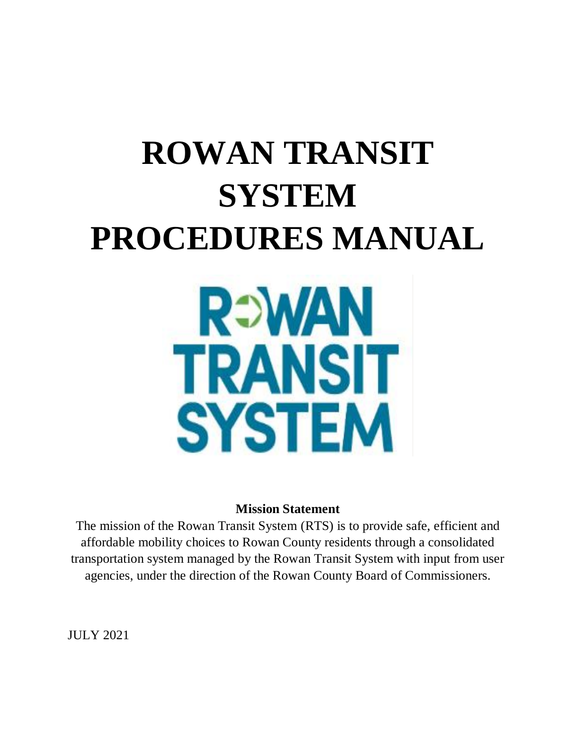# ROWAN TRANSIT SYSTEM PROCEDURES MANUAL

**Mission Statement**

The mission of the Rowan Transit System (RTS) is to provide safe, efficient and affordable mobility choices to Rowan County residents through a consolidated transportation system managed by the Rowan Transit System with input from user agencies, under the direction of the Rowan County Board of Commissioners.

JULY 2021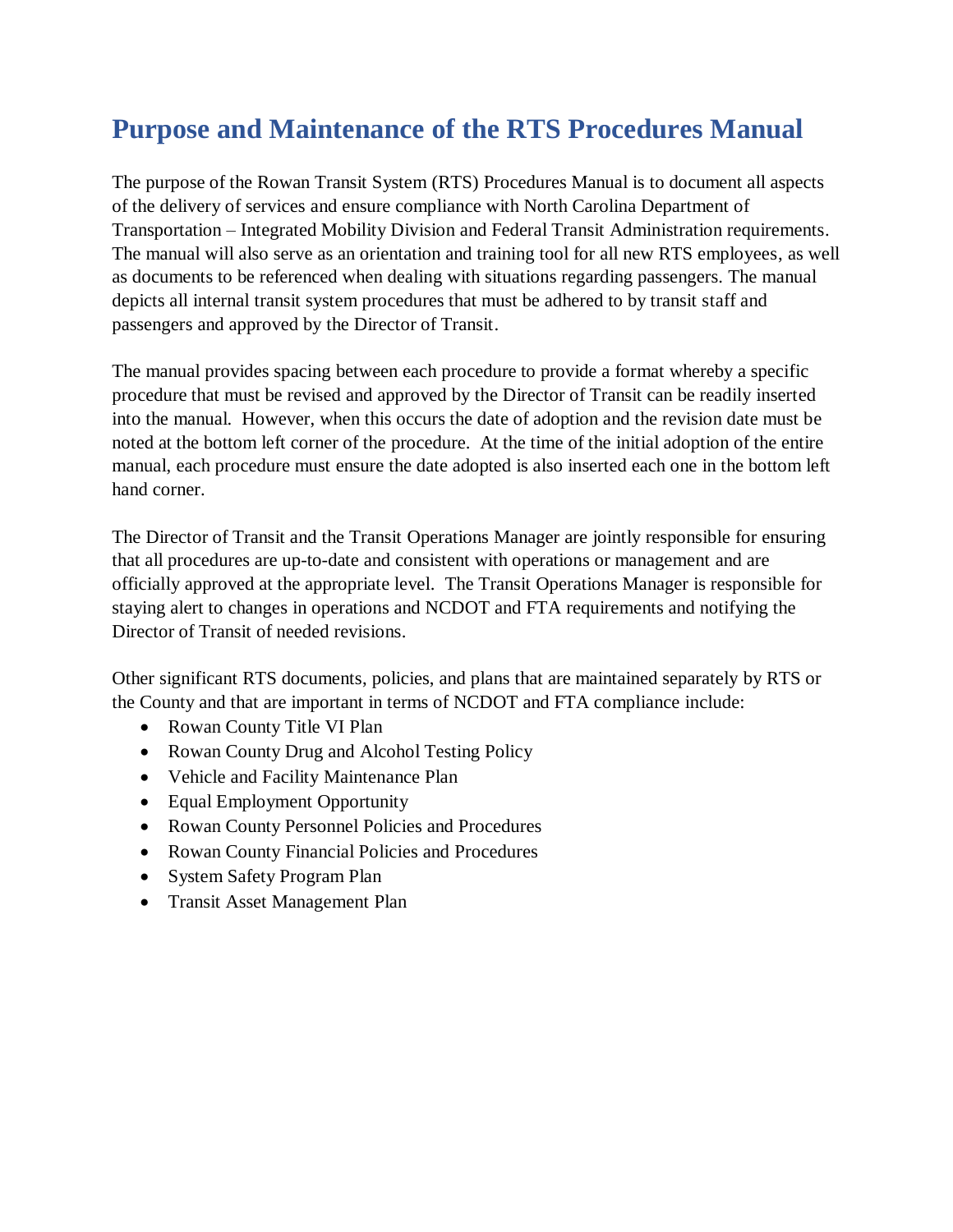# Purpose and Maintenance of the RTS Procedures Manual

The purpose of the Rowan Transit System (RTS) Procedures Manual is to document all aspects of the delivery of services and ensure compliance with North Carolina Department of Transportation – Integrated Mobility Division and Federal Transit Administration requirements. The manual will also serve as an orientation and training tool for all new RTS employees, as well as documents to be referenced when dealing with situations regarding passengers. The manual depicts all internal transit system procedures that must be adhered to by transit staff and passengers and approved by the Director of Transit.

The manual provides spacing between each procedure to provide a format whereby a specific procedure that must be revised and approved by the Director of Transit can be readily inserted into the manual. However, when this occurs the date of adoption and the revision date must be noted at the bottom left corner of the procedure. At the time of the initial adoption of the entire manual, each procedure must ensure the date adopted is also inserted each one in the bottom left hand corner.

The Director of Transit and the Transit Operations Manager are jointly responsible for ensuring that all procedures are up-to-date and consistent with operations or management and are officially approved at the appropriate level. The Transit Operations Manager is responsible for staying alert to changes in operations and NCDOT and FTA requirements and notifying the Director of Transit of needed revisions.

Other significant RTS documents, policies, and plans that are maintained separately by RTS or the County and that are important in terms of NCDOT and FTA compliance include:

- Rowan County Title VI Plan
- Rowan County Drug and Alcohol Testing Policy
- Vehicle and Facility Maintenance Plan
- Equal Employment Opportunity
- Rowan County Personnel Policies and Procedures
- Rowan County Financial Policies and Procedures
- System Safety Program Plan
- Transit Asset Management Plan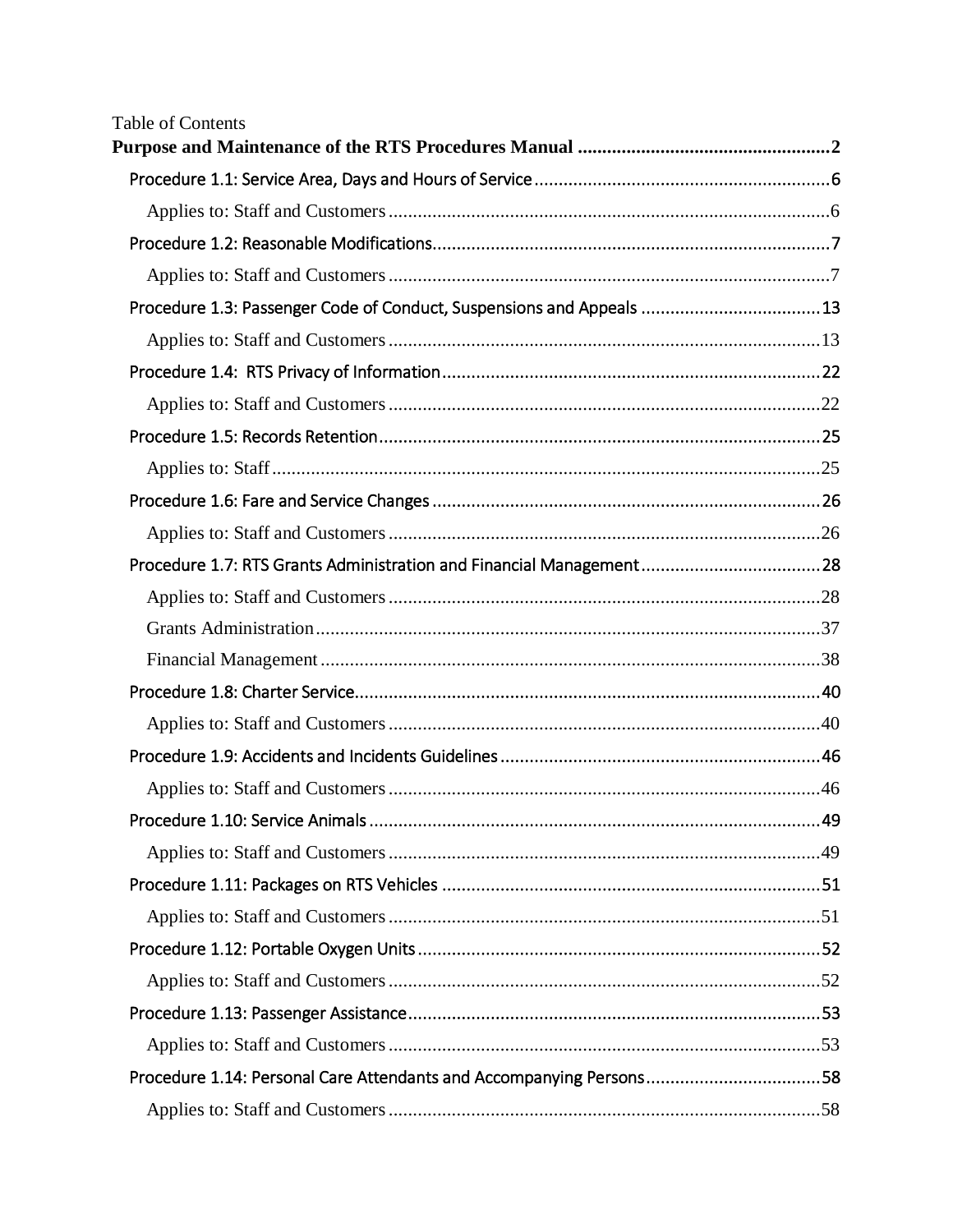Table of Contents

**Purpose and Maintenance of the RTS Procedures Manual** ....................................................2

- Procedure 1.1: Service Area, Days and Hours of Service ....................................................6
  - Applies to: Staff and Customers ....................................................6
- Procedure 1.2: Reasonable Modifications....................................................7
  - Applies to: Staff and Customers ....................................................7
- Procedure 1.3: Passenger Code of Conduct, Suspensions and Appeals ....................................................13
  - Applies to: Staff and Customers ....................................................13
- Procedure 1.4: RTS Privacy of Information....................................................22
  - Applies to: Staff and Customers ....................................................22
- Procedure 1.5: Records Retention....................................................25
  - Applies to: Staff....................................................25
- Procedure 1.6: Fare and Service Changes ....................................................26
  - Applies to: Staff and Customers ....................................................26
- Procedure 1.7: RTS Grants Administration and Financial Management....................................................28
  - Applies to: Staff and Customers ....................................................28
  - Grants Administration....................................................37
  - Financial Management ....................................................38
- Procedure 1.8: Charter Service....................................................40
  - Applies to: Staff and Customers ....................................................40
- Procedure 1.9: Accidents and Incidents Guidelines ....................................................46
  - Applies to: Staff and Customers ....................................................46
- Procedure 1.10: Service Animals ....................................................49
  - Applies to: Staff and Customers ....................................................49
- Procedure 1.11: Packages on RTS Vehicles ....................................................51
  - Applies to: Staff and Customers ....................................................51
- Procedure 1.12: Portable Oxygen Units....................................................52
  - Applies to: Staff and Customers ....................................................52
- Procedure 1.13: Passenger Assistance....................................................53
  - Applies to: Staff and Customers ....................................................53
- Procedure 1.14: Personal Care Attendants and Accompanying Persons....................................................58
  - Applies to: Staff and Customers ....................................................58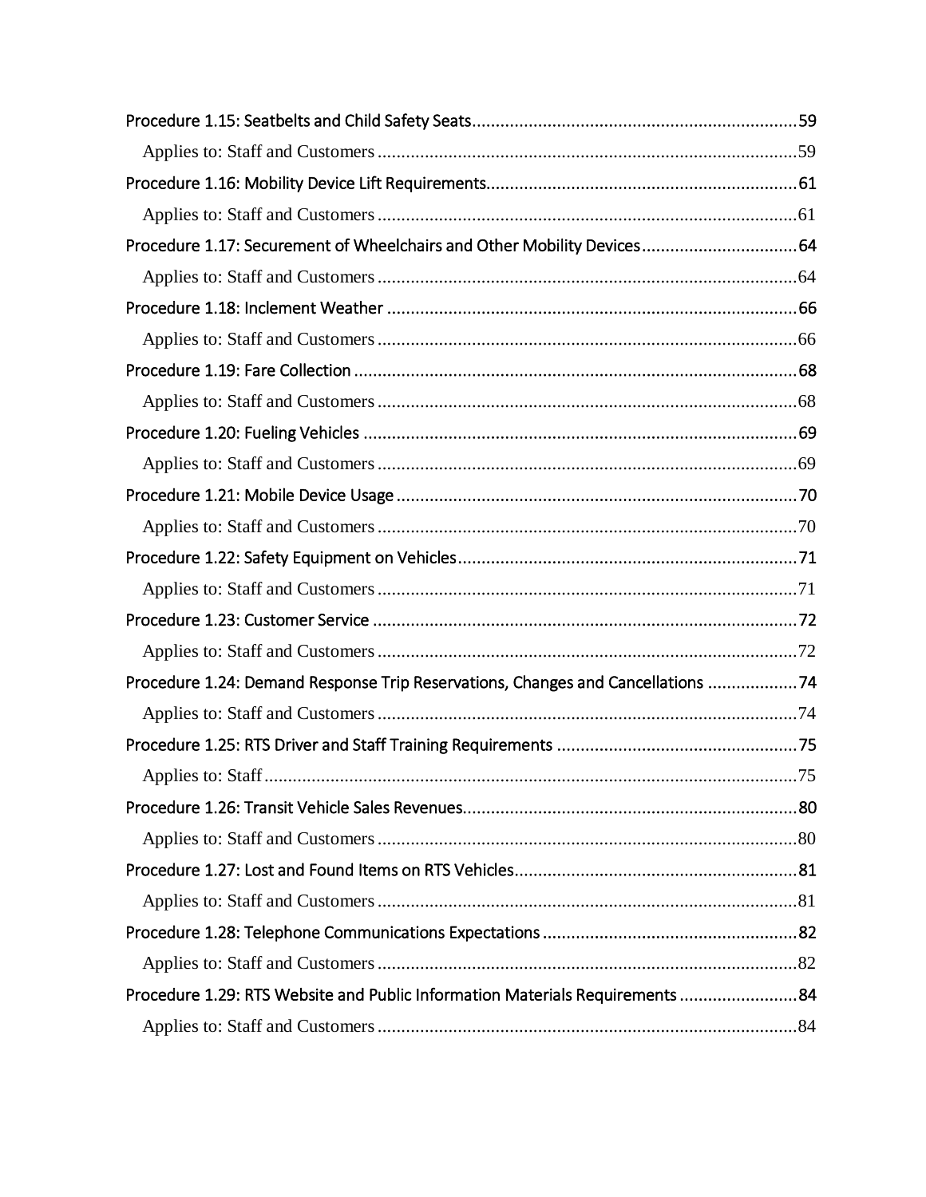Procedure 1.15: Seatbelts and Child Safety Seats....................................................................59

Applies to: Staff and Customers ........................................................................................59

Procedure 1.16: Mobility Device Lift Requirements.................................................................61

Applies to: Staff and Customers ........................................................................................61

Procedure 1.17: Securement of Wheelchairs and Other Mobility Devices.................................64

Applies to: Staff and Customers ........................................................................................64

Procedure 1.18: Inclement Weather ......................................................................................66

Applies to: Staff and Customers ........................................................................................66

Procedure 1.19: Fare Collection .............................................................................................68

Applies to: Staff and Customers ........................................................................................68

Procedure 1.20: Fueling Vehicles ...........................................................................................69

Applies to: Staff and Customers ........................................................................................69

Procedure 1.21: Mobile Device Usage ....................................................................................70

Applies to: Staff and Customers ........................................................................................70

Procedure 1.22: Safety Equipment on Vehicles.......................................................................71

Applies to: Staff and Customers ........................................................................................71

Procedure 1.23: Customer Service .........................................................................................72

Applies to: Staff and Customers ........................................................................................72

Procedure 1.24: Demand Response Trip Reservations, Changes and Cancellations ...................74

Applies to: Staff and Customers ........................................................................................74

Procedure 1.25: RTS Driver and Staff Training Requirements ...................................................75

Applies to: Staff.................................................................................................................75

Procedure 1.26: Transit Vehicle Sales Revenues......................................................................80

Applies to: Staff and Customers ........................................................................................80

Procedure 1.27: Lost and Found Items on RTS Vehicles...........................................................81

Applies to: Staff and Customers ........................................................................................81

Procedure 1.28: Telephone Communications Expectations ......................................................82

Applies to: Staff and Customers ........................................................................................82

Procedure 1.29: RTS Website and Public Information Materials Requirements .........................84

Applies to: Staff and Customers ........................................................................................84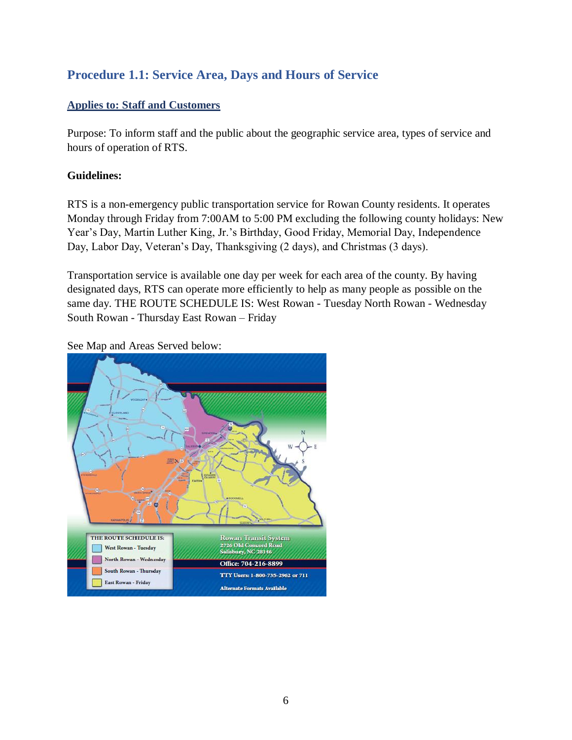## Procedure 1.1: Service Area, Days and Hours of Service

**Applies to: Staff and Customers**

Purpose: To inform staff and the public about the geographic service area, types of service and hours of operation of RTS.

**Guidelines:**

RTS is a non-emergency public transportation service for Rowan County residents. It operates Monday through Friday from 7:00AM to 5:00 PM excluding the following county holidays: New Year's Day, Martin Luther King, Jr.'s Birthday, Good Friday, Memorial Day, Independence Day, Labor Day, Veteran's Day, Thanksgiving (2 days), and Christmas (3 days).

Transportation service is available one day per week for each area of the county. By having designated days, RTS can operate more efficiently to help as many people as possible on the same day. THE ROUTE SCHEDULE IS: West Rowan - Tuesday North Rowan - Wednesday South Rowan - Thursday East Rowan – Friday

See Map and Areas Served below: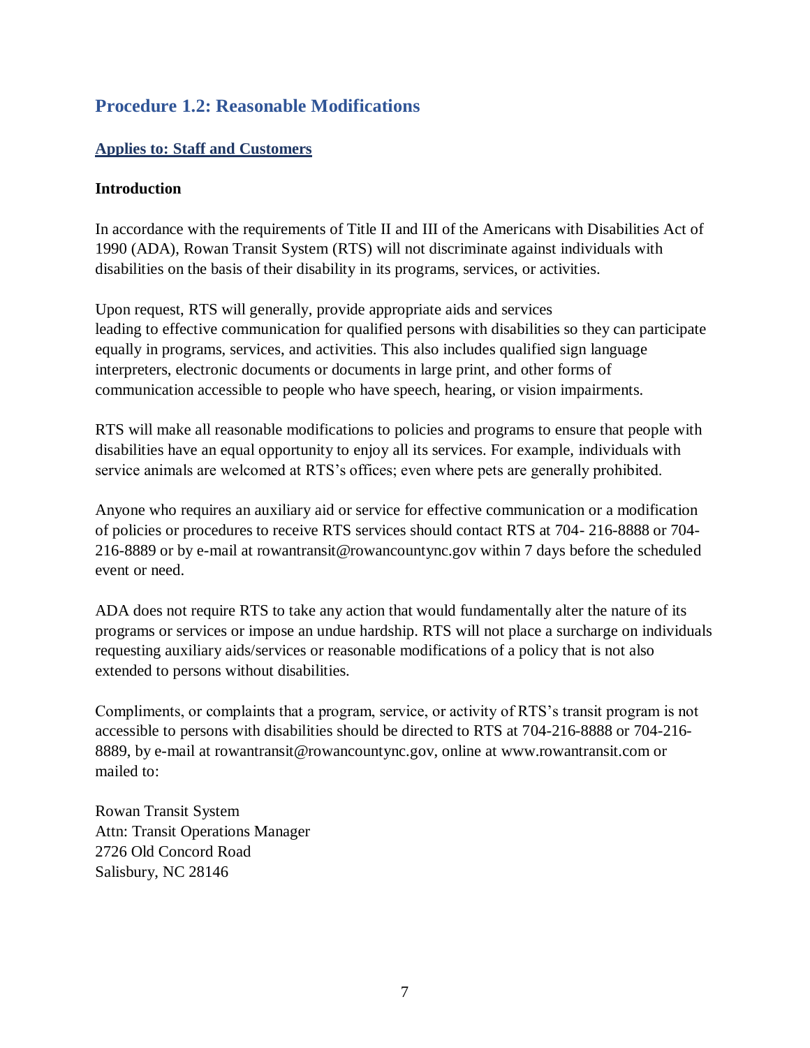## Procedure 1.2: Reasonable Modifications

### Applies to: Staff and Customers

**Introduction**

In accordance with the requirements of Title II and III of the Americans with Disabilities Act of 1990 (ADA), Rowan Transit System (RTS) will not discriminate against individuals with disabilities on the basis of their disability in its programs, services, or activities.

Upon request, RTS will generally, provide appropriate aids and services leading to effective communication for qualified persons with disabilities so they can participate equally in programs, services, and activities. This also includes qualified sign language interpreters, electronic documents or documents in large print, and other forms of communication accessible to people who have speech, hearing, or vision impairments.

RTS will make all reasonable modifications to policies and programs to ensure that people with disabilities have an equal opportunity to enjoy all its services. For example, individuals with service animals are welcomed at RTS's offices; even where pets are generally prohibited.

Anyone who requires an auxiliary aid or service for effective communication or a modification of policies or procedures to receive RTS services should contact RTS at 704- 216-8888 or 704-216-8889 or by e-mail at rowantransit@rowancountync.gov within 7 days before the scheduled event or need.

ADA does not require RTS to take any action that would fundamentally alter the nature of its programs or services or impose an undue hardship. RTS will not place a surcharge on individuals requesting auxiliary aids/services or reasonable modifications of a policy that is not also extended to persons without disabilities.

Compliments, or complaints that a program, service, or activity of RTS's transit program is not accessible to persons with disabilities should be directed to RTS at 704-216-8888 or 704-216-8889, by e-mail at rowantransit@rowancountync.gov, online at www.rowantransit.com or mailed to:

Rowan Transit System
Attn: Transit Operations Manager
2726 Old Concord Road
Salisbury, NC 28146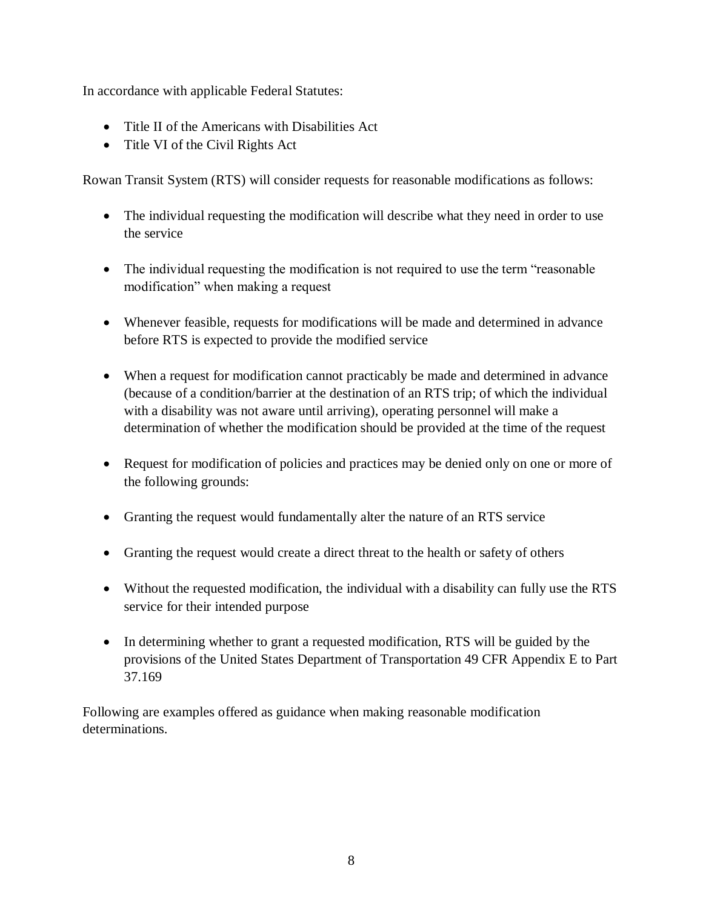In accordance with applicable Federal Statutes:

- Title II of the Americans with Disabilities Act
- Title VI of the Civil Rights Act

Rowan Transit System (RTS) will consider requests for reasonable modifications as follows:

- The individual requesting the modification will describe what they need in order to use the service

- The individual requesting the modification is not required to use the term "reasonable modification" when making a request

- Whenever feasible, requests for modifications will be made and determined in advance before RTS is expected to provide the modified service

- When a request for modification cannot practicably be made and determined in advance (because of a condition/barrier at the destination of an RTS trip; of which the individual with a disability was not aware until arriving), operating personnel will make a determination of whether the modification should be provided at the time of the request

- Request for modification of policies and practices may be denied only on one or more of the following grounds:

- Granting the request would fundamentally alter the nature of an RTS service

- Granting the request would create a direct threat to the health or safety of others

- Without the requested modification, the individual with a disability can fully use the RTS service for their intended purpose

- In determining whether to grant a requested modification, RTS will be guided by the provisions of the United States Department of Transportation 49 CFR Appendix E to Part 37.169

Following are examples offered as guidance when making reasonable modification determinations.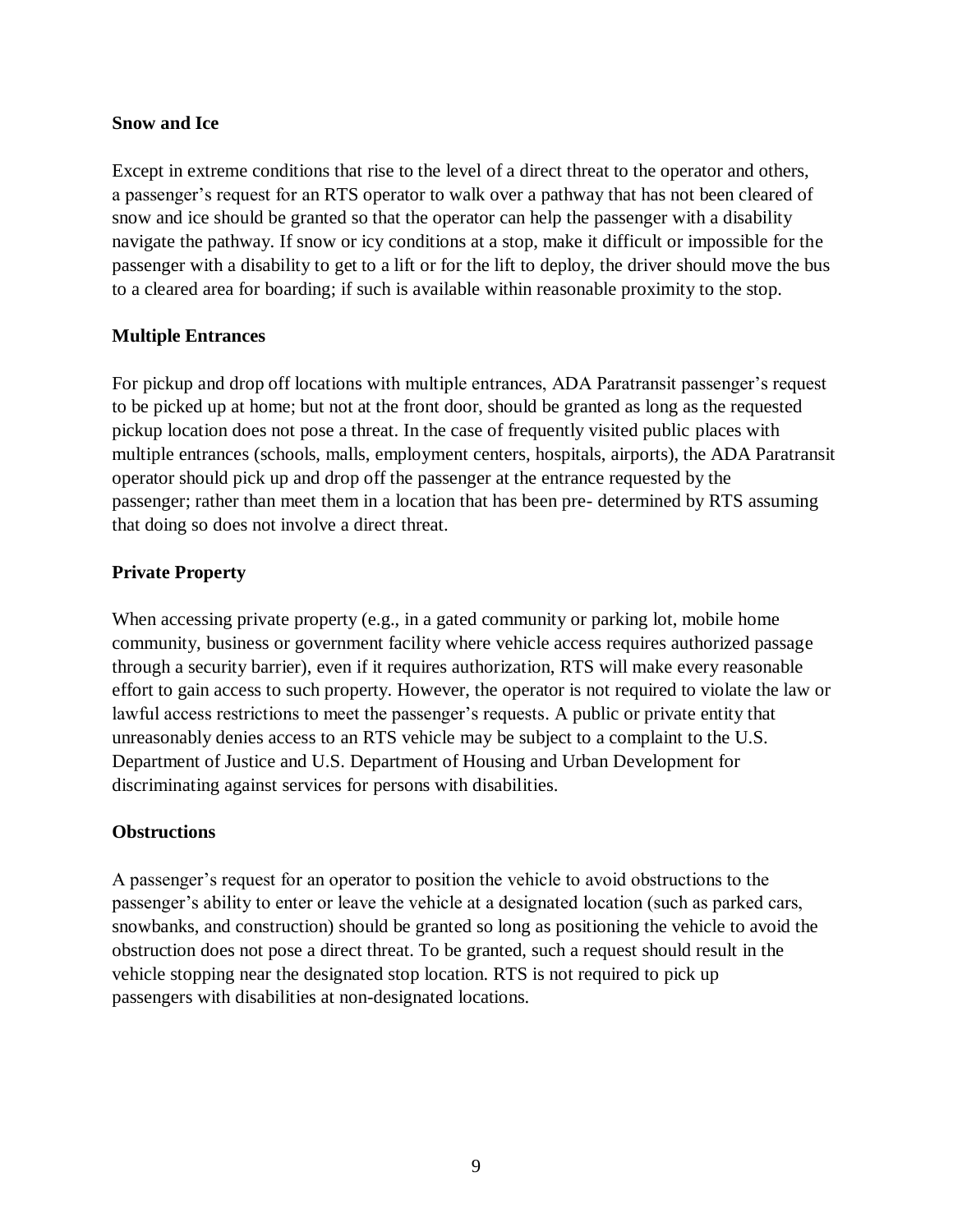**Snow and Ice**

Except in extreme conditions that rise to the level of a direct threat to the operator and others, a passenger's request for an RTS operator to walk over a pathway that has not been cleared of snow and ice should be granted so that the operator can help the passenger with a disability navigate the pathway. If snow or icy conditions at a stop, make it difficult or impossible for the passenger with a disability to get to a lift or for the lift to deploy, the driver should move the bus to a cleared area for boarding; if such is available within reasonable proximity to the stop.

**Multiple Entrances**

For pickup and drop off locations with multiple entrances, ADA Paratransit passenger's request to be picked up at home; but not at the front door, should be granted as long as the requested pickup location does not pose a threat. In the case of frequently visited public places with multiple entrances (schools, malls, employment centers, hospitals, airports), the ADA Paratransit operator should pick up and drop off the passenger at the entrance requested by the passenger; rather than meet them in a location that has been pre- determined by RTS assuming that doing so does not involve a direct threat.

**Private Property**

When accessing private property (e.g., in a gated community or parking lot, mobile home community, business or government facility where vehicle access requires authorized passage through a security barrier), even if it requires authorization, RTS will make every reasonable effort to gain access to such property. However, the operator is not required to violate the law or lawful access restrictions to meet the passenger's requests. A public or private entity that unreasonably denies access to an RTS vehicle may be subject to a complaint to the U.S. Department of Justice and U.S. Department of Housing and Urban Development for discriminating against services for persons with disabilities.

**Obstructions**

A passenger's request for an operator to position the vehicle to avoid obstructions to the passenger's ability to enter or leave the vehicle at a designated location (such as parked cars, snowbanks, and construction) should be granted so long as positioning the vehicle to avoid the obstruction does not pose a direct threat. To be granted, such a request should result in the vehicle stopping near the designated stop location. RTS is not required to pick up passengers with disabilities at non-designated locations.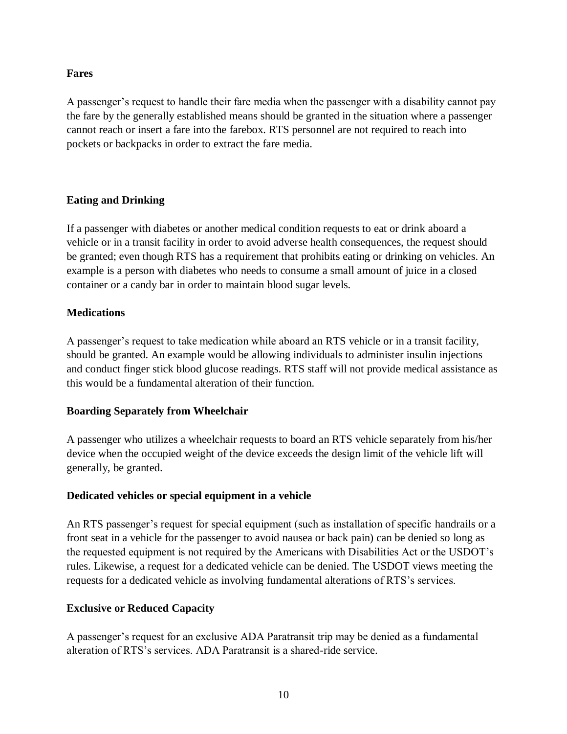**Fares**

A passenger's request to handle their fare media when the passenger with a disability cannot pay the fare by the generally established means should be granted in the situation where a passenger cannot reach or insert a fare into the farebox. RTS personnel are not required to reach into pockets or backpacks in order to extract the fare media.

**Eating and Drinking**

If a passenger with diabetes or another medical condition requests to eat or drink aboard a vehicle or in a transit facility in order to avoid adverse health consequences, the request should be granted; even though RTS has a requirement that prohibits eating or drinking on vehicles. An example is a person with diabetes who needs to consume a small amount of juice in a closed container or a candy bar in order to maintain blood sugar levels.

**Medications**

A passenger's request to take medication while aboard an RTS vehicle or in a transit facility, should be granted. An example would be allowing individuals to administer insulin injections and conduct finger stick blood glucose readings. RTS staff will not provide medical assistance as this would be a fundamental alteration of their function.

**Boarding Separately from Wheelchair**

A passenger who utilizes a wheelchair requests to board an RTS vehicle separately from his/her device when the occupied weight of the device exceeds the design limit of the vehicle lift will generally, be granted.

**Dedicated vehicles or special equipment in a vehicle**

An RTS passenger's request for special equipment (such as installation of specific handrails or a front seat in a vehicle for the passenger to avoid nausea or back pain) can be denied so long as the requested equipment is not required by the Americans with Disabilities Act or the USDOT's rules. Likewise, a request for a dedicated vehicle can be denied. The USDOT views meeting the requests for a dedicated vehicle as involving fundamental alterations of RTS's services.

**Exclusive or Reduced Capacity**

A passenger's request for an exclusive ADA Paratransit trip may be denied as a fundamental alteration of RTS's services. ADA Paratransit is a shared-ride service.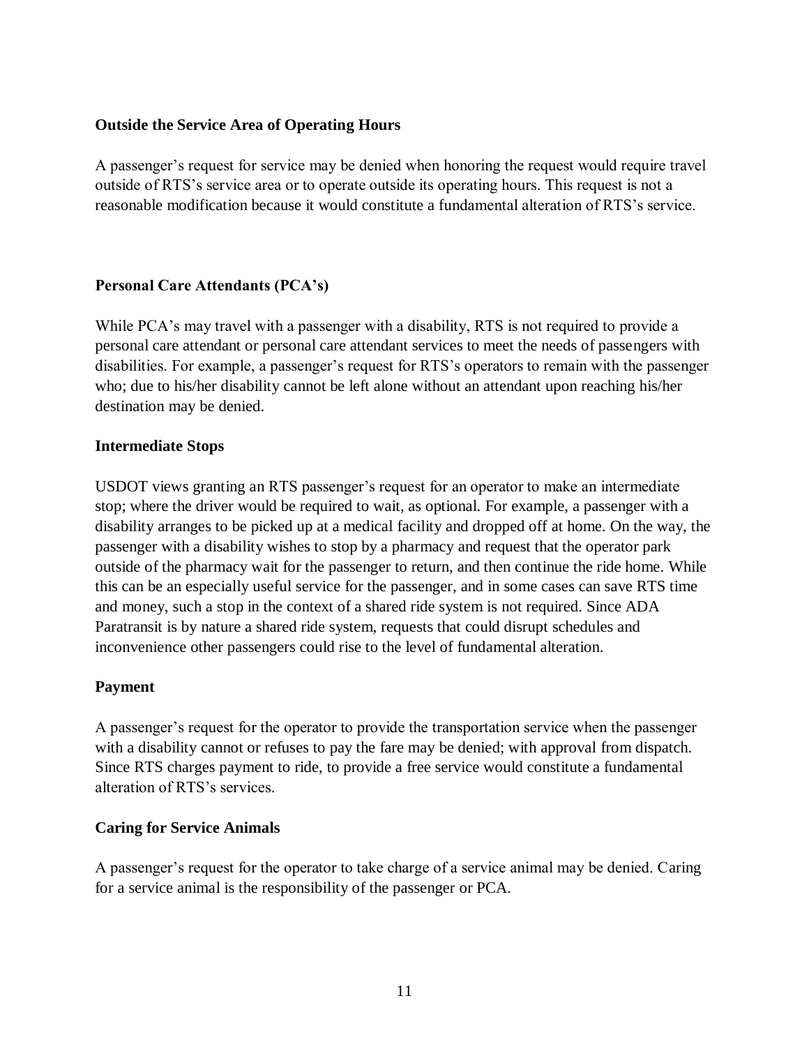**Outside the Service Area of Operating Hours**

A passenger's request for service may be denied when honoring the request would require travel outside of RTS's service area or to operate outside its operating hours. This request is not a reasonable modification because it would constitute a fundamental alteration of RTS's service.

**Personal Care Attendants (PCA's)**

While PCA's may travel with a passenger with a disability, RTS is not required to provide a personal care attendant or personal care attendant services to meet the needs of passengers with disabilities. For example, a passenger's request for RTS's operators to remain with the passenger who; due to his/her disability cannot be left alone without an attendant upon reaching his/her destination may be denied.

**Intermediate Stops**

USDOT views granting an RTS passenger's request for an operator to make an intermediate stop; where the driver would be required to wait, as optional. For example, a passenger with a disability arranges to be picked up at a medical facility and dropped off at home. On the way, the passenger with a disability wishes to stop by a pharmacy and request that the operator park outside of the pharmacy wait for the passenger to return, and then continue the ride home. While this can be an especially useful service for the passenger, and in some cases can save RTS time and money, such a stop in the context of a shared ride system is not required. Since ADA Paratransit is by nature a shared ride system, requests that could disrupt schedules and inconvenience other passengers could rise to the level of fundamental alteration.

**Payment**

A passenger's request for the operator to provide the transportation service when the passenger with a disability cannot or refuses to pay the fare may be denied; with approval from dispatch. Since RTS charges payment to ride, to provide a free service would constitute a fundamental alteration of RTS's services.

**Caring for Service Animals**

A passenger's request for the operator to take charge of a service animal may be denied. Caring for a service animal is the responsibility of the passenger or PCA.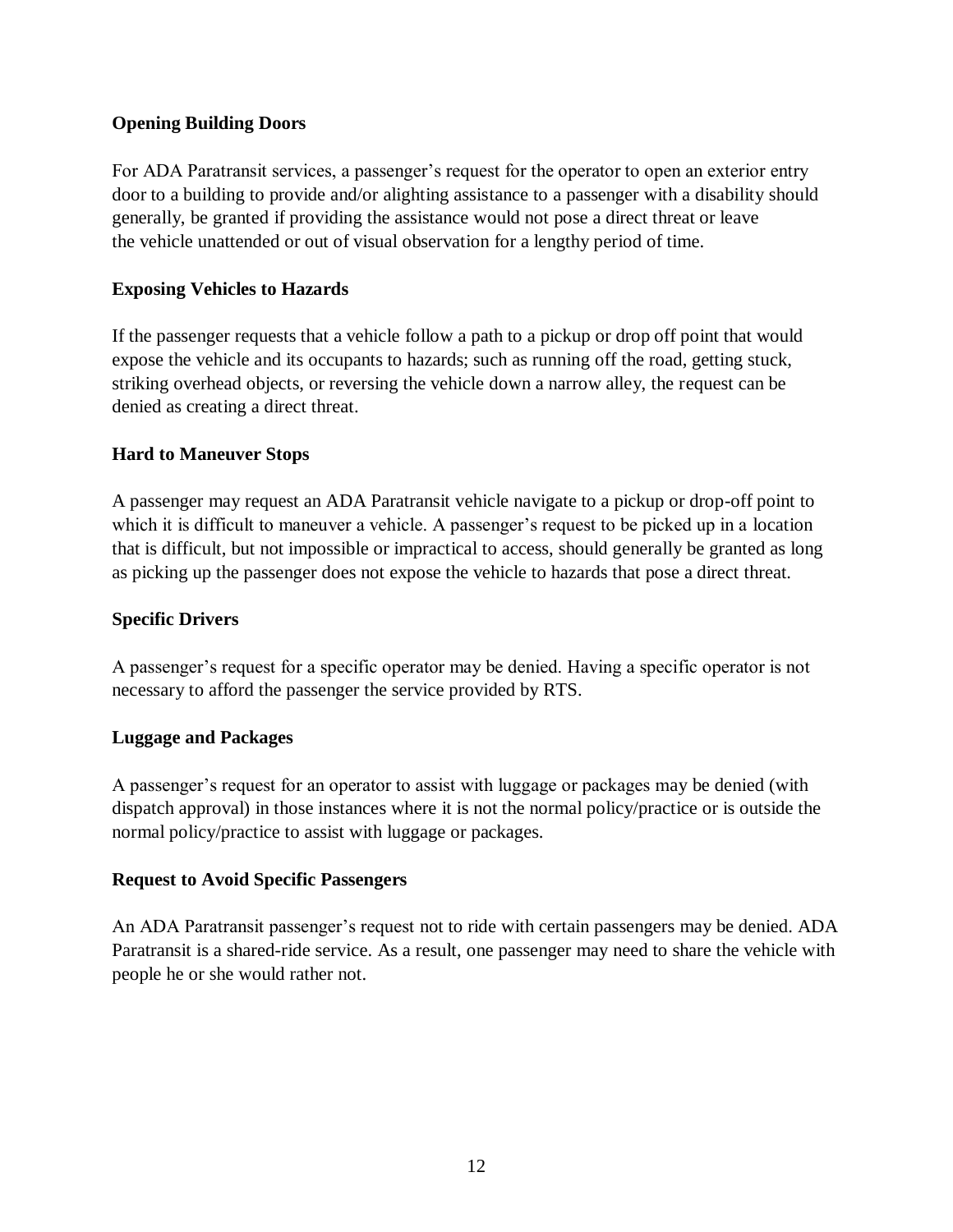**Opening Building Doors**

For ADA Paratransit services, a passenger's request for the operator to open an exterior entry door to a building to provide and/or alighting assistance to a passenger with a disability should generally, be granted if providing the assistance would not pose a direct threat or leave the vehicle unattended or out of visual observation for a lengthy period of time.

**Exposing Vehicles to Hazards**

If the passenger requests that a vehicle follow a path to a pickup or drop off point that would expose the vehicle and its occupants to hazards; such as running off the road, getting stuck, striking overhead objects, or reversing the vehicle down a narrow alley, the request can be denied as creating a direct threat.

**Hard to Maneuver Stops**

A passenger may request an ADA Paratransit vehicle navigate to a pickup or drop-off point to which it is difficult to maneuver a vehicle. A passenger's request to be picked up in a location that is difficult, but not impossible or impractical to access, should generally be granted as long as picking up the passenger does not expose the vehicle to hazards that pose a direct threat.

**Specific Drivers**

A passenger's request for a specific operator may be denied. Having a specific operator is not necessary to afford the passenger the service provided by RTS.

**Luggage and Packages**

A passenger's request for an operator to assist with luggage or packages may be denied (with dispatch approval) in those instances where it is not the normal policy/practice or is outside the normal policy/practice to assist with luggage or packages.

**Request to Avoid Specific Passengers**

An ADA Paratransit passenger's request not to ride with certain passengers may be denied. ADA Paratransit is a shared-ride service. As a result, one passenger may need to share the vehicle with people he or she would rather not.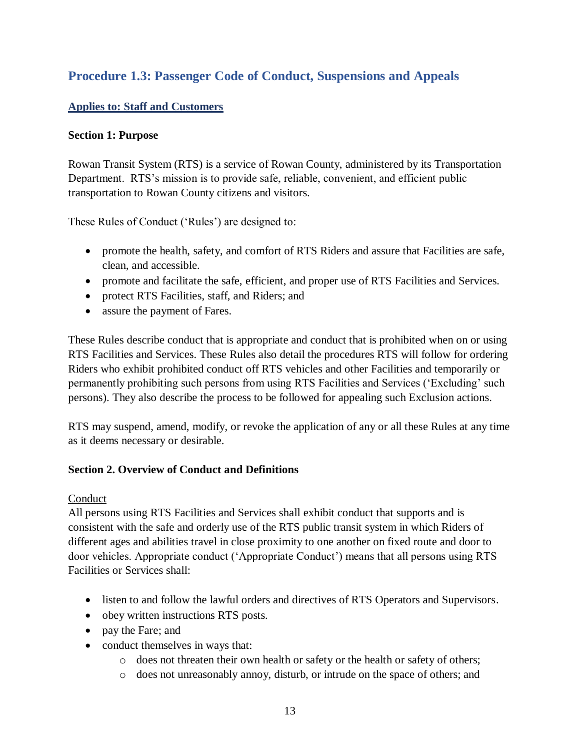## Procedure 1.3: Passenger Code of Conduct, Suspensions and Appeals

**Applies to: Staff and Customers**

**Section 1: Purpose**

Rowan Transit System (RTS) is a service of Rowan County, administered by its Transportation Department. RTS's mission is to provide safe, reliable, convenient, and efficient public transportation to Rowan County citizens and visitors.

These Rules of Conduct ('Rules') are designed to:

- promote the health, safety, and comfort of RTS Riders and assure that Facilities are safe, clean, and accessible.
- promote and facilitate the safe, efficient, and proper use of RTS Facilities and Services.
- protect RTS Facilities, staff, and Riders; and
- assure the payment of Fares.

These Rules describe conduct that is appropriate and conduct that is prohibited when on or using RTS Facilities and Services. These Rules also detail the procedures RTS will follow for ordering Riders who exhibit prohibited conduct off RTS vehicles and other Facilities and temporarily or permanently prohibiting such persons from using RTS Facilities and Services ('Excluding' such persons). They also describe the process to be followed for appealing such Exclusion actions.

RTS may suspend, amend, modify, or revoke the application of any or all these Rules at any time as it deems necessary or desirable.

**Section 2. Overview of Conduct and Definitions**

Conduct

All persons using RTS Facilities and Services shall exhibit conduct that supports and is consistent with the safe and orderly use of the RTS public transit system in which Riders of different ages and abilities travel in close proximity to one another on fixed route and door to door vehicles. Appropriate conduct ('Appropriate Conduct') means that all persons using RTS Facilities or Services shall:

- listen to and follow the lawful orders and directives of RTS Operators and Supervisors.
- obey written instructions RTS posts.
- pay the Fare; and
- conduct themselves in ways that:
  - does not threaten their own health or safety or the health or safety of others;
  - does not unreasonably annoy, disturb, or intrude on the space of others; and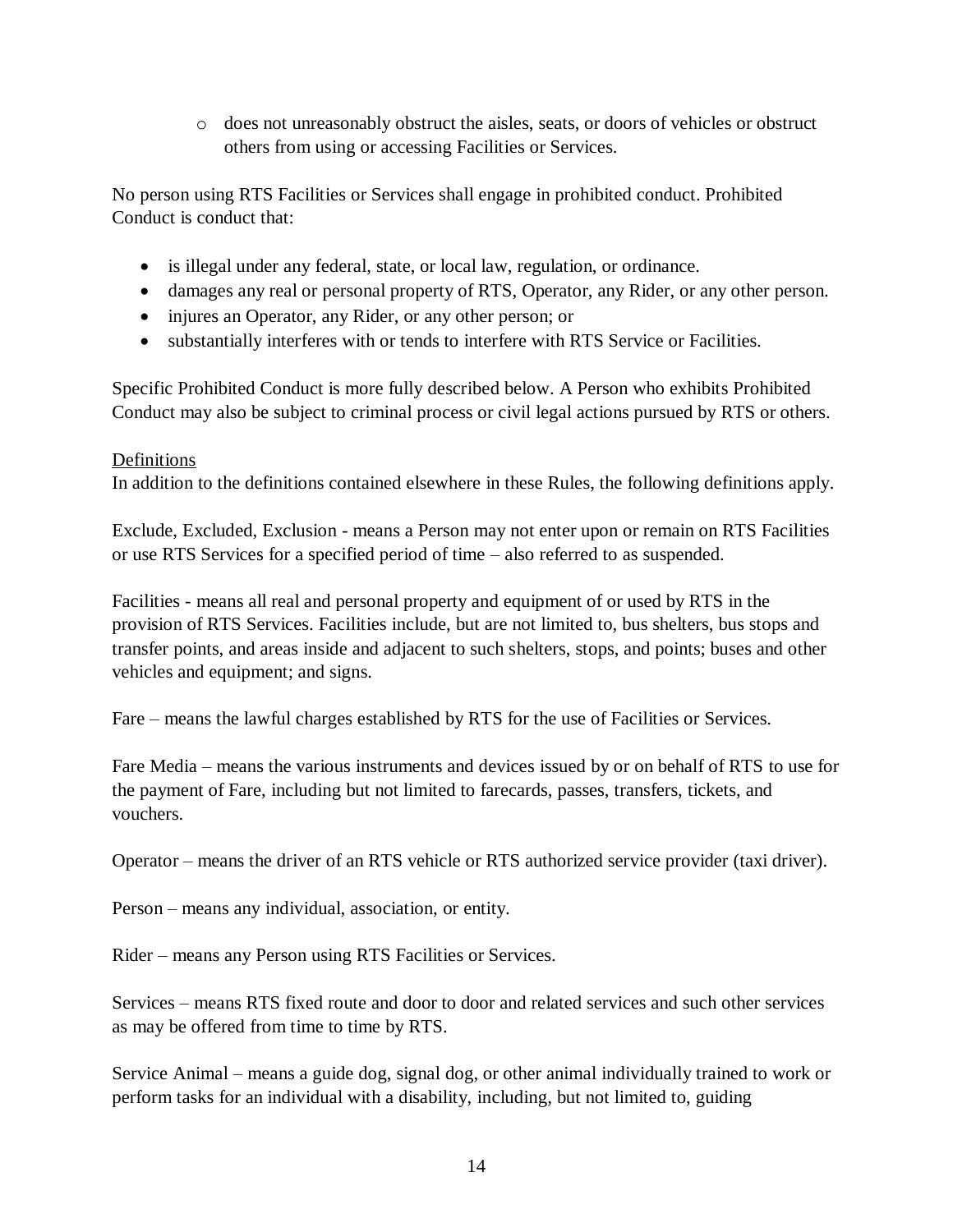- does not unreasonably obstruct the aisles, seats, or doors of vehicles or obstruct others from using or accessing Facilities or Services.

No person using RTS Facilities or Services shall engage in prohibited conduct. Prohibited Conduct is conduct that:

- is illegal under any federal, state, or local law, regulation, or ordinance.
- damages any real or personal property of RTS, Operator, any Rider, or any other person.
- injures an Operator, any Rider, or any other person; or
- substantially interferes with or tends to interfere with RTS Service or Facilities.

Specific Prohibited Conduct is more fully described below. A Person who exhibits Prohibited Conduct may also be subject to criminal process or civil legal actions pursued by RTS or others.

<u>Definitions</u>

In addition to the definitions contained elsewhere in these Rules, the following definitions apply.

Exclude, Excluded, Exclusion - means a Person may not enter upon or remain on RTS Facilities or use RTS Services for a specified period of time – also referred to as suspended.

Facilities - means all real and personal property and equipment of or used by RTS in the provision of RTS Services. Facilities include, but are not limited to, bus shelters, bus stops and transfer points, and areas inside and adjacent to such shelters, stops, and points; buses and other vehicles and equipment; and signs.

Fare – means the lawful charges established by RTS for the use of Facilities or Services.

Fare Media – means the various instruments and devices issued by or on behalf of RTS to use for the payment of Fare, including but not limited to farecards, passes, transfers, tickets, and vouchers.

Operator – means the driver of an RTS vehicle or RTS authorized service provider (taxi driver).

Person – means any individual, association, or entity.

Rider – means any Person using RTS Facilities or Services.

Services – means RTS fixed route and door to door and related services and such other services as may be offered from time to time by RTS.

Service Animal – means a guide dog, signal dog, or other animal individually trained to work or perform tasks for an individual with a disability, including, but not limited to, guiding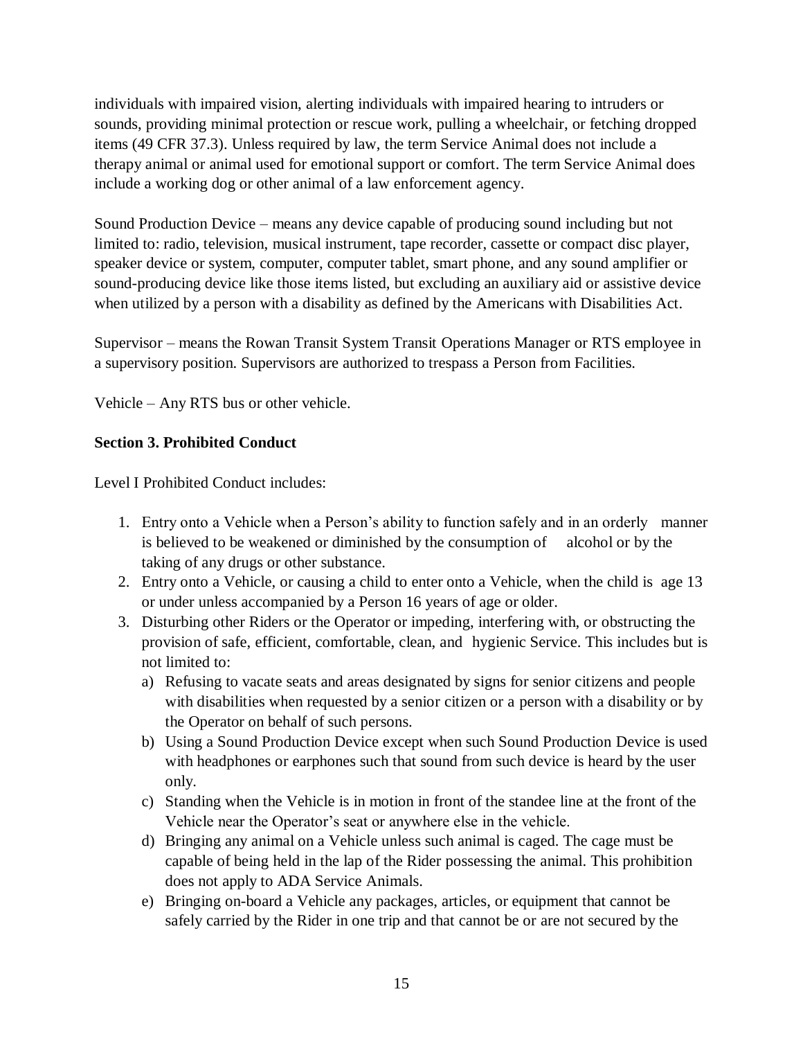individuals with impaired vision, alerting individuals with impaired hearing to intruders or sounds, providing minimal protection or rescue work, pulling a wheelchair, or fetching dropped items (49 CFR 37.3). Unless required by law, the term Service Animal does not include a therapy animal or animal used for emotional support or comfort. The term Service Animal does include a working dog or other animal of a law enforcement agency.

Sound Production Device – means any device capable of producing sound including but not limited to: radio, television, musical instrument, tape recorder, cassette or compact disc player, speaker device or system, computer, computer tablet, smart phone, and any sound amplifier or sound-producing device like those items listed, but excluding an auxiliary aid or assistive device when utilized by a person with a disability as defined by the Americans with Disabilities Act.

Supervisor – means the Rowan Transit System Transit Operations Manager or RTS employee in a supervisory position. Supervisors are authorized to trespass a Person from Facilities.

Vehicle – Any RTS bus or other vehicle.

**Section 3. Prohibited Conduct**

Level I Prohibited Conduct includes:

1. Entry onto a Vehicle when a Person's ability to function safely and in an orderly manner is believed to be weakened or diminished by the consumption of alcohol or by the taking of any drugs or other substance.
2. Entry onto a Vehicle, or causing a child to enter onto a Vehicle, when the child is age 13 or under unless accompanied by a Person 16 years of age or older.
3. Disturbing other Riders or the Operator or impeding, interfering with, or obstructing the provision of safe, efficient, comfortable, clean, and hygienic Service. This includes but is not limited to:
   a) Refusing to vacate seats and areas designated by signs for senior citizens and people with disabilities when requested by a senior citizen or a person with a disability or by the Operator on behalf of such persons.
   b) Using a Sound Production Device except when such Sound Production Device is used with headphones or earphones such that sound from such device is heard by the user only.
   c) Standing when the Vehicle is in motion in front of the standee line at the front of the Vehicle near the Operator's seat or anywhere else in the vehicle.
   d) Bringing any animal on a Vehicle unless such animal is caged. The cage must be capable of being held in the lap of the Rider possessing the animal. This prohibition does not apply to ADA Service Animals.
   e) Bringing on-board a Vehicle any packages, articles, or equipment that cannot be safely carried by the Rider in one trip and that cannot be or are not secured by the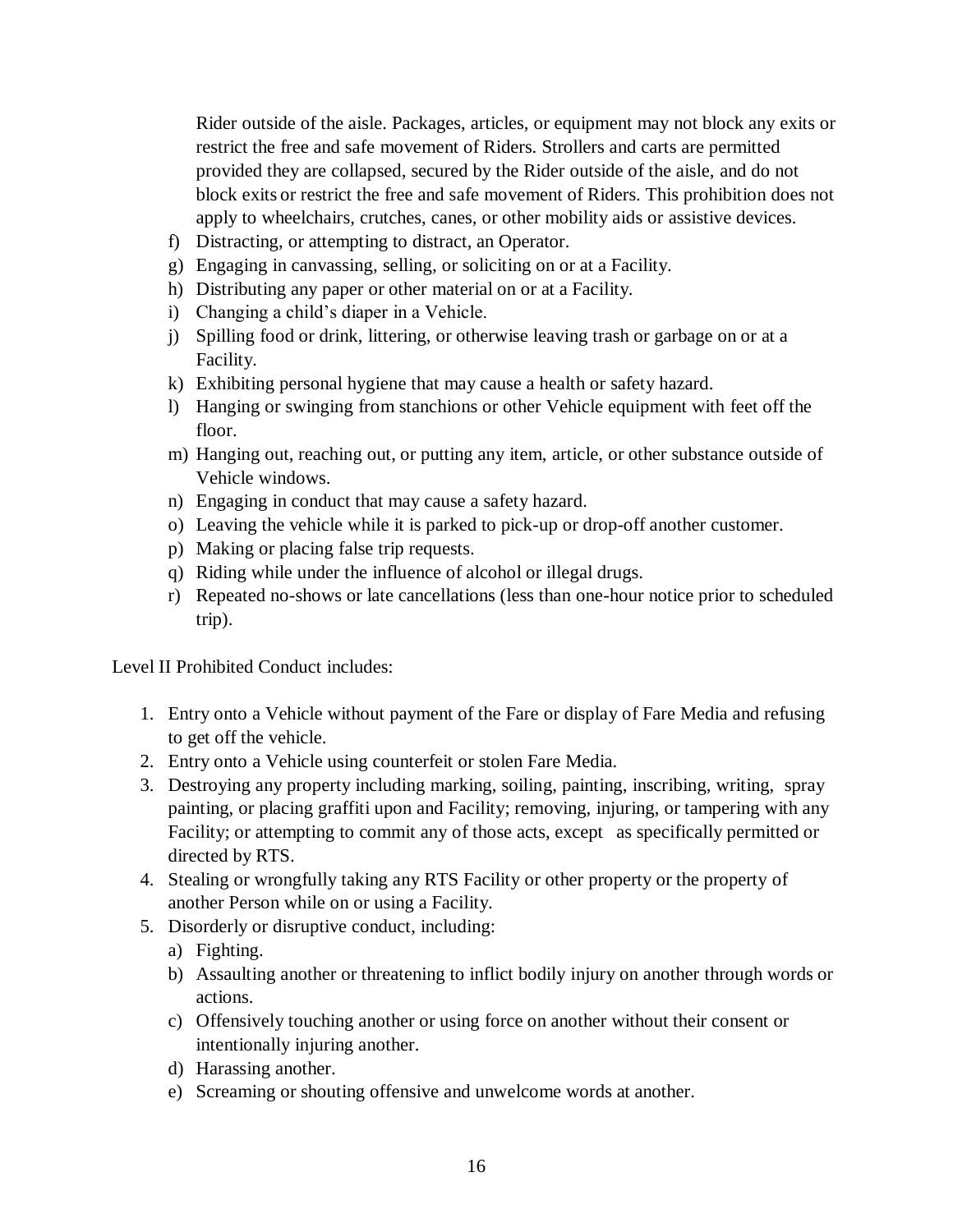Rider outside of the aisle. Packages, articles, or equipment may not block any exits or restrict the free and safe movement of Riders. Strollers and carts are permitted provided they are collapsed, secured by the Rider outside of the aisle, and do not block exits or restrict the free and safe movement of Riders. This prohibition does not apply to wheelchairs, crutches, canes, or other mobility aids or assistive devices.

f) Distracting, or attempting to distract, an Operator.
g) Engaging in canvassing, selling, or soliciting on or at a Facility.
h) Distributing any paper or other material on or at a Facility.
i) Changing a child's diaper in a Vehicle.
j) Spilling food or drink, littering, or otherwise leaving trash or garbage on or at a Facility.
k) Exhibiting personal hygiene that may cause a health or safety hazard.
l) Hanging or swinging from stanchions or other Vehicle equipment with feet off the floor.
m) Hanging out, reaching out, or putting any item, article, or other substance outside of Vehicle windows.
n) Engaging in conduct that may cause a safety hazard.
o) Leaving the vehicle while it is parked to pick-up or drop-off another customer.
p) Making or placing false trip requests.
q) Riding while under the influence of alcohol or illegal drugs.
r) Repeated no-shows or late cancellations (less than one-hour notice prior to scheduled trip).

Level II Prohibited Conduct includes:

1. Entry onto a Vehicle without payment of the Fare or display of Fare Media and refusing to get off the vehicle.
2. Entry onto a Vehicle using counterfeit or stolen Fare Media.
3. Destroying any property including marking, soiling, painting, inscribing, writing, spray painting, or placing graffiti upon and Facility; removing, injuring, or tampering with any Facility; or attempting to commit any of those acts, except as specifically permitted or directed by RTS.
4. Stealing or wrongfully taking any RTS Facility or other property or the property of another Person while on or using a Facility.
5. Disorderly or disruptive conduct, including:
   a) Fighting.
   b) Assaulting another or threatening to inflict bodily injury on another through words or actions.
   c) Offensively touching another or using force on another without their consent or intentionally injuring another.
   d) Harassing another.
   e) Screaming or shouting offensive and unwelcome words at another.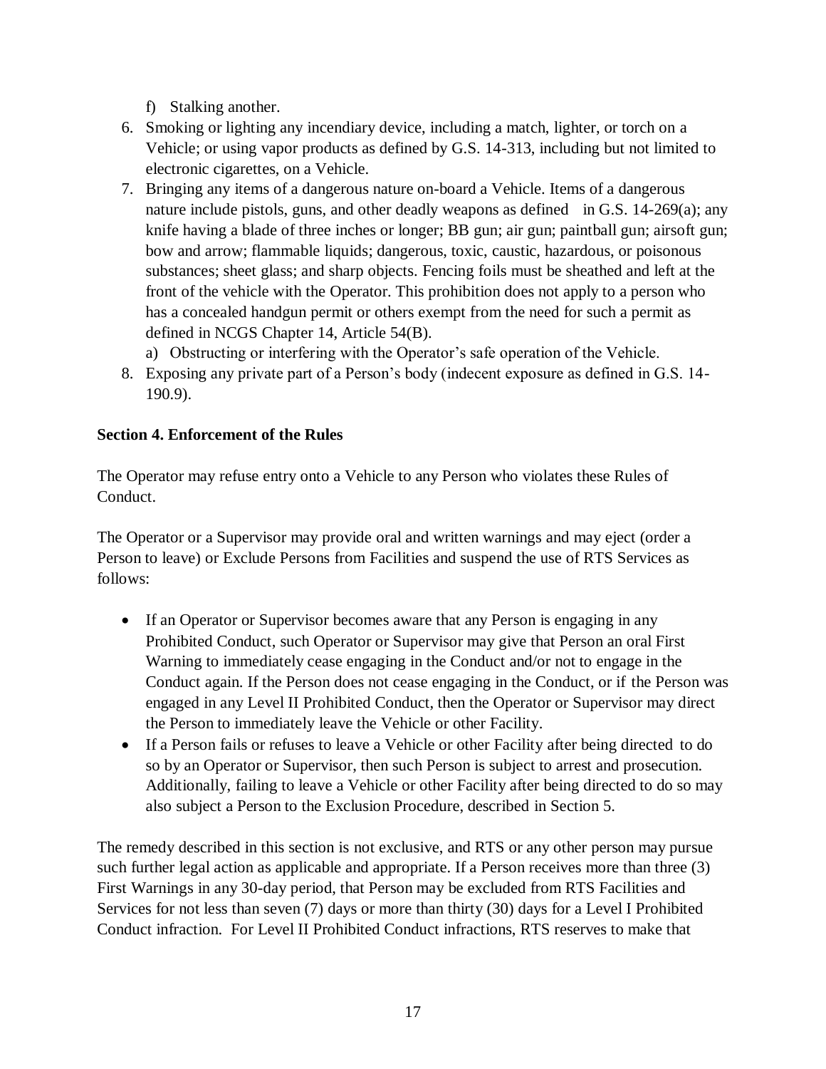f) Stalking another.

6. Smoking or lighting any incendiary device, including a match, lighter, or torch on a Vehicle; or using vapor products as defined by G.S. 14-313, including but not limited to electronic cigarettes, on a Vehicle.
7. Bringing any items of a dangerous nature on-board a Vehicle. Items of a dangerous nature include pistols, guns, and other deadly weapons as defined in G.S. 14-269(a); any knife having a blade of three inches or longer; BB gun; air gun; paintball gun; airsoft gun; bow and arrow; flammable liquids; dangerous, toxic, caustic, hazardous, or poisonous substances; sheet glass; and sharp objects. Fencing foils must be sheathed and left at the front of the vehicle with the Operator. This prohibition does not apply to a person who has a concealed handgun permit or others exempt from the need for such a permit as defined in NCGS Chapter 14, Article 54(B).
   a) Obstructing or interfering with the Operator's safe operation of the Vehicle.
8. Exposing any private part of a Person's body (indecent exposure as defined in G.S. 14-190.9).

**Section 4. Enforcement of the Rules**

The Operator may refuse entry onto a Vehicle to any Person who violates these Rules of Conduct.

The Operator or a Supervisor may provide oral and written warnings and may eject (order a Person to leave) or Exclude Persons from Facilities and suspend the use of RTS Services as follows:

- If an Operator or Supervisor becomes aware that any Person is engaging in any Prohibited Conduct, such Operator or Supervisor may give that Person an oral First Warning to immediately cease engaging in the Conduct and/or not to engage in the Conduct again. If the Person does not cease engaging in the Conduct, or if the Person was engaged in any Level II Prohibited Conduct, then the Operator or Supervisor may direct the Person to immediately leave the Vehicle or other Facility.
- If a Person fails or refuses to leave a Vehicle or other Facility after being directed to do so by an Operator or Supervisor, then such Person is subject to arrest and prosecution. Additionally, failing to leave a Vehicle or other Facility after being directed to do so may also subject a Person to the Exclusion Procedure, described in Section 5.

The remedy described in this section is not exclusive, and RTS or any other person may pursue such further legal action as applicable and appropriate. If a Person receives more than three (3) First Warnings in any 30-day period, that Person may be excluded from RTS Facilities and Services for not less than seven (7) days or more than thirty (30) days for a Level I Prohibited Conduct infraction. For Level II Prohibited Conduct infractions, RTS reserves to make that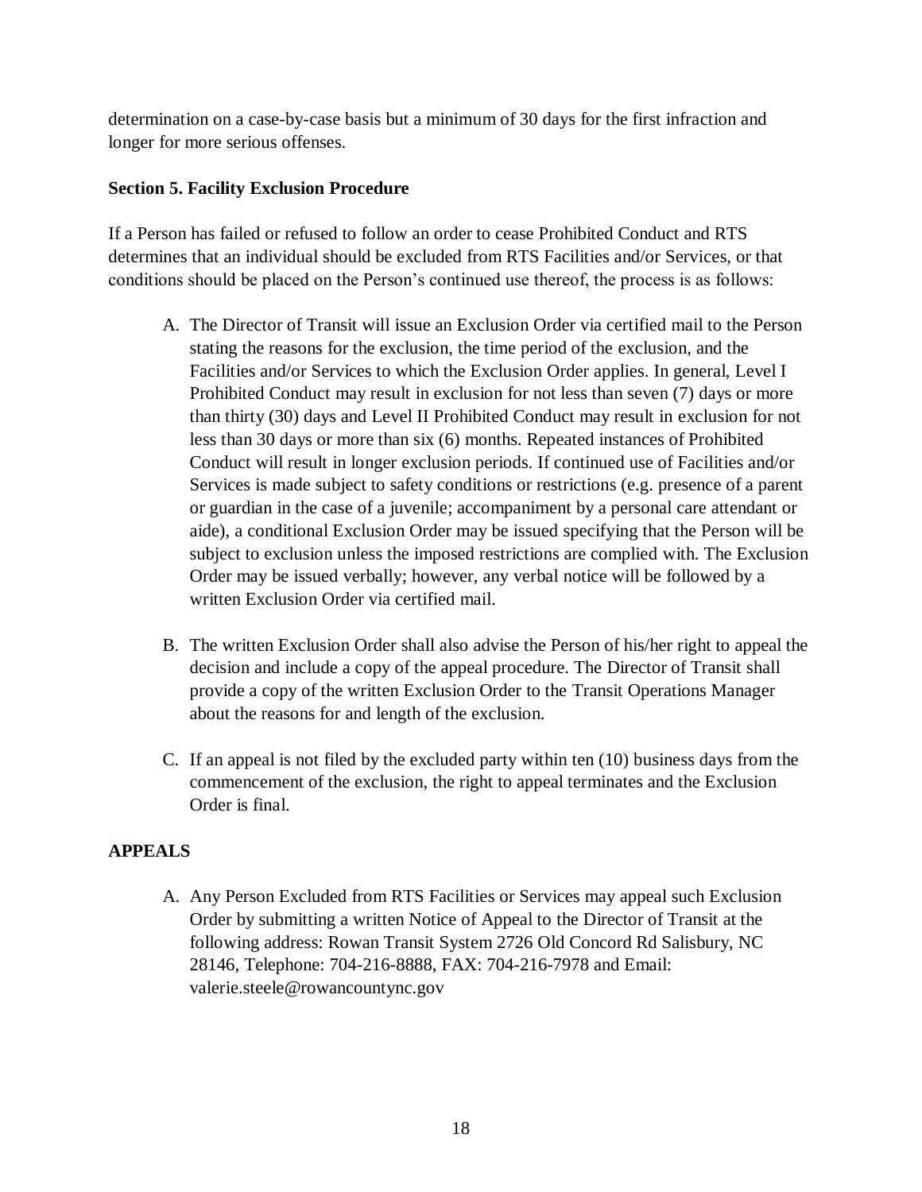determination on a case-by-case basis but a minimum of 30 days for the first infraction and longer for more serious offenses.

**Section 5. Facility Exclusion Procedure**

If a Person has failed or refused to follow an order to cease Prohibited Conduct and RTS determines that an individual should be excluded from RTS Facilities and/or Services, or that conditions should be placed on the Person's continued use thereof, the process is as follows:

A. The Director of Transit will issue an Exclusion Order via certified mail to the Person stating the reasons for the exclusion, the time period of the exclusion, and the Facilities and/or Services to which the Exclusion Order applies. In general, Level I Prohibited Conduct may result in exclusion for not less than seven (7) days or more than thirty (30) days and Level II Prohibited Conduct may result in exclusion for not less than 30 days or more than six (6) months. Repeated instances of Prohibited Conduct will result in longer exclusion periods. If continued use of Facilities and/or Services is made subject to safety conditions or restrictions (e.g. presence of a parent or guardian in the case of a juvenile; accompaniment by a personal care attendant or aide), a conditional Exclusion Order may be issued specifying that the Person will be subject to exclusion unless the imposed restrictions are complied with. The Exclusion Order may be issued verbally; however, any verbal notice will be followed by a written Exclusion Order via certified mail.

B. The written Exclusion Order shall also advise the Person of his/her right to appeal the decision and include a copy of the appeal procedure. The Director of Transit shall provide a copy of the written Exclusion Order to the Transit Operations Manager about the reasons for and length of the exclusion.

C. If an appeal is not filed by the excluded party within ten (10) business days from the commencement of the exclusion, the right to appeal terminates and the Exclusion Order is final.

**APPEALS**

A. Any Person Excluded from RTS Facilities or Services may appeal such Exclusion Order by submitting a written Notice of Appeal to the Director of Transit at the following address: Rowan Transit System 2726 Old Concord Rd Salisbury, NC 28146, Telephone: 704-216-8888, FAX: 704-216-7978 and Email: valerie.steele@rowancountync.gov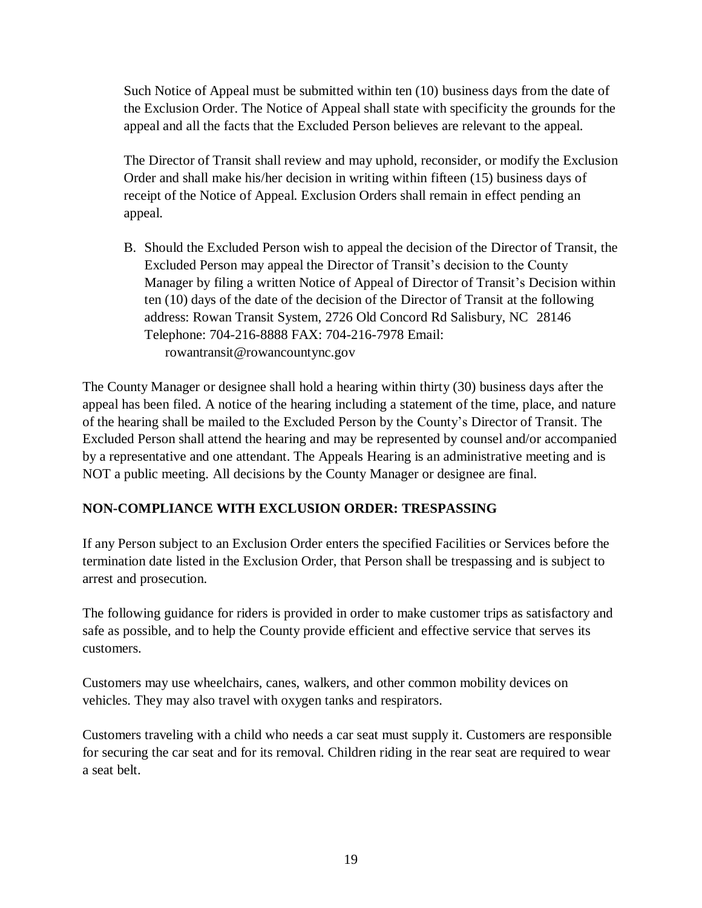Such Notice of Appeal must be submitted within ten (10) business days from the date of the Exclusion Order. The Notice of Appeal shall state with specificity the grounds for the appeal and all the facts that the Excluded Person believes are relevant to the appeal.

The Director of Transit shall review and may uphold, reconsider, or modify the Exclusion Order and shall make his/her decision in writing within fifteen (15) business days of receipt of the Notice of Appeal. Exclusion Orders shall remain in effect pending an appeal.

B. Should the Excluded Person wish to appeal the decision of the Director of Transit, the Excluded Person may appeal the Director of Transit's decision to the County Manager by filing a written Notice of Appeal of Director of Transit's Decision within ten (10) days of the date of the decision of the Director of Transit at the following address: Rowan Transit System, 2726 Old Concord Rd Salisbury, NC 28146 Telephone: 704-216-8888 FAX: 704-216-7978 Email: rowantransit@rowancountync.gov

The County Manager or designee shall hold a hearing within thirty (30) business days after the appeal has been filed. A notice of the hearing including a statement of the time, place, and nature of the hearing shall be mailed to the Excluded Person by the County's Director of Transit. The Excluded Person shall attend the hearing and may be represented by counsel and/or accompanied by a representative and one attendant. The Appeals Hearing is an administrative meeting and is NOT a public meeting. All decisions by the County Manager or designee are final.

**NON-COMPLIANCE WITH EXCLUSION ORDER: TRESPASSING**

If any Person subject to an Exclusion Order enters the specified Facilities or Services before the termination date listed in the Exclusion Order, that Person shall be trespassing and is subject to arrest and prosecution.

The following guidance for riders is provided in order to make customer trips as satisfactory and safe as possible, and to help the County provide efficient and effective service that serves its customers.

Customers may use wheelchairs, canes, walkers, and other common mobility devices on vehicles. They may also travel with oxygen tanks and respirators.

Customers traveling with a child who needs a car seat must supply it. Customers are responsible for securing the car seat and for its removal. Children riding in the rear seat are required to wear a seat belt.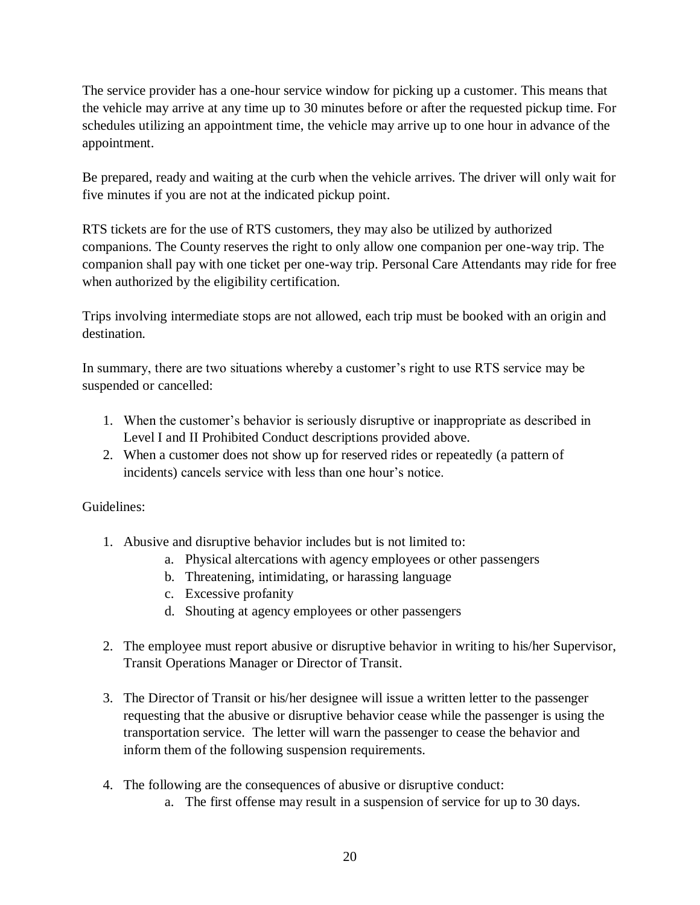The service provider has a one-hour service window for picking up a customer. This means that the vehicle may arrive at any time up to 30 minutes before or after the requested pickup time. For schedules utilizing an appointment time, the vehicle may arrive up to one hour in advance of the appointment.

Be prepared, ready and waiting at the curb when the vehicle arrives. The driver will only wait for five minutes if you are not at the indicated pickup point.

RTS tickets are for the use of RTS customers, they may also be utilized by authorized companions. The County reserves the right to only allow one companion per one-way trip. The companion shall pay with one ticket per one-way trip. Personal Care Attendants may ride for free when authorized by the eligibility certification.

Trips involving intermediate stops are not allowed, each trip must be booked with an origin and destination.

In summary, there are two situations whereby a customer's right to use RTS service may be suspended or cancelled:

1. When the customer's behavior is seriously disruptive or inappropriate as described in Level I and II Prohibited Conduct descriptions provided above.
2. When a customer does not show up for reserved rides or repeatedly (a pattern of incidents) cancels service with less than one hour's notice.

Guidelines:

1. Abusive and disruptive behavior includes but is not limited to:
   a. Physical altercations with agency employees or other passengers
   b. Threatening, intimidating, or harassing language
   c. Excessive profanity
   d. Shouting at agency employees or other passengers

2. The employee must report abusive or disruptive behavior in writing to his/her Supervisor, Transit Operations Manager or Director of Transit.

3. The Director of Transit or his/her designee will issue a written letter to the passenger requesting that the abusive or disruptive behavior cease while the passenger is using the transportation service. The letter will warn the passenger to cease the behavior and inform them of the following suspension requirements.

4. The following are the consequences of abusive or disruptive conduct:
   a. The first offense may result in a suspension of service for up to 30 days.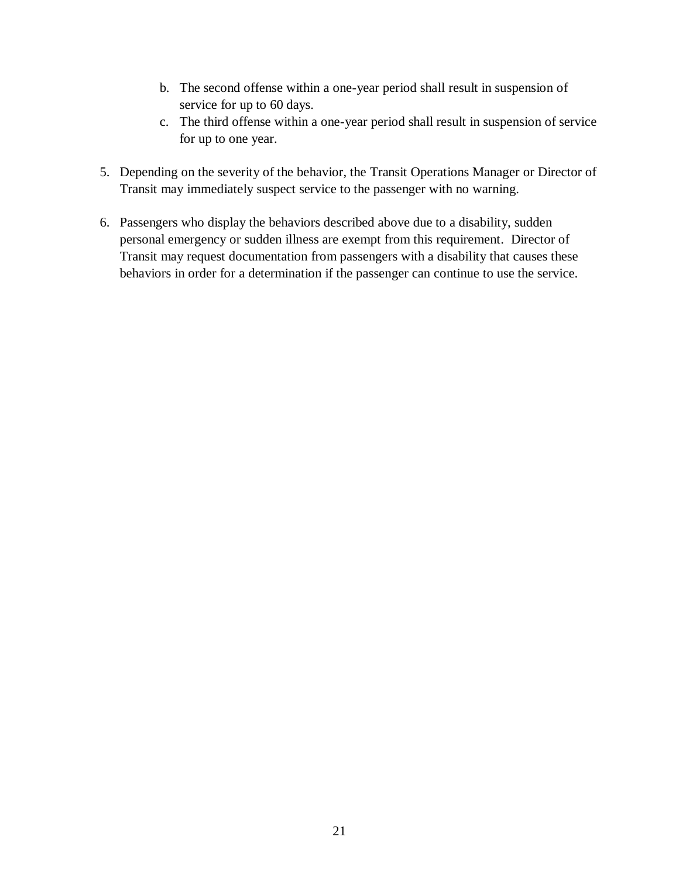b. The second offense within a one-year period shall result in suspension of service for up to 60 days.
   c. The third offense within a one-year period shall result in suspension of service for up to one year.

5. Depending on the severity of the behavior, the Transit Operations Manager or Director of Transit may immediately suspect service to the passenger with no warning.

6. Passengers who display the behaviors described above due to a disability, sudden personal emergency or sudden illness are exempt from this requirement. Director of Transit may request documentation from passengers with a disability that causes these behaviors in order for a determination if the passenger can continue to use the service.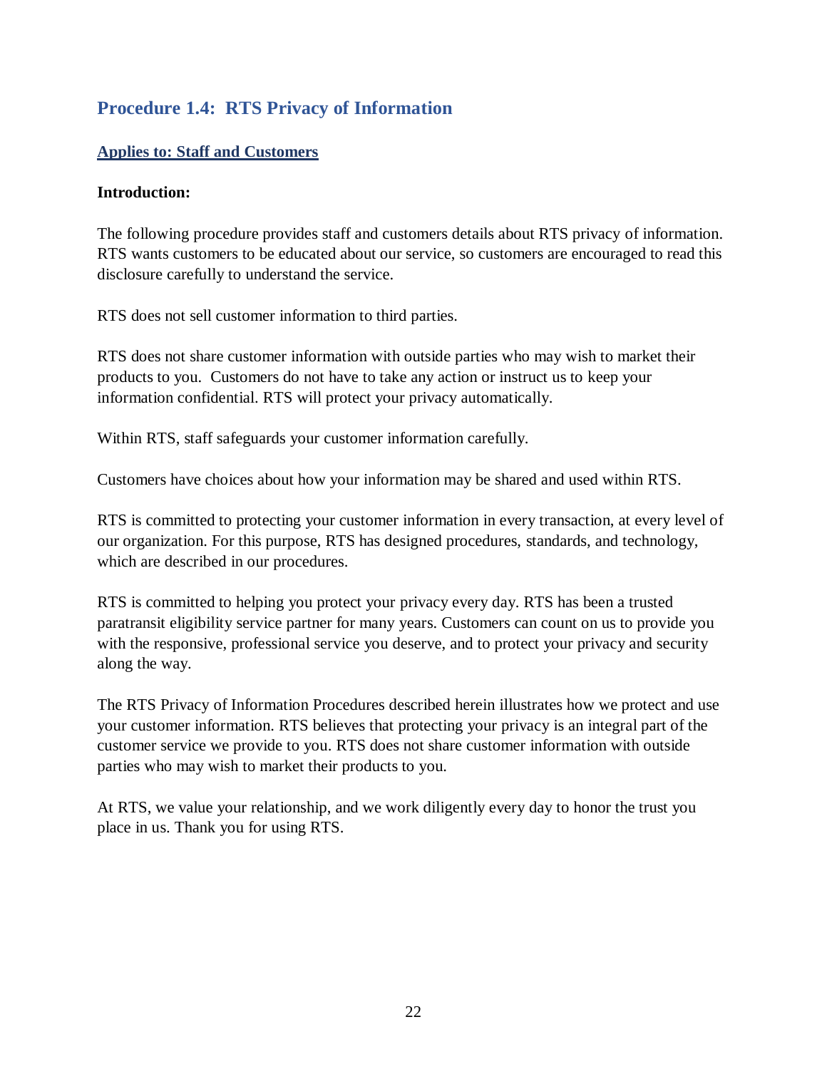## Procedure 1.4: RTS Privacy of Information

**Applies to: Staff and Customers**

**Introduction:**

The following procedure provides staff and customers details about RTS privacy of information. RTS wants customers to be educated about our service, so customers are encouraged to read this disclosure carefully to understand the service.

RTS does not sell customer information to third parties.

RTS does not share customer information with outside parties who may wish to market their products to you. Customers do not have to take any action or instruct us to keep your information confidential. RTS will protect your privacy automatically.

Within RTS, staff safeguards your customer information carefully.

Customers have choices about how your information may be shared and used within RTS.

RTS is committed to protecting your customer information in every transaction, at every level of our organization. For this purpose, RTS has designed procedures, standards, and technology, which are described in our procedures.

RTS is committed to helping you protect your privacy every day. RTS has been a trusted paratransit eligibility service partner for many years. Customers can count on us to provide you with the responsive, professional service you deserve, and to protect your privacy and security along the way.

The RTS Privacy of Information Procedures described herein illustrates how we protect and use your customer information. RTS believes that protecting your privacy is an integral part of the customer service we provide to you. RTS does not share customer information with outside parties who may wish to market their products to you.

At RTS, we value your relationship, and we work diligently every day to honor the trust you place in us. Thank you for using RTS.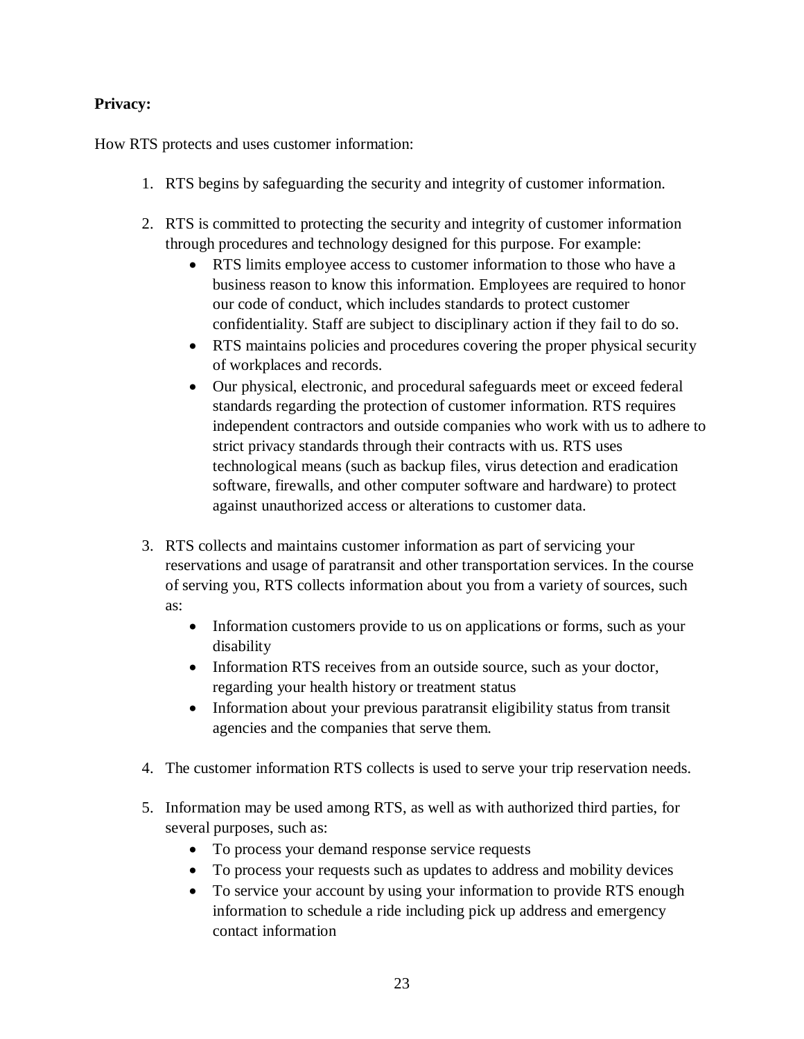**Privacy:**

How RTS protects and uses customer information:

1. RTS begins by safeguarding the security and integrity of customer information.

2. RTS is committed to protecting the security and integrity of customer information through procedures and technology designed for this purpose. For example:
    - RTS limits employee access to customer information to those who have a business reason to know this information. Employees are required to honor our code of conduct, which includes standards to protect customer confidentiality. Staff are subject to disciplinary action if they fail to do so.
    - RTS maintains policies and procedures covering the proper physical security of workplaces and records.
    - Our physical, electronic, and procedural safeguards meet or exceed federal standards regarding the protection of customer information. RTS requires independent contractors and outside companies who work with us to adhere to strict privacy standards through their contracts with us. RTS uses technological means (such as backup files, virus detection and eradication software, firewalls, and other computer software and hardware) to protect against unauthorized access or alterations to customer data.

3. RTS collects and maintains customer information as part of servicing your reservations and usage of paratransit and other transportation services. In the course of serving you, RTS collects information about you from a variety of sources, such as:
    - Information customers provide to us on applications or forms, such as your disability
    - Information RTS receives from an outside source, such as your doctor, regarding your health history or treatment status
    - Information about your previous paratransit eligibility status from transit agencies and the companies that serve them.

4. The customer information RTS collects is used to serve your trip reservation needs.

5. Information may be used among RTS, as well as with authorized third parties, for several purposes, such as:
    - To process your demand response service requests
    - To process your requests such as updates to address and mobility devices
    - To service your account by using your information to provide RTS enough information to schedule a ride including pick up address and emergency contact information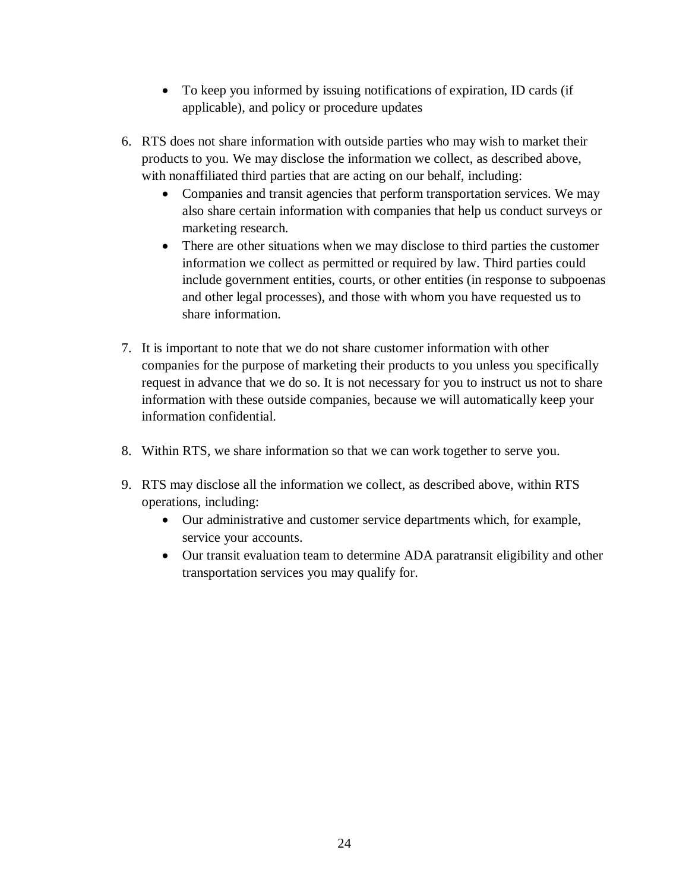- To keep you informed by issuing notifications of expiration, ID cards (if applicable), and policy or procedure updates

6. RTS does not share information with outside parties who may wish to market their products to you. We may disclose the information we collect, as described above, with nonaffiliated third parties that are acting on our behalf, including:
    - Companies and transit agencies that perform transportation services. We may also share certain information with companies that help us conduct surveys or marketing research.
    - There are other situations when we may disclose to third parties the customer information we collect as permitted or required by law. Third parties could include government entities, courts, or other entities (in response to subpoenas and other legal processes), and those with whom you have requested us to share information.

7. It is important to note that we do not share customer information with other companies for the purpose of marketing their products to you unless you specifically request in advance that we do so. It is not necessary for you to instruct us not to share information with these outside companies, because we will automatically keep your information confidential.

8. Within RTS, we share information so that we can work together to serve you.

9. RTS may disclose all the information we collect, as described above, within RTS operations, including:
    - Our administrative and customer service departments which, for example, service your accounts.
    - Our transit evaluation team to determine ADA paratransit eligibility and other transportation services you may qualify for.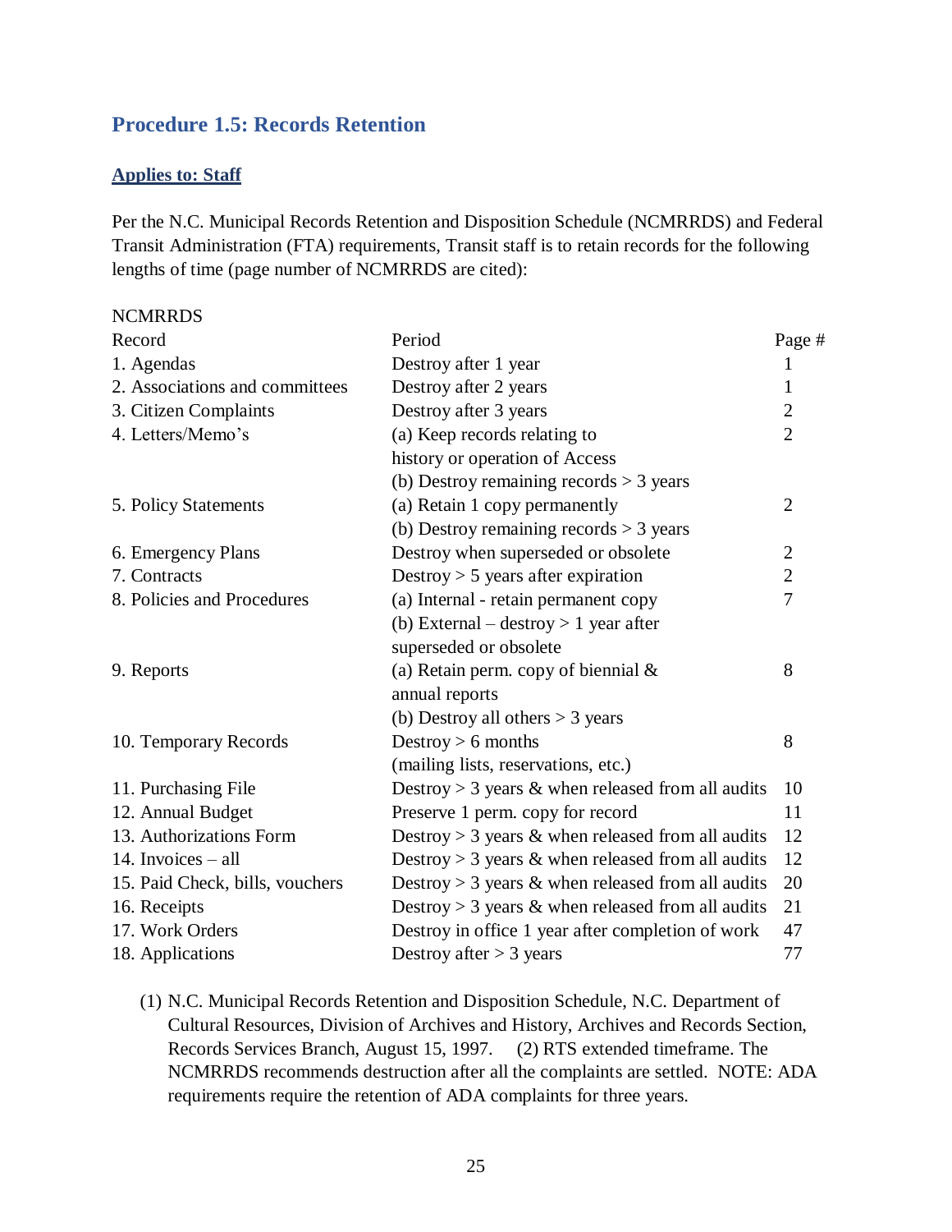## Procedure 1.5: Records Retention

**Applies to: Staff**

Per the N.C. Municipal Records Retention and Disposition Schedule (NCMRRDS) and Federal Transit Administration (FTA) requirements, Transit staff is to retain records for the following lengths of time (page number of NCMRRDS are cited):

NCMRRDS

| Record | Period | Page # |
|---|---|---|
| 1. Agendas | Destroy after 1 year | 1 |
| 2. Associations and committees | Destroy after 2 years | 1 |
| 3. Citizen Complaints | Destroy after 3 years | 2 |
| 4. Letters/Memo's | (a) Keep records relating to history or operation of Access<br>(b) Destroy remaining records > 3 years | 2 |
| 5. Policy Statements | (a) Retain 1 copy permanently<br>(b) Destroy remaining records > 3 years | 2 |
| 6. Emergency Plans | Destroy when superseded or obsolete | 2 |
| 7. Contracts | Destroy > 5 years after expiration | 2 |
| 8. Policies and Procedures | (a) Internal - retain permanent copy<br>(b) External – destroy > 1 year after superseded or obsolete | 7 |
| 9. Reports | (a) Retain perm. copy of biennial & annual reports<br>(b) Destroy all others > 3 years | 8 |
| 10. Temporary Records | Destroy > 6 months<br>(mailing lists, reservations, etc.) | 8 |
| 11. Purchasing File | Destroy > 3 years & when released from all audits | 10 |
| 12. Annual Budget | Preserve 1 perm. copy for record | 11 |
| 13. Authorizations Form | Destroy > 3 years & when released from all audits | 12 |
| 14. Invoices – all | Destroy > 3 years & when released from all audits | 12 |
| 15. Paid Check, bills, vouchers | Destroy > 3 years & when released from all audits | 20 |
| 16. Receipts | Destroy > 3 years & when released from all audits | 21 |
| 17. Work Orders | Destroy in office 1 year after completion of work | 47 |
| 18. Applications | Destroy after > 3 years | 77 |

(1) N.C. Municipal Records Retention and Disposition Schedule, N.C. Department of Cultural Resources, Division of Archives and History, Archives and Records Section, Records Services Branch, August 15, 1997. (2) RTS extended timeframe. The NCMRRDS recommends destruction after all the complaints are settled. NOTE: ADA requirements require the retention of ADA complaints for three years.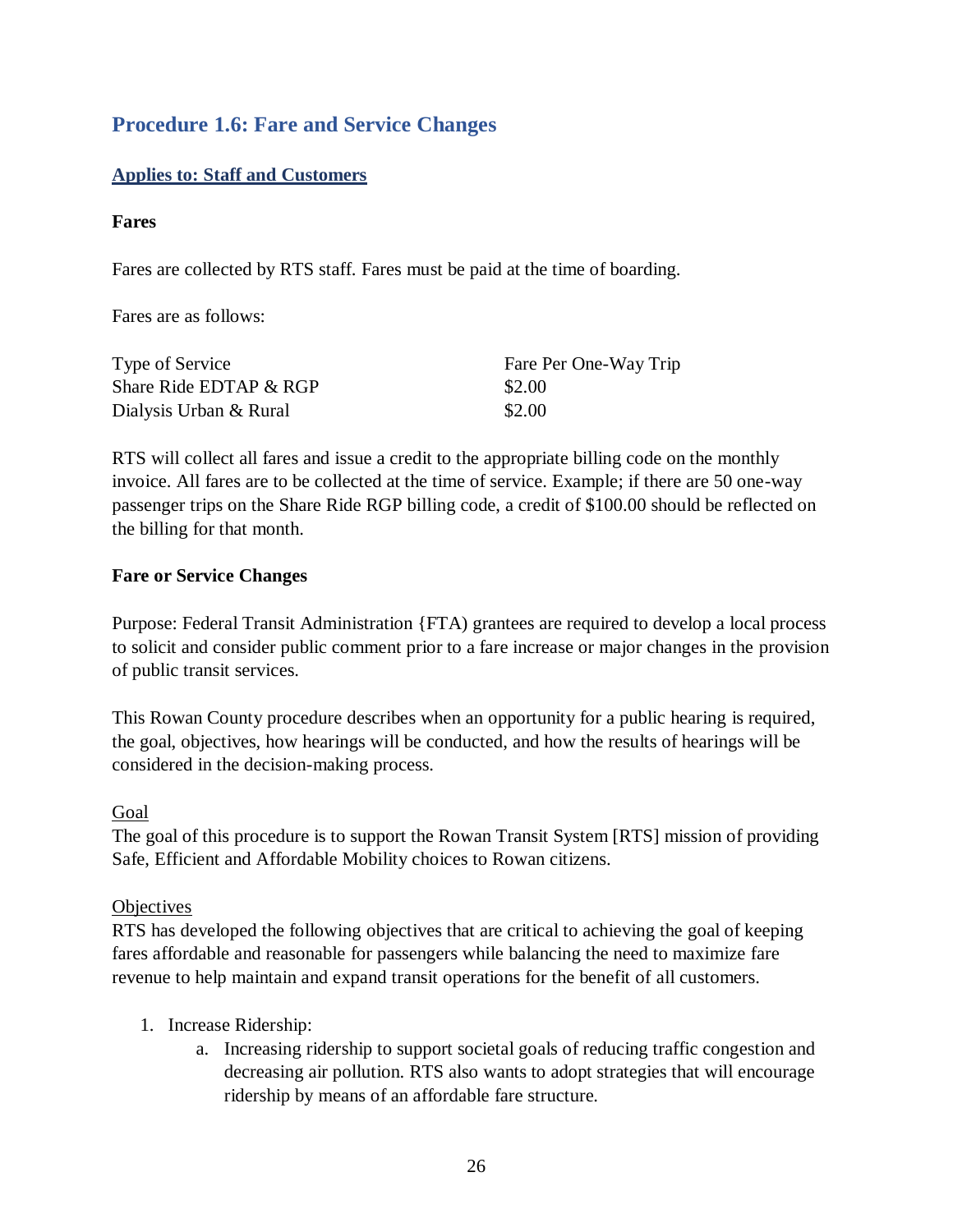## Procedure 1.6: Fare and Service Changes

**Applies to: Staff and Customers**

**Fares**

Fares are collected by RTS staff. Fares must be paid at the time of boarding.

Fares are as follows:

| Type of Service | Fare Per One-Way Trip |
|---|---|
| Share Ride EDTAP & RGP | $2.00 |
| Dialysis Urban & Rural | $2.00 |

RTS will collect all fares and issue a credit to the appropriate billing code on the monthly invoice. All fares are to be collected at the time of service. Example; if there are 50 one-way passenger trips on the Share Ride RGP billing code, a credit of $100.00 should be reflected on the billing for that month.

**Fare or Service Changes**

Purpose: Federal Transit Administration {FTA) grantees are required to develop a local process to solicit and consider public comment prior to a fare increase or major changes in the provision of public transit services.

This Rowan County procedure describes when an opportunity for a public hearing is required, the goal, objectives, how hearings will be conducted, and how the results of hearings will be considered in the decision-making process.

Goal

The goal of this procedure is to support the Rowan Transit System [RTS] mission of providing Safe, Efficient and Affordable Mobility choices to Rowan citizens.

Objectives

RTS has developed the following objectives that are critical to achieving the goal of keeping fares affordable and reasonable for passengers while balancing the need to maximize fare revenue to help maintain and expand transit operations for the benefit of all customers.

1. Increase Ridership:
    a. Increasing ridership to support societal goals of reducing traffic congestion and decreasing air pollution. RTS also wants to adopt strategies that will encourage ridership by means of an affordable fare structure.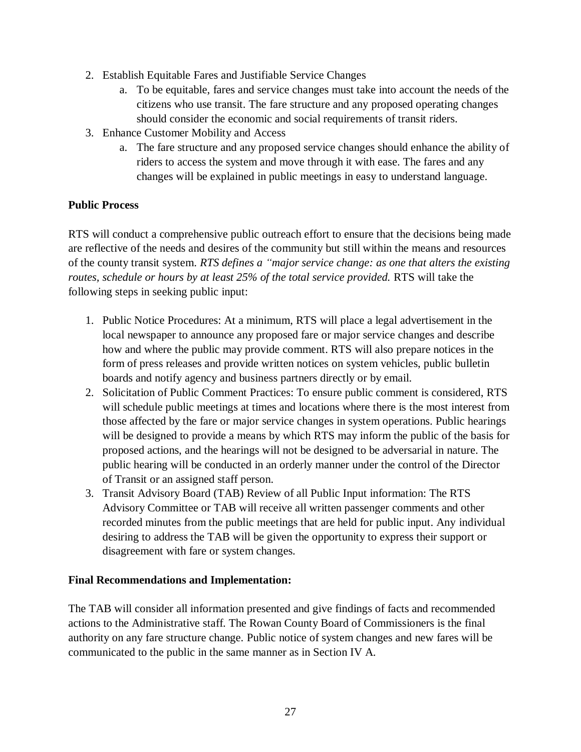2. Establish Equitable Fares and Justifiable Service Changes
    a. To be equitable, fares and service changes must take into account the needs of the citizens who use transit. The fare structure and any proposed operating changes should consider the economic and social requirements of transit riders.
3. Enhance Customer Mobility and Access
    a. The fare structure and any proposed service changes should enhance the ability of riders to access the system and move through it with ease. The fares and any changes will be explained in public meetings in easy to understand language.

**Public Process**

RTS will conduct a comprehensive public outreach effort to ensure that the decisions being made are reflective of the needs and desires of the community but still within the means and resources of the county transit system. *RTS defines a "major service change: as one that alters the existing routes, schedule or hours by at least 25% of the total service provided.* RTS will take the following steps in seeking public input:

1. Public Notice Procedures: At a minimum, RTS will place a legal advertisement in the local newspaper to announce any proposed fare or major service changes and describe how and where the public may provide comment. RTS will also prepare notices in the form of press releases and provide written notices on system vehicles, public bulletin boards and notify agency and business partners directly or by email.
2. Solicitation of Public Comment Practices: To ensure public comment is considered, RTS will schedule public meetings at times and locations where there is the most interest from those affected by the fare or major service changes in system operations. Public hearings will be designed to provide a means by which RTS may inform the public of the basis for proposed actions, and the hearings will not be designed to be adversarial in nature. The public hearing will be conducted in an orderly manner under the control of the Director of Transit or an assigned staff person.
3. Transit Advisory Board (TAB) Review of all Public Input information: The RTS Advisory Committee or TAB will receive all written passenger comments and other recorded minutes from the public meetings that are held for public input. Any individual desiring to address the TAB will be given the opportunity to express their support or disagreement with fare or system changes.

**Final Recommendations and Implementation:**

The TAB will consider all information presented and give findings of facts and recommended actions to the Administrative staff. The Rowan County Board of Commissioners is the final authority on any fare structure change. Public notice of system changes and new fares will be communicated to the public in the same manner as in Section IV A.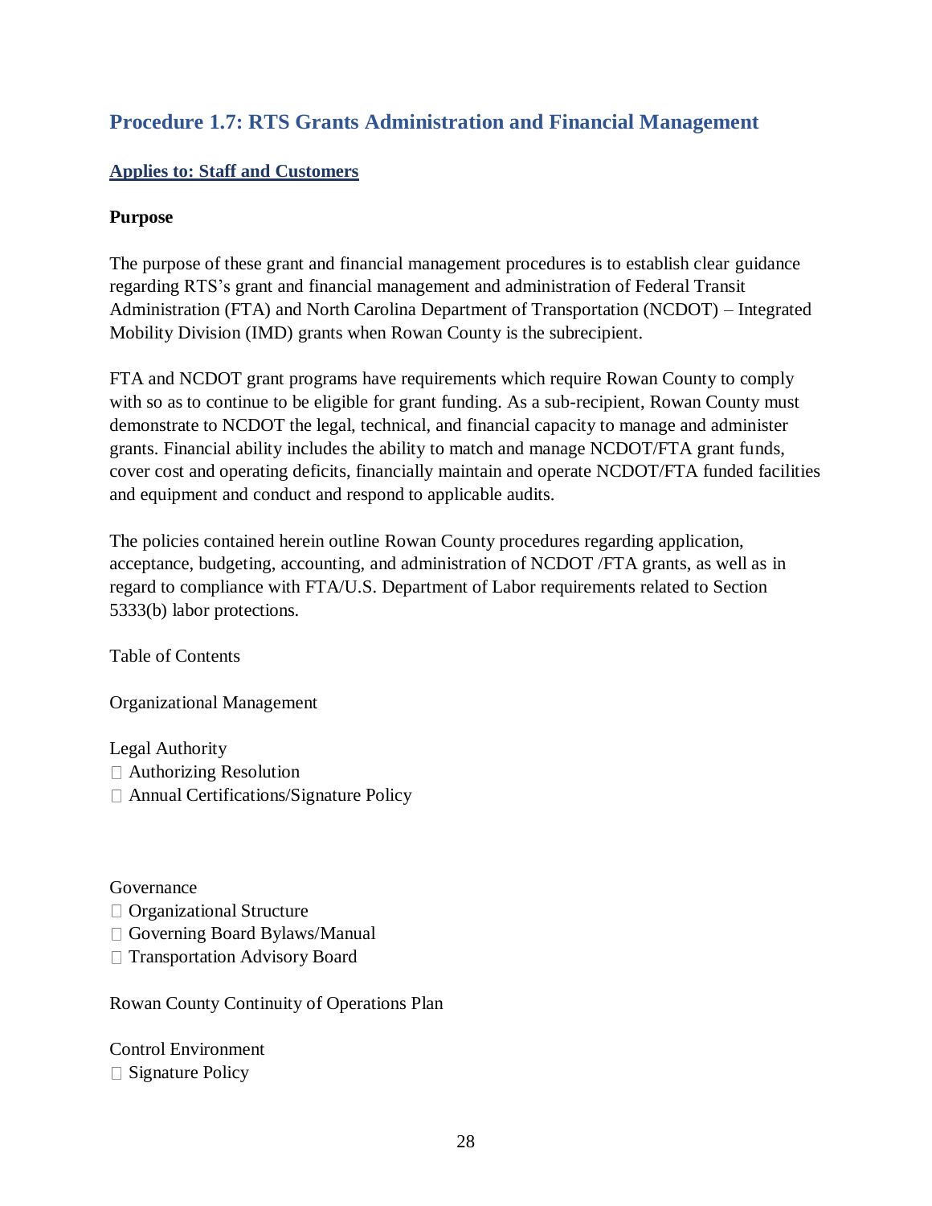## Procedure 1.7: RTS Grants Administration and Financial Management

**Applies to: Staff and Customers**

**Purpose**

The purpose of these grant and financial management procedures is to establish clear guidance regarding RTS's grant and financial management and administration of Federal Transit Administration (FTA) and North Carolina Department of Transportation (NCDOT) – Integrated Mobility Division (IMD) grants when Rowan County is the subrecipient.

FTA and NCDOT grant programs have requirements which require Rowan County to comply with so as to continue to be eligible for grant funding. As a sub-recipient, Rowan County must demonstrate to NCDOT the legal, technical, and financial capacity to manage and administer grants. Financial ability includes the ability to match and manage NCDOT/FTA grant funds, cover cost and operating deficits, financially maintain and operate NCDOT/FTA funded facilities and equipment and conduct and respond to applicable audits.

The policies contained herein outline Rowan County procedures regarding application, acceptance, budgeting, accounting, and administration of NCDOT /FTA grants, as well as in regard to compliance with FTA/U.S. Department of Labor requirements related to Section 5333(b) labor protections.

Table of Contents

Organizational Management

Legal Authority
- Authorizing Resolution
- Annual Certifications/Signature Policy

Governance
- Organizational Structure
- Governing Board Bylaws/Manual
- Transportation Advisory Board

Rowan County Continuity of Operations Plan

Control Environment
- Signature Policy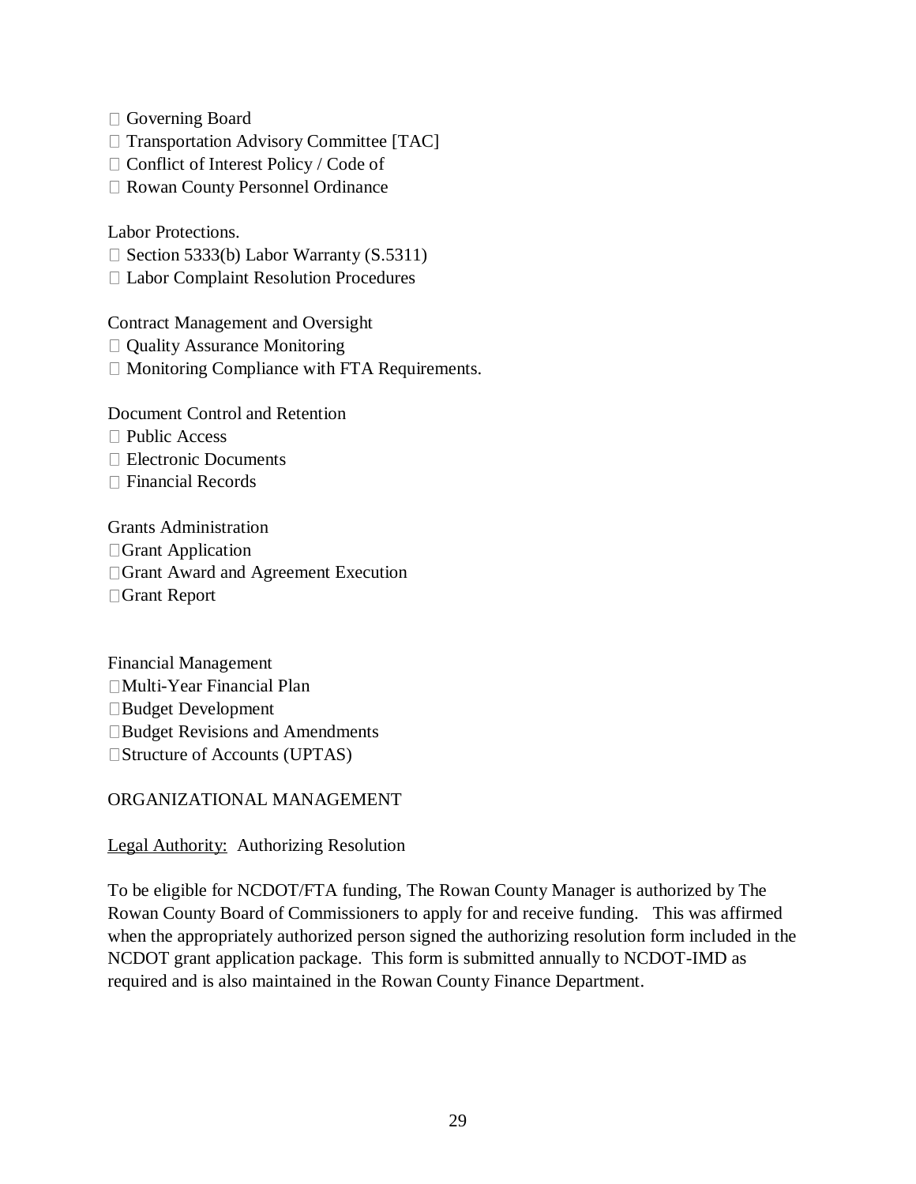-  Governing Board
-  Transportation Advisory Committee [TAC]
-  Conflict of Interest Policy / Code of
-  Rowan County Personnel Ordinance

Labor Protections.

-  Section 5333(b) Labor Warranty (S.5311)
-  Labor Complaint Resolution Procedures

Contract Management and Oversight

-  Quality Assurance Monitoring
-  Monitoring Compliance with FTA Requirements.

Document Control and Retention

-  Public Access
-  Electronic Documents
-  Financial Records

Grants Administration

- Grant Application
- Grant Award and Agreement Execution
- Grant Report

Financial Management

- Multi-Year Financial Plan
- Budget Development
- Budget Revisions and Amendments
- Structure of Accounts (UPTAS)

ORGANIZATIONAL MANAGEMENT

<u>Legal Authority:</u> Authorizing Resolution

To be eligible for NCDOT/FTA funding, The Rowan County Manager is authorized by The Rowan County Board of Commissioners to apply for and receive funding. This was affirmed when the appropriately authorized person signed the authorizing resolution form included in the NCDOT grant application package. This form is submitted annually to NCDOT-IMD as required and is also maintained in the Rowan County Finance Department.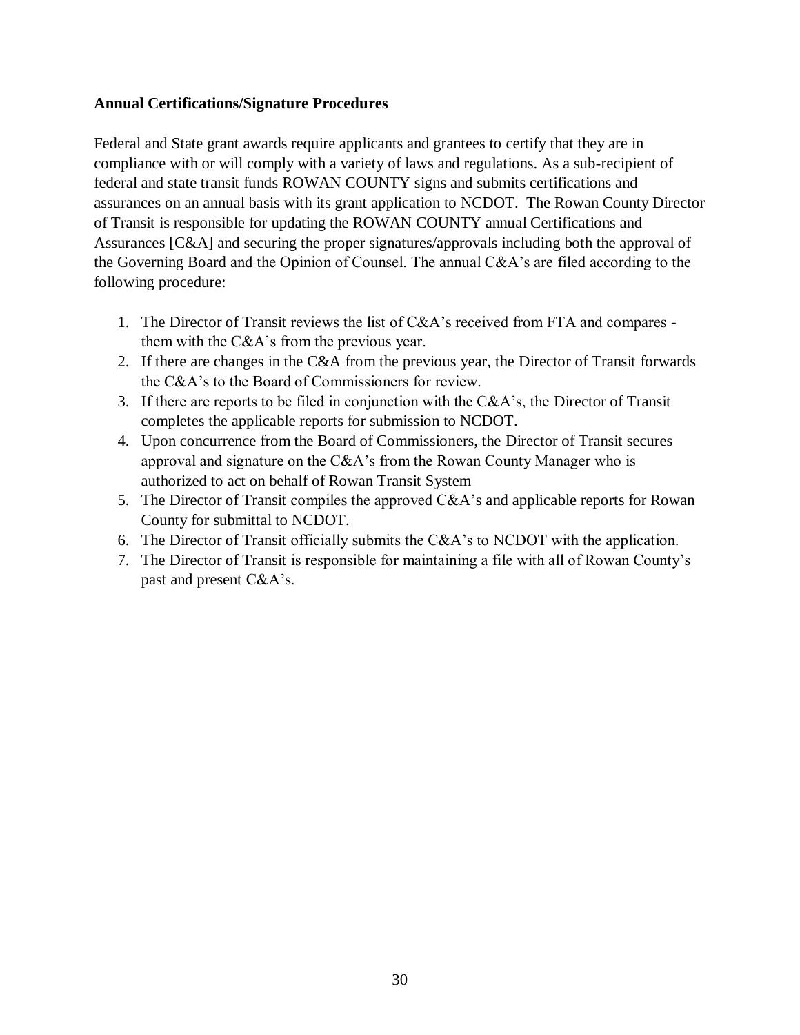**Annual Certifications/Signature Procedures**

Federal and State grant awards require applicants and grantees to certify that they are in compliance with or will comply with a variety of laws and regulations. As a sub-recipient of federal and state transit funds ROWAN COUNTY signs and submits certifications and assurances on an annual basis with its grant application to NCDOT. The Rowan County Director of Transit is responsible for updating the ROWAN COUNTY annual Certifications and Assurances [C&A] and securing the proper signatures/approvals including both the approval of the Governing Board and the Opinion of Counsel. The annual C&A's are filed according to the following procedure:

1. The Director of Transit reviews the list of C&A's received from FTA and compares - them with the C&A's from the previous year.
2. If there are changes in the C&A from the previous year, the Director of Transit forwards the C&A's to the Board of Commissioners for review.
3. If there are reports to be filed in conjunction with the C&A's, the Director of Transit completes the applicable reports for submission to NCDOT.
4. Upon concurrence from the Board of Commissioners, the Director of Transit secures approval and signature on the C&A's from the Rowan County Manager who is authorized to act on behalf of Rowan Transit System
5. The Director of Transit compiles the approved C&A's and applicable reports for Rowan County for submittal to NCDOT.
6. The Director of Transit officially submits the C&A's to NCDOT with the application.
7. The Director of Transit is responsible for maintaining a file with all of Rowan County's past and present C&A's.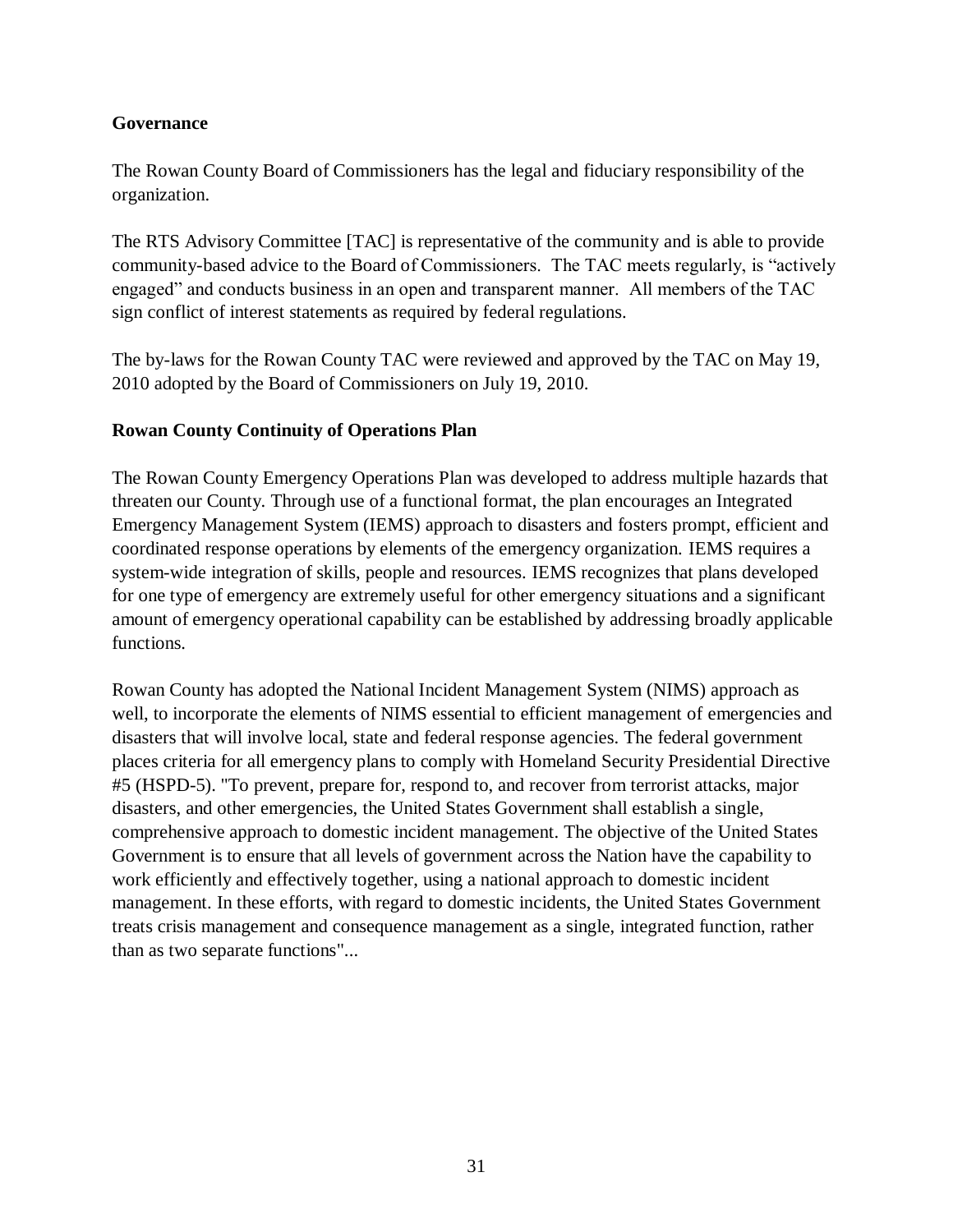**Governance**

The Rowan County Board of Commissioners has the legal and fiduciary responsibility of the organization.

The RTS Advisory Committee [TAC] is representative of the community and is able to provide community-based advice to the Board of Commissioners. The TAC meets regularly, is "actively engaged" and conducts business in an open and transparent manner. All members of the TAC sign conflict of interest statements as required by federal regulations.

The by-laws for the Rowan County TAC were reviewed and approved by the TAC on May 19, 2010 adopted by the Board of Commissioners on July 19, 2010.

**Rowan County Continuity of Operations Plan**

The Rowan County Emergency Operations Plan was developed to address multiple hazards that threaten our County. Through use of a functional format, the plan encourages an Integrated Emergency Management System (IEMS) approach to disasters and fosters prompt, efficient and coordinated response operations by elements of the emergency organization. IEMS requires a system-wide integration of skills, people and resources. IEMS recognizes that plans developed for one type of emergency are extremely useful for other emergency situations and a significant amount of emergency operational capability can be established by addressing broadly applicable functions.

Rowan County has adopted the National Incident Management System (NIMS) approach as well, to incorporate the elements of NIMS essential to efficient management of emergencies and disasters that will involve local, state and federal response agencies. The federal government places criteria for all emergency plans to comply with Homeland Security Presidential Directive #5 (HSPD-5). "To prevent, prepare for, respond to, and recover from terrorist attacks, major disasters, and other emergencies, the United States Government shall establish a single, comprehensive approach to domestic incident management. The objective of the United States Government is to ensure that all levels of government across the Nation have the capability to work efficiently and effectively together, using a national approach to domestic incident management. In these efforts, with regard to domestic incidents, the United States Government treats crisis management and consequence management as a single, integrated function, rather than as two separate functions"...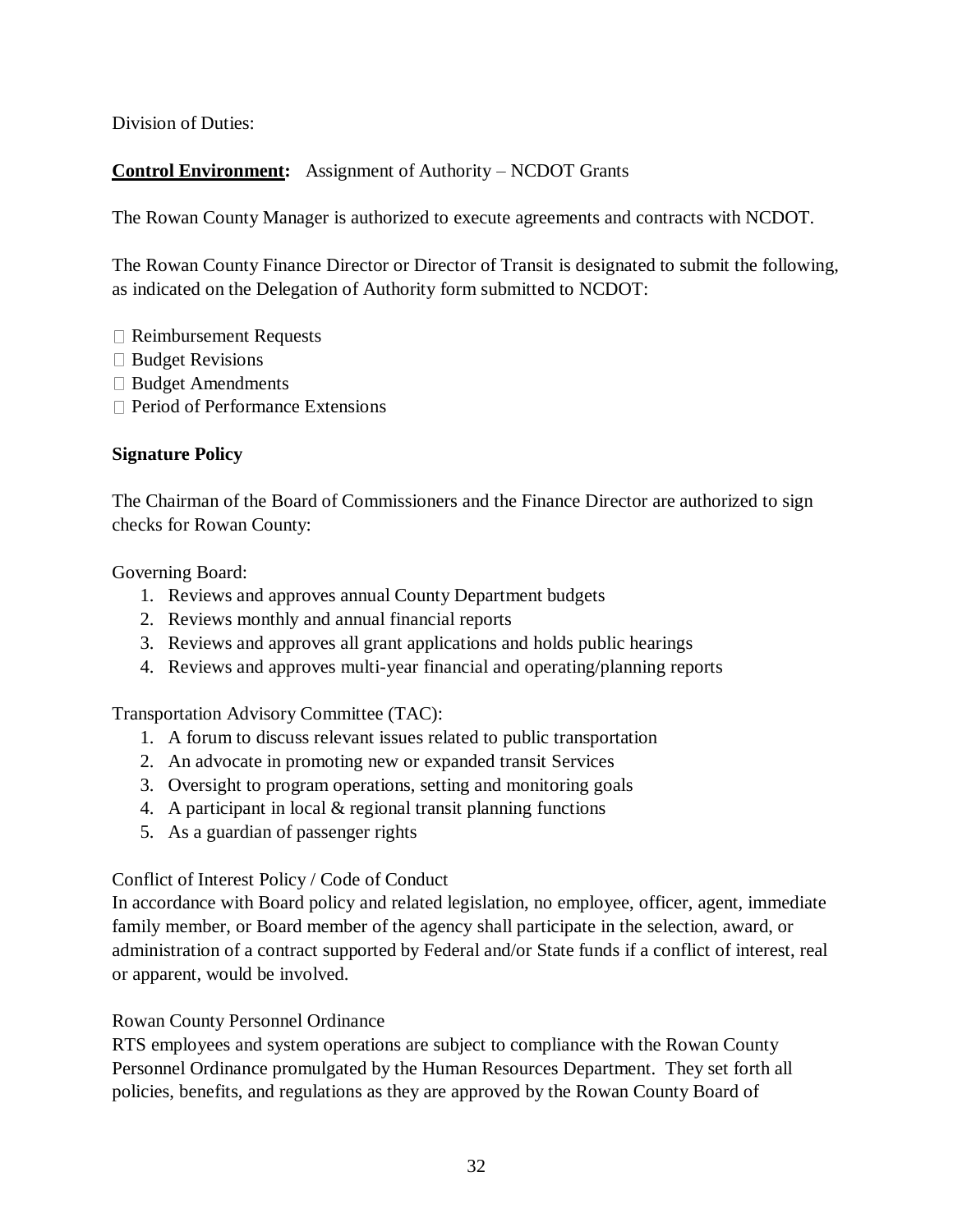Division of Duties:

**<u>Control Environment</u>:** Assignment of Authority – NCDOT Grants

The Rowan County Manager is authorized to execute agreements and contracts with NCDOT.

The Rowan County Finance Director or Director of Transit is designated to submit the following, as indicated on the Delegation of Authority form submitted to NCDOT:

- Reimbursement Requests
- Budget Revisions
- Budget Amendments
- Period of Performance Extensions

**Signature Policy**

The Chairman of the Board of Commissioners and the Finance Director are authorized to sign checks for Rowan County:

Governing Board:

1. Reviews and approves annual County Department budgets
2. Reviews monthly and annual financial reports
3. Reviews and approves all grant applications and holds public hearings
4. Reviews and approves multi-year financial and operating/planning reports

Transportation Advisory Committee (TAC):

1. A forum to discuss relevant issues related to public transportation
2. An advocate in promoting new or expanded transit Services
3. Oversight to program operations, setting and monitoring goals
4. A participant in local & regional transit planning functions
5. As a guardian of passenger rights

Conflict of Interest Policy / Code of Conduct
In accordance with Board policy and related legislation, no employee, officer, agent, immediate family member, or Board member of the agency shall participate in the selection, award, or administration of a contract supported by Federal and/or State funds if a conflict of interest, real or apparent, would be involved.

Rowan County Personnel Ordinance
RTS employees and system operations are subject to compliance with the Rowan County Personnel Ordinance promulgated by the Human Resources Department. They set forth all policies, benefits, and regulations as they are approved by the Rowan County Board of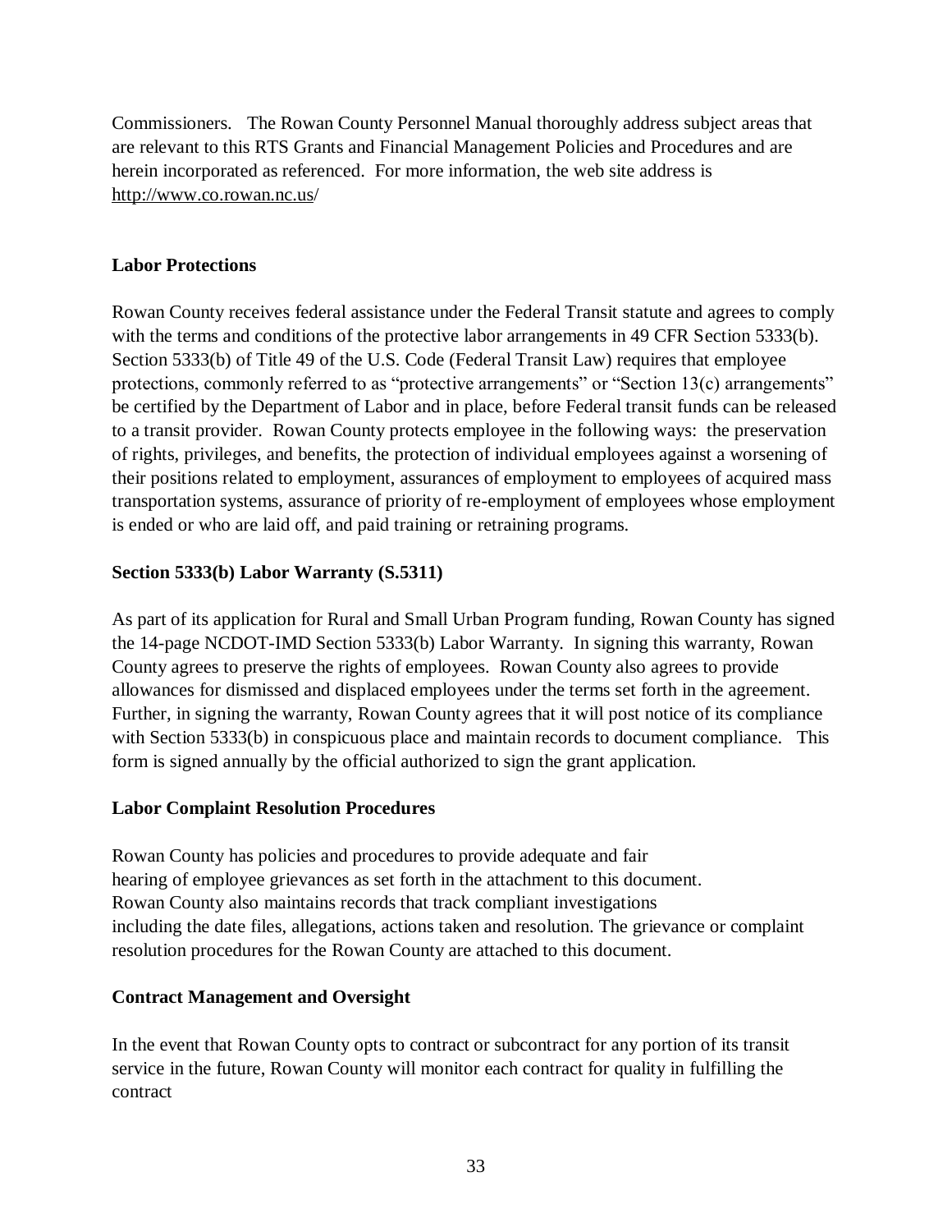Commissioners. The Rowan County Personnel Manual thoroughly address subject areas that are relevant to this RTS Grants and Financial Management Policies and Procedures and are herein incorporated as referenced. For more information, the web site address is http://www.co.rowan.nc.us/

**Labor Protections**

Rowan County receives federal assistance under the Federal Transit statute and agrees to comply with the terms and conditions of the protective labor arrangements in 49 CFR Section 5333(b). Section 5333(b) of Title 49 of the U.S. Code (Federal Transit Law) requires that employee protections, commonly referred to as "protective arrangements" or "Section 13(c) arrangements" be certified by the Department of Labor and in place, before Federal transit funds can be released to a transit provider. Rowan County protects employee in the following ways: the preservation of rights, privileges, and benefits, the protection of individual employees against a worsening of their positions related to employment, assurances of employment to employees of acquired mass transportation systems, assurance of priority of re-employment of employees whose employment is ended or who are laid off, and paid training or retraining programs.

**Section 5333(b) Labor Warranty (S.5311)**

As part of its application for Rural and Small Urban Program funding, Rowan County has signed the 14-page NCDOT-IMD Section 5333(b) Labor Warranty. In signing this warranty, Rowan County agrees to preserve the rights of employees. Rowan County also agrees to provide allowances for dismissed and displaced employees under the terms set forth in the agreement. Further, in signing the warranty, Rowan County agrees that it will post notice of its compliance with Section 5333(b) in conspicuous place and maintain records to document compliance. This form is signed annually by the official authorized to sign the grant application.

**Labor Complaint Resolution Procedures**

Rowan County has policies and procedures to provide adequate and fair hearing of employee grievances as set forth in the attachment to this document. Rowan County also maintains records that track compliant investigations including the date files, allegations, actions taken and resolution. The grievance or complaint resolution procedures for the Rowan County are attached to this document.

**Contract Management and Oversight**

In the event that Rowan County opts to contract or subcontract for any portion of its transit service in the future, Rowan County will monitor each contract for quality in fulfilling the contract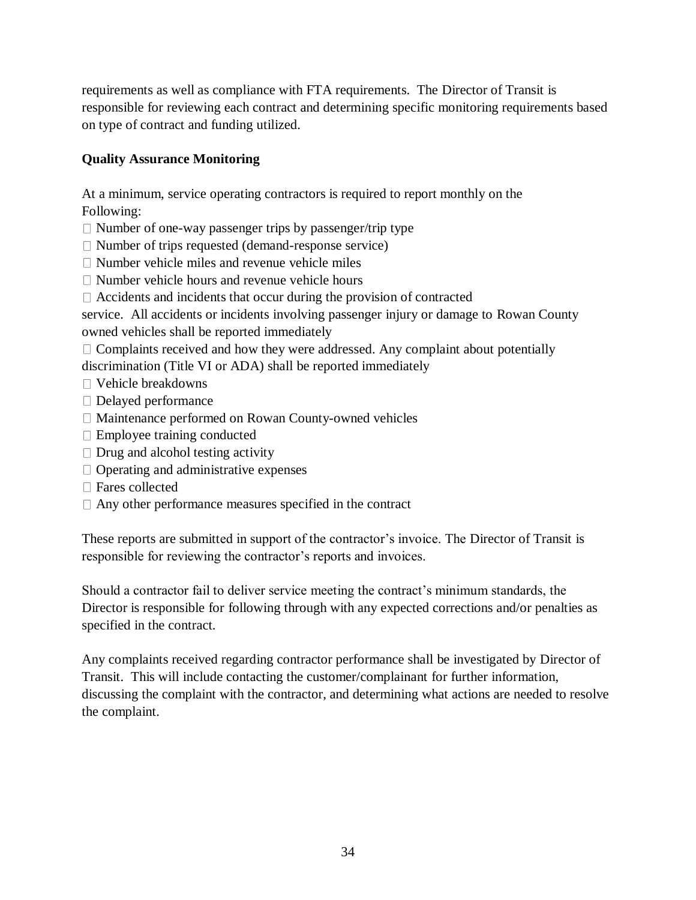requirements as well as compliance with FTA requirements. The Director of Transit is responsible for reviewing each contract and determining specific monitoring requirements based on type of contract and funding utilized.

**Quality Assurance Monitoring**

At a minimum, service operating contractors is required to report monthly on the Following:

- Number of one-way passenger trips by passenger/trip type
- Number of trips requested (demand-response service)
- Number vehicle miles and revenue vehicle miles
- Number vehicle hours and revenue vehicle hours
- Accidents and incidents that occur during the provision of contracted service. All accidents or incidents involving passenger injury or damage to Rowan County owned vehicles shall be reported immediately
- Complaints received and how they were addressed. Any complaint about potentially discrimination (Title VI or ADA) shall be reported immediately
- Vehicle breakdowns
- Delayed performance
- Maintenance performed on Rowan County-owned vehicles
- Employee training conducted
- Drug and alcohol testing activity
- Operating and administrative expenses
- Fares collected
- Any other performance measures specified in the contract

These reports are submitted in support of the contractor's invoice. The Director of Transit is responsible for reviewing the contractor's reports and invoices.

Should a contractor fail to deliver service meeting the contract's minimum standards, the Director is responsible for following through with any expected corrections and/or penalties as specified in the contract.

Any complaints received regarding contractor performance shall be investigated by Director of Transit. This will include contacting the customer/complainant for further information, discussing the complaint with the contractor, and determining what actions are needed to resolve the complaint.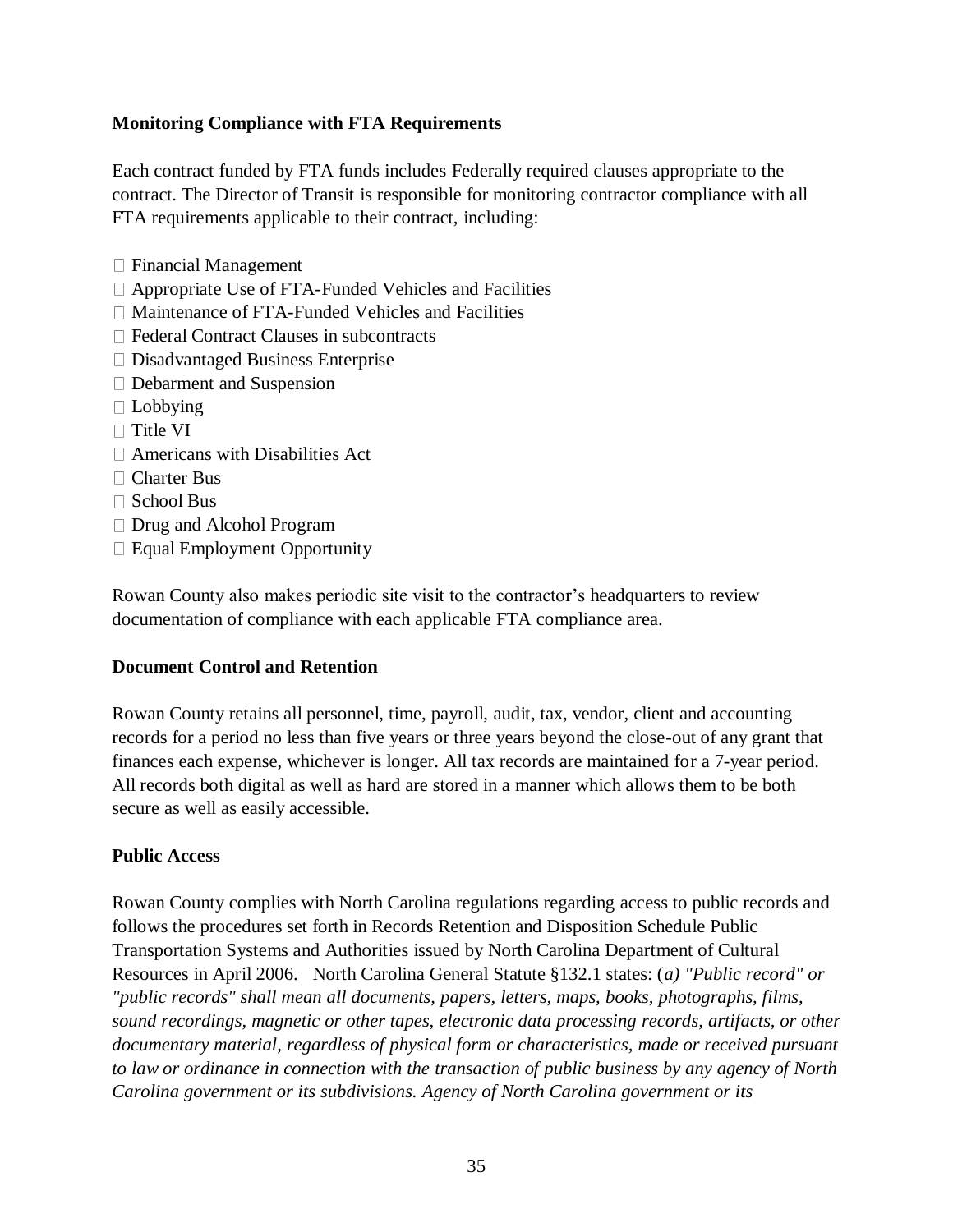**Monitoring Compliance with FTA Requirements**

Each contract funded by FTA funds includes Federally required clauses appropriate to the contract. The Director of Transit is responsible for monitoring contractor compliance with all FTA requirements applicable to their contract, including:

- Financial Management
- Appropriate Use of FTA-Funded Vehicles and Facilities
- Maintenance of FTA-Funded Vehicles and Facilities
- Federal Contract Clauses in subcontracts
- Disadvantaged Business Enterprise
- Debarment and Suspension
- Lobbying
- Title VI
- Americans with Disabilities Act
- Charter Bus
- School Bus
- Drug and Alcohol Program
- Equal Employment Opportunity

Rowan County also makes periodic site visit to the contractor's headquarters to review documentation of compliance with each applicable FTA compliance area.

**Document Control and Retention**

Rowan County retains all personnel, time, payroll, audit, tax, vendor, client and accounting records for a period no less than five years or three years beyond the close-out of any grant that finances each expense, whichever is longer. All tax records are maintained for a 7-year period. All records both digital as well as hard are stored in a manner which allows them to be both secure as well as easily accessible.

**Public Access**

Rowan County complies with North Carolina regulations regarding access to public records and follows the procedures set forth in Records Retention and Disposition Schedule Public Transportation Systems and Authorities issued by North Carolina Department of Cultural Resources in April 2006. North Carolina General Statute §132.1 states: (*a) "Public record" or "public records" shall mean all documents, papers, letters, maps, books, photographs, films, sound recordings, magnetic or other tapes, electronic data processing records, artifacts, or other documentary material, regardless of physical form or characteristics, made or received pursuant to law or ordinance in connection with the transaction of public business by any agency of North Carolina government or its subdivisions. Agency of North Carolina government or its*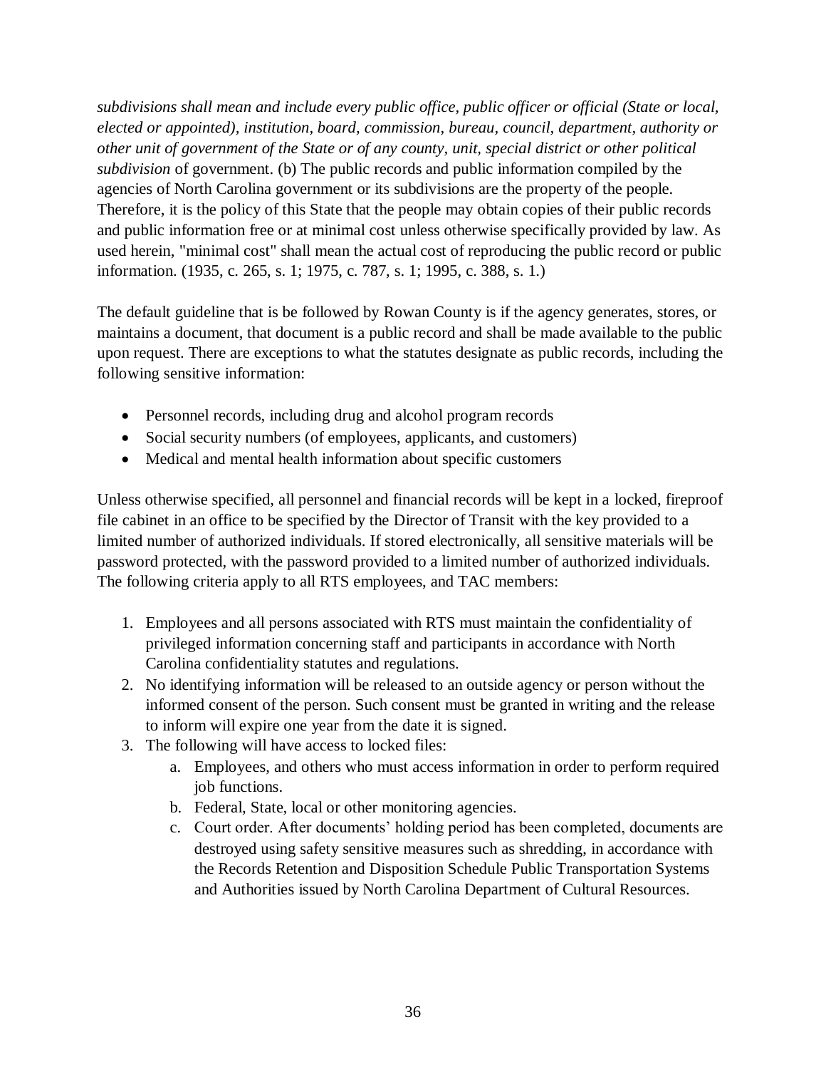*subdivisions shall mean and include every public office, public officer or official (State or local, elected or appointed), institution, board, commission, bureau, council, department, authority or other unit of government of the State or of any county, unit, special district or other political subdivision* of government. (b) The public records and public information compiled by the agencies of North Carolina government or its subdivisions are the property of the people. Therefore, it is the policy of this State that the people may obtain copies of their public records and public information free or at minimal cost unless otherwise specifically provided by law. As used herein, "minimal cost" shall mean the actual cost of reproducing the public record or public information. (1935, c. 265, s. 1; 1975, c. 787, s. 1; 1995, c. 388, s. 1.)

The default guideline that is be followed by Rowan County is if the agency generates, stores, or maintains a document, that document is a public record and shall be made available to the public upon request. There are exceptions to what the statutes designate as public records, including the following sensitive information:

- Personnel records, including drug and alcohol program records
- Social security numbers (of employees, applicants, and customers)
- Medical and mental health information about specific customers

Unless otherwise specified, all personnel and financial records will be kept in a locked, fireproof file cabinet in an office to be specified by the Director of Transit with the key provided to a limited number of authorized individuals. If stored electronically, all sensitive materials will be password protected, with the password provided to a limited number of authorized individuals. The following criteria apply to all RTS employees, and TAC members:

1. Employees and all persons associated with RTS must maintain the confidentiality of privileged information concerning staff and participants in accordance with North Carolina confidentiality statutes and regulations.
2. No identifying information will be released to an outside agency or person without the informed consent of the person. Such consent must be granted in writing and the release to inform will expire one year from the date it is signed.
3. The following will have access to locked files:
   a. Employees, and others who must access information in order to perform required job functions.
   b. Federal, State, local or other monitoring agencies.
   c. Court order. After documents' holding period has been completed, documents are destroyed using safety sensitive measures such as shredding, in accordance with the Records Retention and Disposition Schedule Public Transportation Systems and Authorities issued by North Carolina Department of Cultural Resources.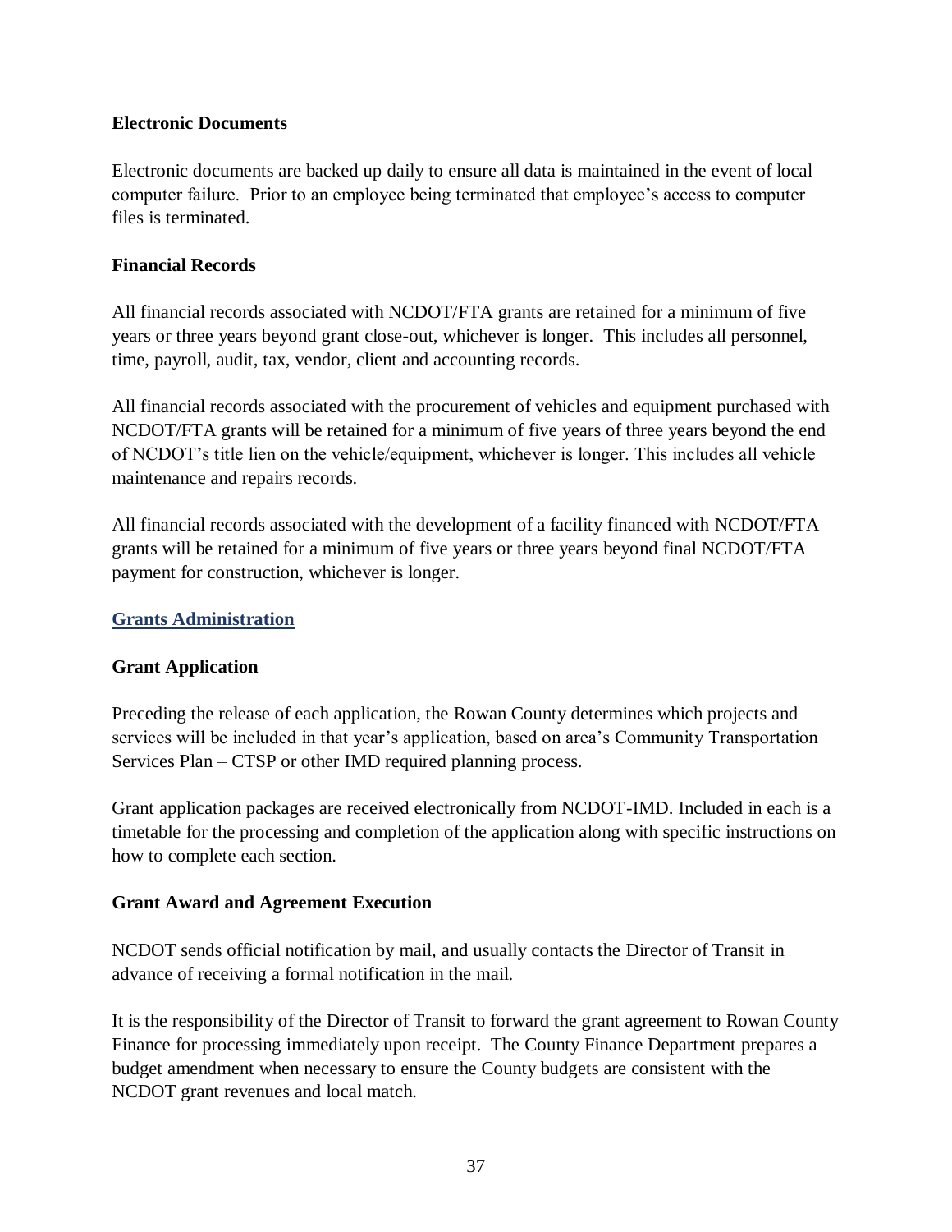### Electronic Documents

Electronic documents are backed up daily to ensure all data is maintained in the event of local computer failure. Prior to an employee being terminated that employee's access to computer files is terminated.

### Financial Records

All financial records associated with NCDOT/FTA grants are retained for a minimum of five years or three years beyond grant close-out, whichever is longer. This includes all personnel, time, payroll, audit, tax, vendor, client and accounting records.

All financial records associated with the procurement of vehicles and equipment purchased with NCDOT/FTA grants will be retained for a minimum of five years of three years beyond the end of NCDOT's title lien on the vehicle/equipment, whichever is longer. This includes all vehicle maintenance and repairs records.

All financial records associated with the development of a facility financed with NCDOT/FTA grants will be retained for a minimum of five years or three years beyond final NCDOT/FTA payment for construction, whichever is longer.

## Grants Administration

### Grant Application

Preceding the release of each application, the Rowan County determines which projects and services will be included in that year's application, based on area's Community Transportation Services Plan – CTSP or other IMD required planning process.

Grant application packages are received electronically from NCDOT-IMD. Included in each is a timetable for the processing and completion of the application along with specific instructions on how to complete each section.

### Grant Award and Agreement Execution

NCDOT sends official notification by mail, and usually contacts the Director of Transit in advance of receiving a formal notification in the mail.

It is the responsibility of the Director of Transit to forward the grant agreement to Rowan County Finance for processing immediately upon receipt. The County Finance Department prepares a budget amendment when necessary to ensure the County budgets are consistent with the NCDOT grant revenues and local match.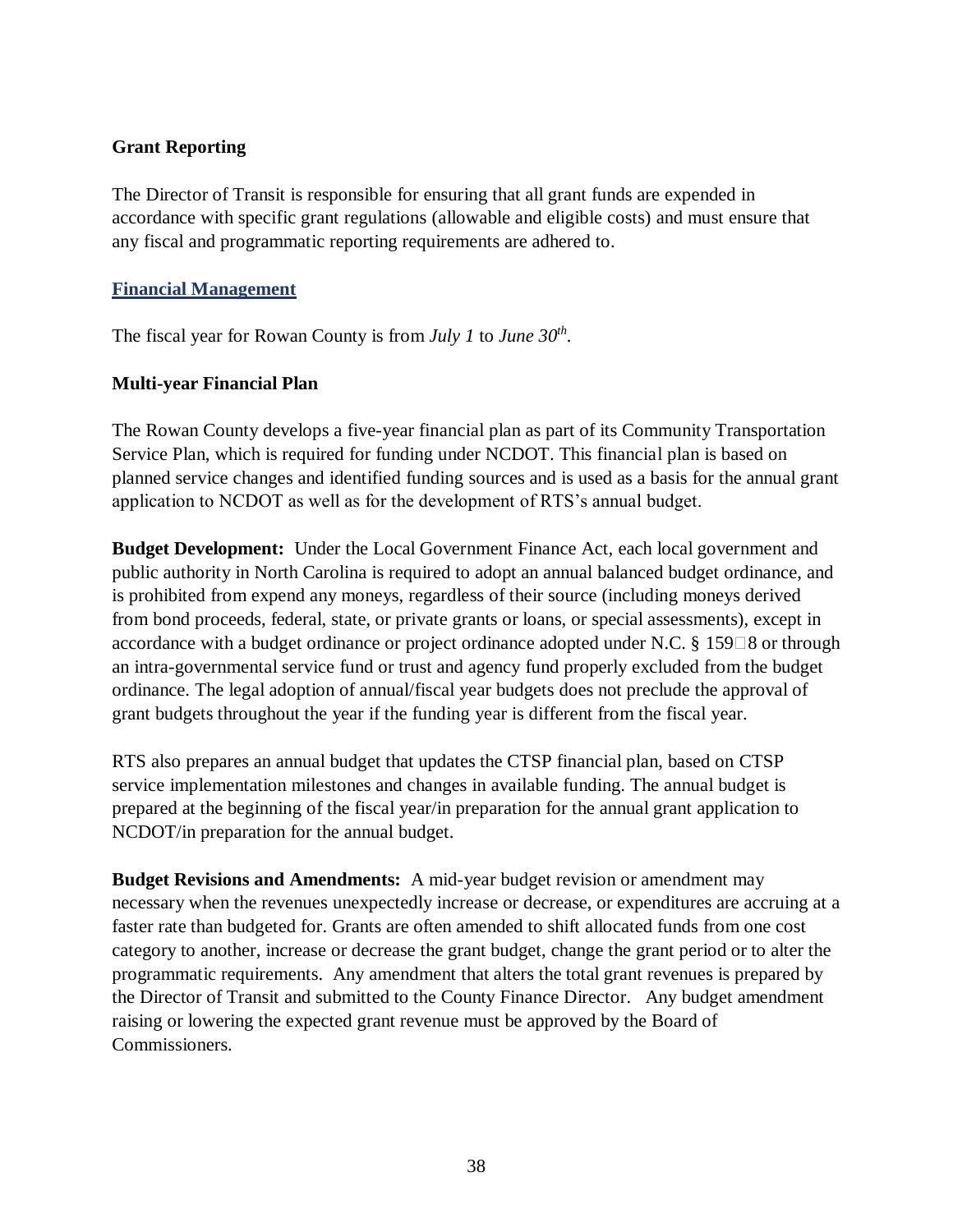**Grant Reporting**

The Director of Transit is responsible for ensuring that all grant funds are expended in accordance with specific grant regulations (allowable and eligible costs) and must ensure that any fiscal and programmatic reporting requirements are adhered to.

## Financial Management

The fiscal year for Rowan County is from *July 1* to *June 30th*.

**Multi-year Financial Plan**

The Rowan County develops a five-year financial plan as part of its Community Transportation Service Plan, which is required for funding under NCDOT. This financial plan is based on planned service changes and identified funding sources and is used as a basis for the annual grant application to NCDOT as well as for the development of RTS's annual budget.

**Budget Development:** Under the Local Government Finance Act, each local government and public authority in North Carolina is required to adopt an annual balanced budget ordinance, and is prohibited from expend any moneys, regardless of their source (including moneys derived from bond proceeds, federal, state, or private grants or loans, or special assessments), except in accordance with a budget ordinance or project ordinance adopted under N.C. § 159-8 or through an intra-governmental service fund or trust and agency fund properly excluded from the budget ordinance. The legal adoption of annual/fiscal year budgets does not preclude the approval of grant budgets throughout the year if the funding year is different from the fiscal year.

RTS also prepares an annual budget that updates the CTSP financial plan, based on CTSP service implementation milestones and changes in available funding. The annual budget is prepared at the beginning of the fiscal year/in preparation for the annual grant application to NCDOT/in preparation for the annual budget.

**Budget Revisions and Amendments:** A mid-year budget revision or amendment may necessary when the revenues unexpectedly increase or decrease, or expenditures are accruing at a faster rate than budgeted for. Grants are often amended to shift allocated funds from one cost category to another, increase or decrease the grant budget, change the grant period or to alter the programmatic requirements. Any amendment that alters the total grant revenues is prepared by the Director of Transit and submitted to the County Finance Director. Any budget amendment raising or lowering the expected grant revenue must be approved by the Board of Commissioners.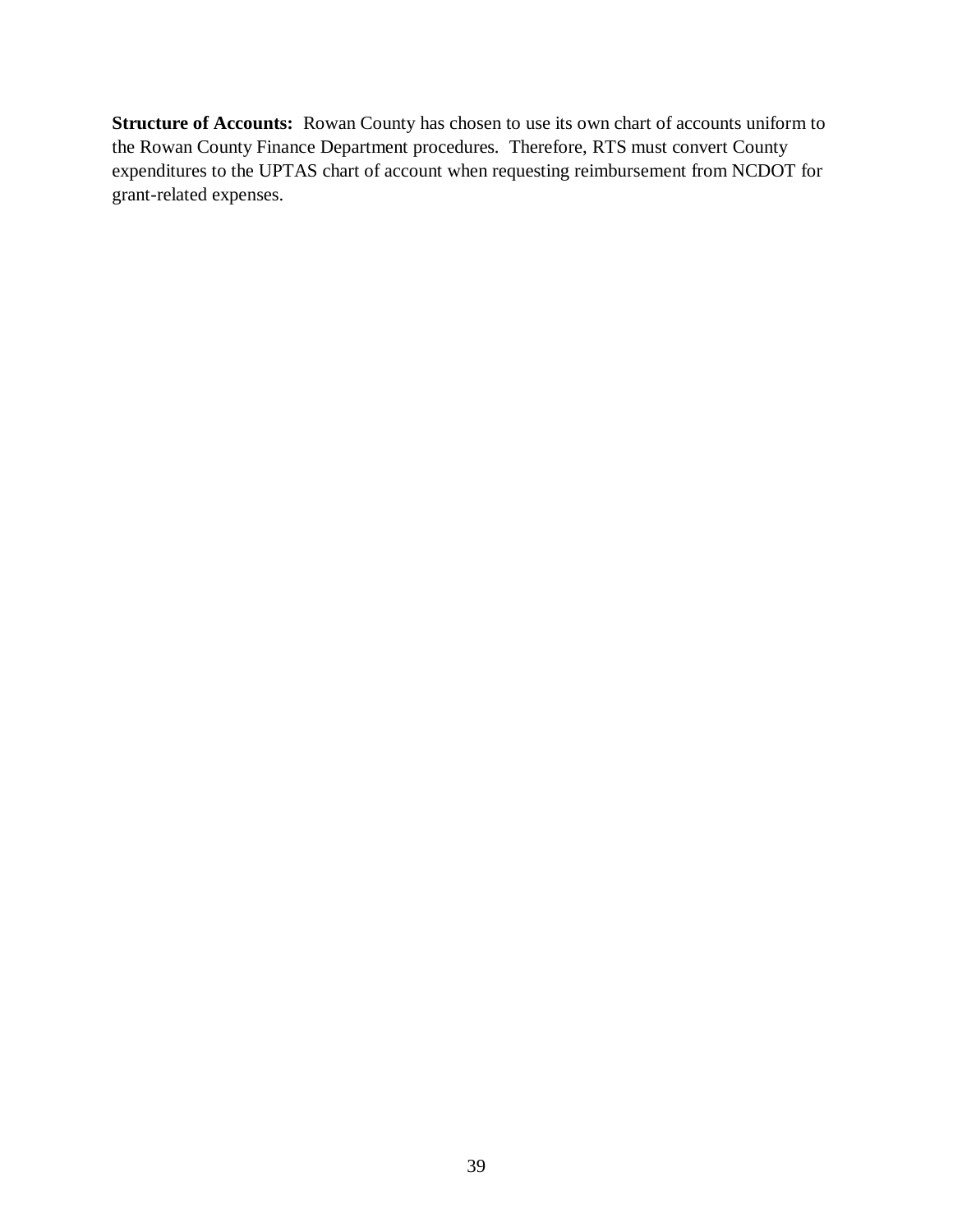**Structure of Accounts:** Rowan County has chosen to use its own chart of accounts uniform to the Rowan County Finance Department procedures. Therefore, RTS must convert County expenditures to the UPTAS chart of account when requesting reimbursement from NCDOT for grant-related expenses.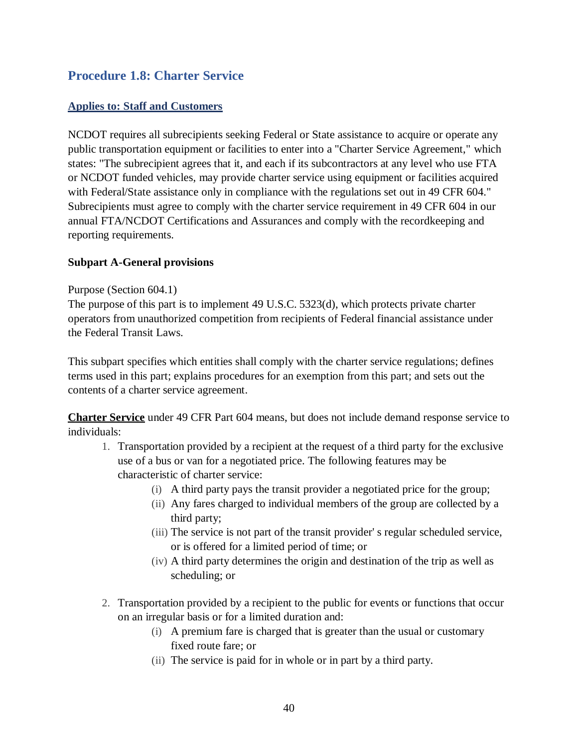## Procedure 1.8: Charter Service

**Applies to: Staff and Customers**

NCDOT requires all subrecipients seeking Federal or State assistance to acquire or operate any public transportation equipment or facilities to enter into a "Charter Service Agreement," which states: "The subrecipient agrees that it, and each if its subcontractors at any level who use FTA or NCDOT funded vehicles, may provide charter service using equipment or facilities acquired with Federal/State assistance only in compliance with the regulations set out in 49 CFR 604." Subrecipients must agree to comply with the charter service requirement in 49 CFR 604 in our annual FTA/NCDOT Certifications and Assurances and comply with the recordkeeping and reporting requirements.

**Subpart A-General provisions**

Purpose (Section 604.1)
The purpose of this part is to implement 49 U.S.C. 5323(d), which protects private charter operators from unauthorized competition from recipients of Federal financial assistance under the Federal Transit Laws.

This subpart specifies which entities shall comply with the charter service regulations; defines terms used in this part; explains procedures for an exemption from this part; and sets out the contents of a charter service agreement.

**Charter Service** under 49 CFR Part 604 means, but does not include demand response service to individuals:

1. Transportation provided by a recipient at the request of a third party for the exclusive use of a bus or van for a negotiated price. The following features may be characteristic of charter service:
   - (i) A third party pays the transit provider a negotiated price for the group;
   - (ii) Any fares charged to individual members of the group are collected by a third party;
   - (iii) The service is not part of the transit provider' s regular scheduled service, or is offered for a limited period of time; or
   - (iv) A third party determines the origin and destination of the trip as well as scheduling; or

2. Transportation provided by a recipient to the public for events or functions that occur on an irregular basis or for a limited duration and:
   - (i) A premium fare is charged that is greater than the usual or customary fixed route fare; or
   - (ii) The service is paid for in whole or in part by a third party.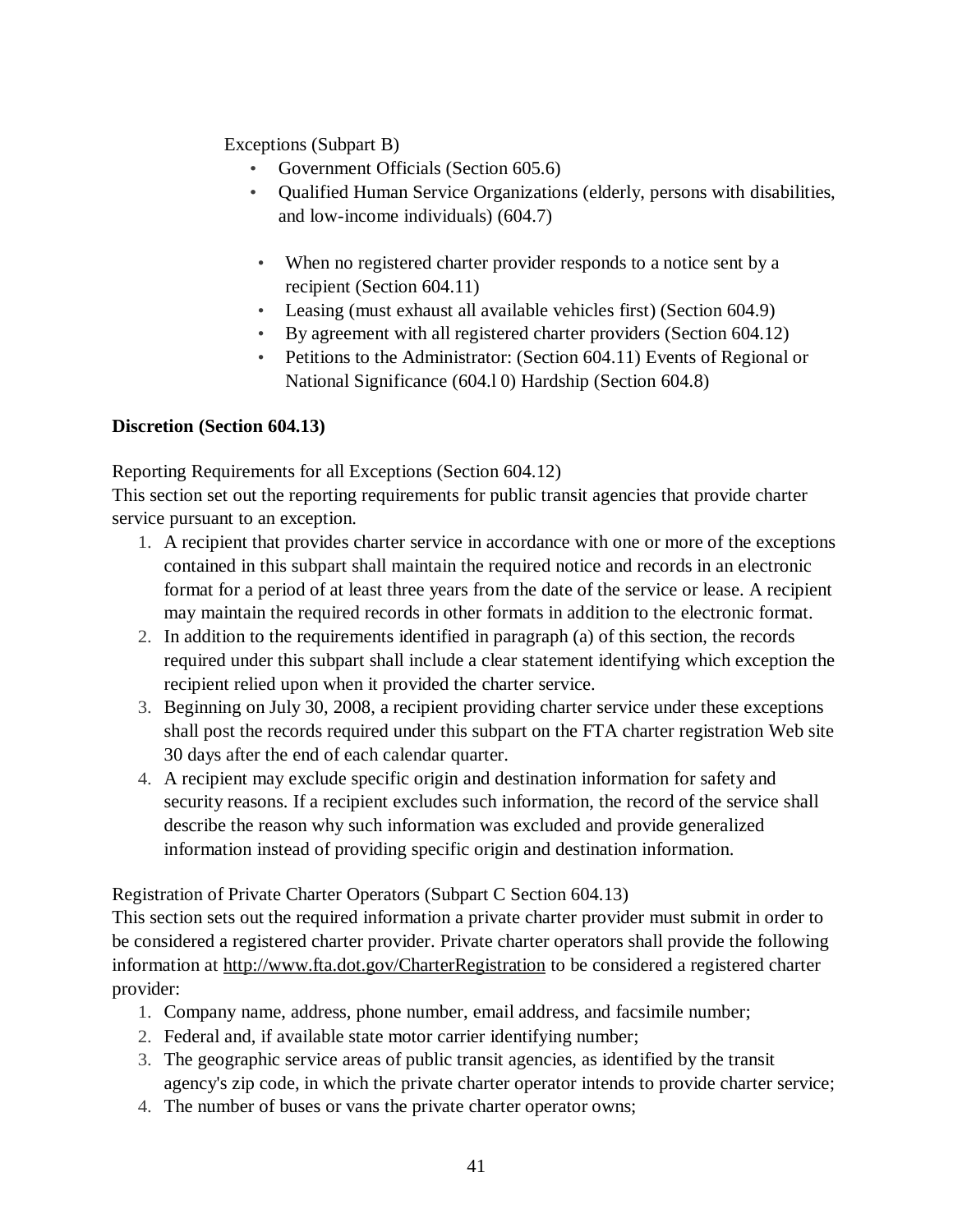Exceptions (Subpart B)

- Government Officials (Section 605.6)
- Qualified Human Service Organizations (elderly, persons with disabilities, and low-income individuals) (604.7)
- When no registered charter provider responds to a notice sent by a recipient (Section 604.11)
- Leasing (must exhaust all available vehicles first) (Section 604.9)
- By agreement with all registered charter providers (Section 604.12)
- Petitions to the Administrator: (Section 604.11) Events of Regional or National Significance (604.l 0) Hardship (Section 604.8)

**Discretion (Section 604.13)**

Reporting Requirements for all Exceptions (Section 604.12)
This section set out the reporting requirements for public transit agencies that provide charter service pursuant to an exception.

1. A recipient that provides charter service in accordance with one or more of the exceptions contained in this subpart shall maintain the required notice and records in an electronic format for a period of at least three years from the date of the service or lease. A recipient may maintain the required records in other formats in addition to the electronic format.
2. In addition to the requirements identified in paragraph (a) of this section, the records required under this subpart shall include a clear statement identifying which exception the recipient relied upon when it provided the charter service.
3. Beginning on July 30, 2008, a recipient providing charter service under these exceptions shall post the records required under this subpart on the FTA charter registration Web site 30 days after the end of each calendar quarter.
4. A recipient may exclude specific origin and destination information for safety and security reasons. If a recipient excludes such information, the record of the service shall describe the reason why such information was excluded and provide generalized information instead of providing specific origin and destination information.

Registration of Private Charter Operators (Subpart C Section 604.13)
This section sets out the required information a private charter provider must submit in order to be considered a registered charter provider. Private charter operators shall provide the following information at http://www.fta.dot.gov/CharterRegistration to be considered a registered charter provider:

1. Company name, address, phone number, email address, and facsimile number;
2. Federal and, if available state motor carrier identifying number;
3. The geographic service areas of public transit agencies, as identified by the transit agency's zip code, in which the private charter operator intends to provide charter service;
4. The number of buses or vans the private charter operator owns;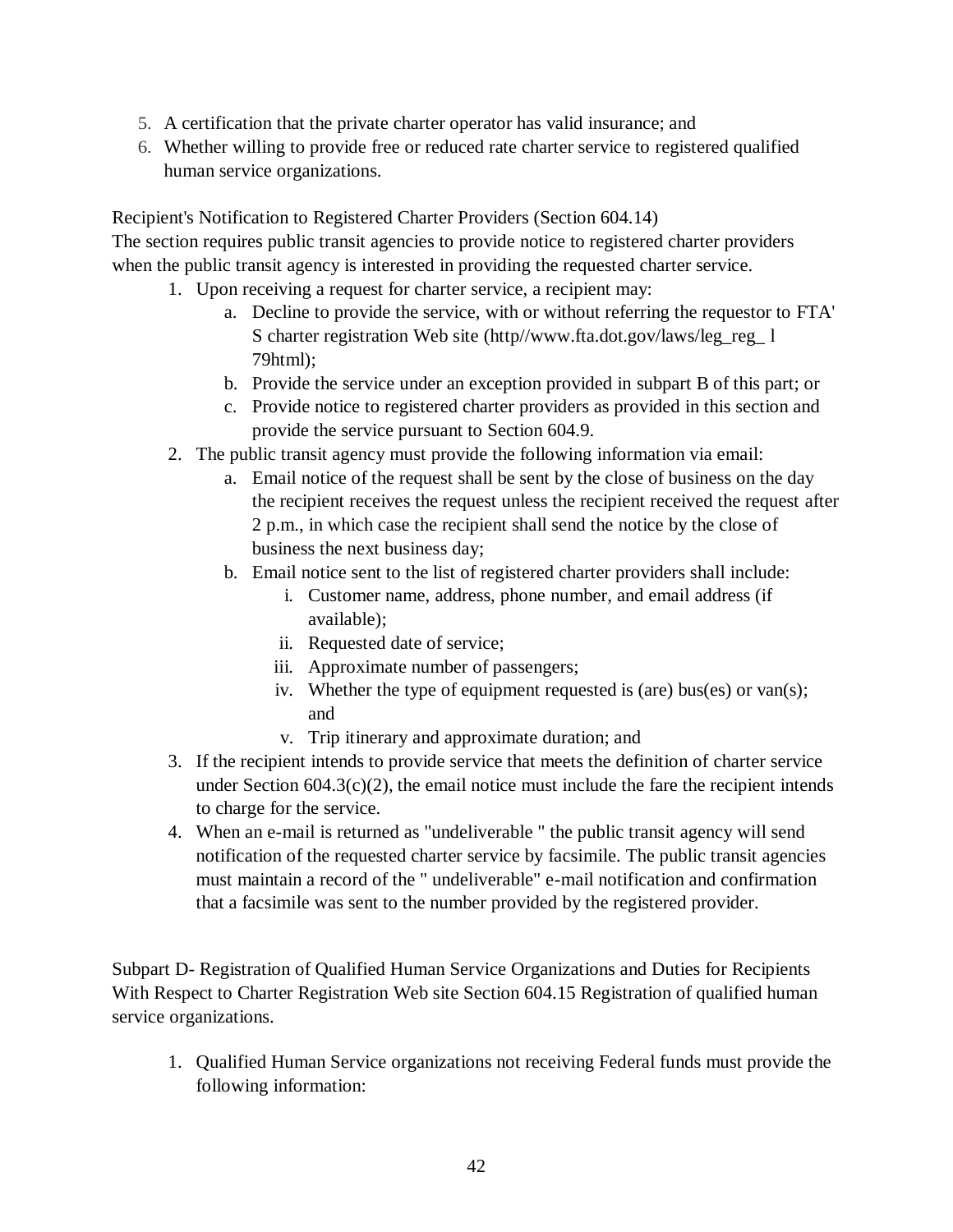5. A certification that the private charter operator has valid insurance; and
6. Whether willing to provide free or reduced rate charter service to registered qualified human service organizations.

Recipient's Notification to Registered Charter Providers (Section 604.14)
The section requires public transit agencies to provide notice to registered charter providers when the public transit agency is interested in providing the requested charter service.

1. Upon receiving a request for charter service, a recipient may:
   a. Decline to provide the service, with or without referring the requestor to FTA' S charter registration Web site (http//www.fta.dot.gov/laws/leg_reg_ l 79html);
   b. Provide the service under an exception provided in subpart B of this part; or
   c. Provide notice to registered charter providers as provided in this section and provide the service pursuant to Section 604.9.
2. The public transit agency must provide the following information via email:
   a. Email notice of the request shall be sent by the close of business on the day the recipient receives the request unless the recipient received the request after 2 p.m., in which case the recipient shall send the notice by the close of business the next business day;
   b. Email notice sent to the list of registered charter providers shall include:
      i. Customer name, address, phone number, and email address (if available);
      ii. Requested date of service;
      iii. Approximate number of passengers;
      iv. Whether the type of equipment requested is (are) bus(es) or van(s); and
      v. Trip itinerary and approximate duration; and
3. If the recipient intends to provide service that meets the definition of charter service under Section 604.3(c)(2), the email notice must include the fare the recipient intends to charge for the service.
4. When an e-mail is returned as "undeliverable " the public transit agency will send notification of the requested charter service by facsimile. The public transit agencies must maintain a record of the " undeliverable" e-mail notification and confirmation that a facsimile was sent to the number provided by the registered provider.

Subpart D- Registration of Qualified Human Service Organizations and Duties for Recipients With Respect to Charter Registration Web site Section 604.15 Registration of qualified human service organizations.

1. Qualified Human Service organizations not receiving Federal funds must provide the following information: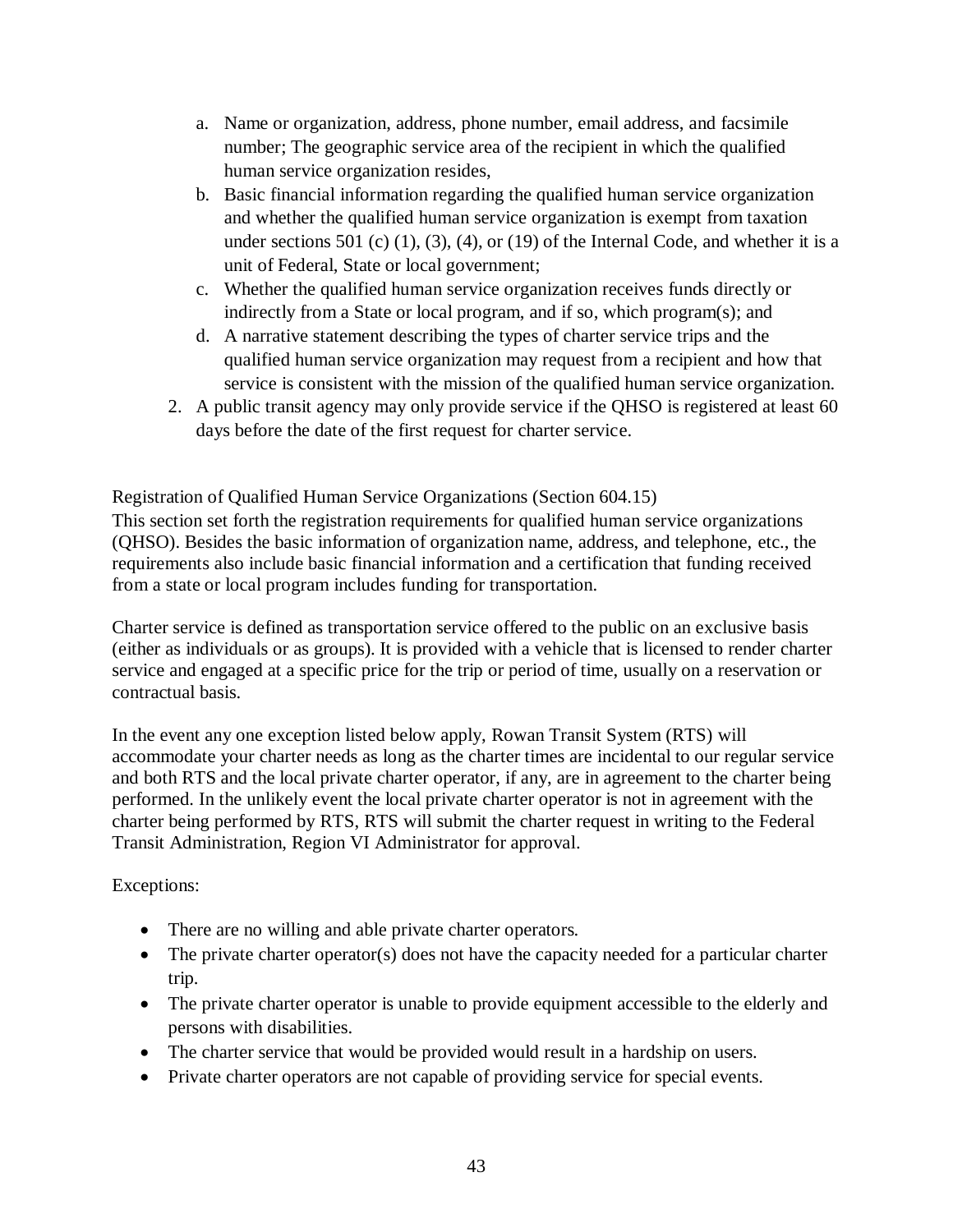a. Name or organization, address, phone number, email address, and facsimile number; The geographic service area of the recipient in which the qualified human service organization resides,
   b. Basic financial information regarding the qualified human service organization and whether the qualified human service organization is exempt from taxation under sections 501 (c) (1), (3), (4), or (19) of the Internal Code, and whether it is a unit of Federal, State or local government;
   c. Whether the qualified human service organization receives funds directly or indirectly from a State or local program, and if so, which program(s); and
   d. A narrative statement describing the types of charter service trips and the qualified human service organization may request from a recipient and how that service is consistent with the mission of the qualified human service organization.
2. A public transit agency may only provide service if the QHSO is registered at least 60 days before the date of the first request for charter service.

Registration of Qualified Human Service Organizations (Section 604.15)

This section set forth the registration requirements for qualified human service organizations (QHSO). Besides the basic information of organization name, address, and telephone, etc., the requirements also include basic financial information and a certification that funding received from a state or local program includes funding for transportation.

Charter service is defined as transportation service offered to the public on an exclusive basis (either as individuals or as groups). It is provided with a vehicle that is licensed to render charter service and engaged at a specific price for the trip or period of time, usually on a reservation or contractual basis.

In the event any one exception listed below apply, Rowan Transit System (RTS) will accommodate your charter needs as long as the charter times are incidental to our regular service and both RTS and the local private charter operator, if any, are in agreement to the charter being performed. In the unlikely event the local private charter operator is not in agreement with the charter being performed by RTS, RTS will submit the charter request in writing to the Federal Transit Administration, Region VI Administrator for approval.

Exceptions:

- There are no willing and able private charter operators.
- The private charter operator(s) does not have the capacity needed for a particular charter trip.
- The private charter operator is unable to provide equipment accessible to the elderly and persons with disabilities.
- The charter service that would be provided would result in a hardship on users.
- Private charter operators are not capable of providing service for special events.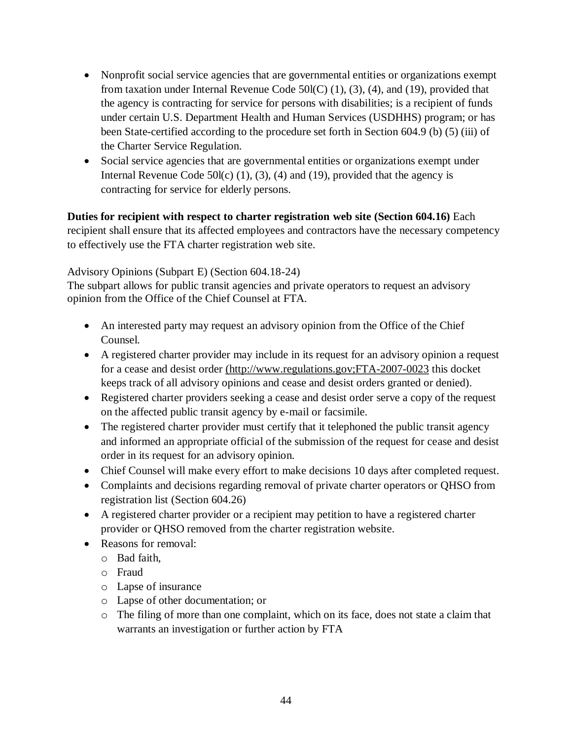- Nonprofit social service agencies that are governmental entities or organizations exempt from taxation under Internal Revenue Code 50l(C) (1), (3), (4), and (19), provided that the agency is contracting for service for persons with disabilities; is a recipient of funds under certain U.S. Department Health and Human Services (USDHHS) program; or has been State-certified according to the procedure set forth in Section 604.9 (b) (5) (iii) of the Charter Service Regulation.
- Social service agencies that are governmental entities or organizations exempt under Internal Revenue Code 50l(c) (1), (3), (4) and (19), provided that the agency is contracting for service for elderly persons.

**Duties for recipient with respect to charter registration web site (Section 604.16)** Each recipient shall ensure that its affected employees and contractors have the necessary competency to effectively use the FTA charter registration web site.

Advisory Opinions (Subpart E) (Section 604.18-24)
The subpart allows for public transit agencies and private operators to request an advisory opinion from the Office of the Chief Counsel at FTA.

- An interested party may request an advisory opinion from the Office of the Chief Counsel.
- A registered charter provider may include in its request for an advisory opinion a request for a cease and desist order (http://www.regulations.gov;FTA-2007-0023 this docket keeps track of all advisory opinions and cease and desist orders granted or denied).
- Registered charter providers seeking a cease and desist order serve a copy of the request on the affected public transit agency by e-mail or facsimile.
- The registered charter provider must certify that it telephoned the public transit agency and informed an appropriate official of the submission of the request for cease and desist order in its request for an advisory opinion.
- Chief Counsel will make every effort to make decisions 10 days after completed request.
- Complaints and decisions regarding removal of private charter operators or QHSO from registration list (Section 604.26)
- A registered charter provider or a recipient may petition to have a registered charter provider or QHSO removed from the charter registration website.
- Reasons for removal:
  - Bad faith,
  - Fraud
  - Lapse of insurance
  - Lapse of other documentation; or
  - The filing of more than one complaint, which on its face, does not state a claim that warrants an investigation or further action by FTA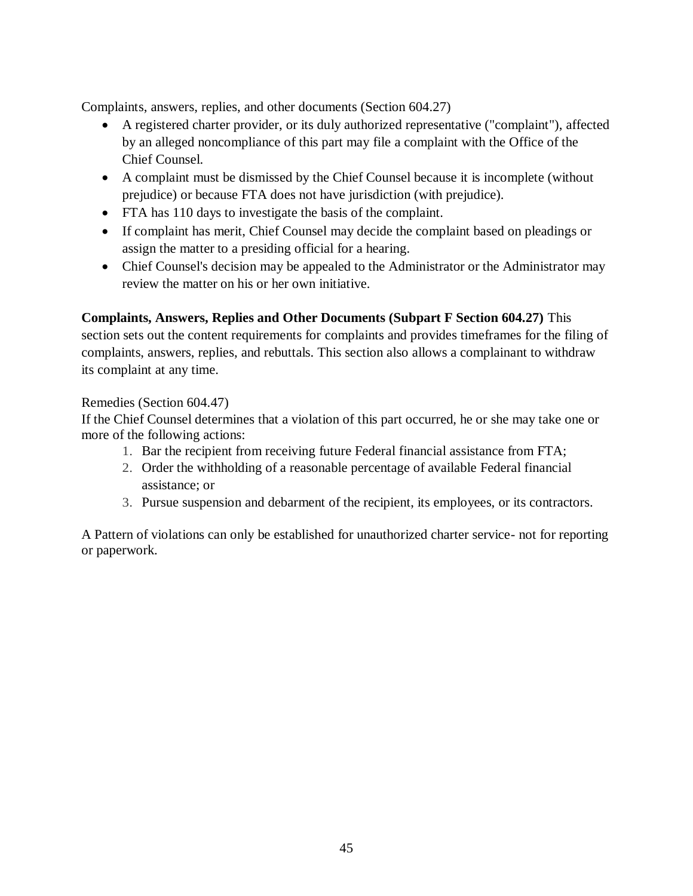Complaints, answers, replies, and other documents (Section 604.27)

- A registered charter provider, or its duly authorized representative ("complaint"), affected by an alleged noncompliance of this part may file a complaint with the Office of the Chief Counsel.
- A complaint must be dismissed by the Chief Counsel because it is incomplete (without prejudice) or because FTA does not have jurisdiction (with prejudice).
- FTA has 110 days to investigate the basis of the complaint.
- If complaint has merit, Chief Counsel may decide the complaint based on pleadings or assign the matter to a presiding official for a hearing.
- Chief Counsel's decision may be appealed to the Administrator or the Administrator may review the matter on his or her own initiative.

**Complaints, Answers, Replies and Other Documents (Subpart F Section 604.27)** This section sets out the content requirements for complaints and provides timeframes for the filing of complaints, answers, replies, and rebuttals. This section also allows a complainant to withdraw its complaint at any time.

Remedies (Section 604.47)

If the Chief Counsel determines that a violation of this part occurred, he or she may take one or more of the following actions:

1. Bar the recipient from receiving future Federal financial assistance from FTA;
2. Order the withholding of a reasonable percentage of available Federal financial assistance; or
3. Pursue suspension and debarment of the recipient, its employees, or its contractors.

A Pattern of violations can only be established for unauthorized charter service- not for reporting or paperwork.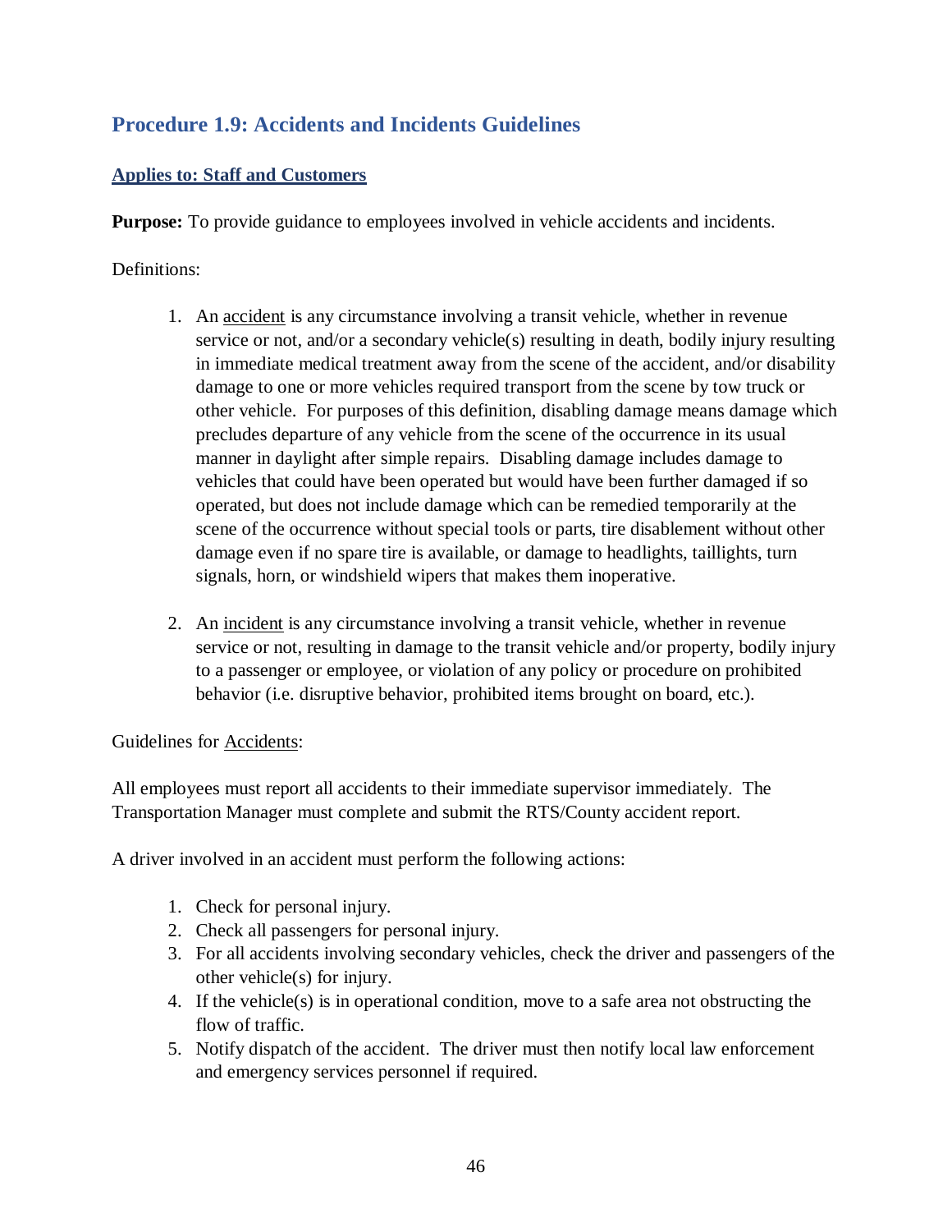## Procedure 1.9: Accidents and Incidents Guidelines

**Applies to: Staff and Customers**

**Purpose:** To provide guidance to employees involved in vehicle accidents and incidents.

Definitions:

1. An accident is any circumstance involving a transit vehicle, whether in revenue service or not, and/or a secondary vehicle(s) resulting in death, bodily injury resulting in immediate medical treatment away from the scene of the accident, and/or disability damage to one or more vehicles required transport from the scene by tow truck or other vehicle. For purposes of this definition, disabling damage means damage which precludes departure of any vehicle from the scene of the occurrence in its usual manner in daylight after simple repairs. Disabling damage includes damage to vehicles that could have been operated but would have been further damaged if so operated, but does not include damage which can be remedied temporarily at the scene of the occurrence without special tools or parts, tire disablement without other damage even if no spare tire is available, or damage to headlights, taillights, turn signals, horn, or windshield wipers that makes them inoperative.

2. An incident is any circumstance involving a transit vehicle, whether in revenue service or not, resulting in damage to the transit vehicle and/or property, bodily injury to a passenger or employee, or violation of any policy or procedure on prohibited behavior (i.e. disruptive behavior, prohibited items brought on board, etc.).

Guidelines for Accidents:

All employees must report all accidents to their immediate supervisor immediately. The Transportation Manager must complete and submit the RTS/County accident report.

A driver involved in an accident must perform the following actions:

1. Check for personal injury.
2. Check all passengers for personal injury.
3. For all accidents involving secondary vehicles, check the driver and passengers of the other vehicle(s) for injury.
4. If the vehicle(s) is in operational condition, move to a safe area not obstructing the flow of traffic.
5. Notify dispatch of the accident. The driver must then notify local law enforcement and emergency services personnel if required.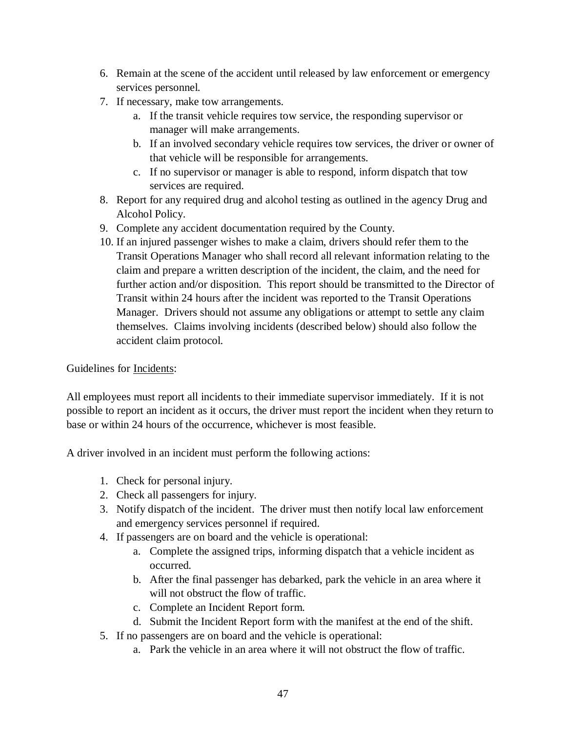6. Remain at the scene of the accident until released by law enforcement or emergency services personnel.
7. If necessary, make tow arrangements.
    a. If the transit vehicle requires tow service, the responding supervisor or manager will make arrangements.
    b. If an involved secondary vehicle requires tow services, the driver or owner of that vehicle will be responsible for arrangements.
    c. If no supervisor or manager is able to respond, inform dispatch that tow services are required.
8. Report for any required drug and alcohol testing as outlined in the agency Drug and Alcohol Policy.
9. Complete any accident documentation required by the County.
10. If an injured passenger wishes to make a claim, drivers should refer them to the Transit Operations Manager who shall record all relevant information relating to the claim and prepare a written description of the incident, the claim, and the need for further action and/or disposition. This report should be transmitted to the Director of Transit within 24 hours after the incident was reported to the Transit Operations Manager. Drivers should not assume any obligations or attempt to settle any claim themselves. Claims involving incidents (described below) should also follow the accident claim protocol.

Guidelines for <u>Incidents</u>:

All employees must report all incidents to their immediate supervisor immediately. If it is not possible to report an incident as it occurs, the driver must report the incident when they return to base or within 24 hours of the occurrence, whichever is most feasible.

A driver involved in an incident must perform the following actions:

1. Check for personal injury.
2. Check all passengers for injury.
3. Notify dispatch of the incident. The driver must then notify local law enforcement and emergency services personnel if required.
4. If passengers are on board and the vehicle is operational:
    a. Complete the assigned trips, informing dispatch that a vehicle incident as occurred.
    b. After the final passenger has debarked, park the vehicle in an area where it will not obstruct the flow of traffic.
    c. Complete an Incident Report form.
    d. Submit the Incident Report form with the manifest at the end of the shift.
5. If no passengers are on board and the vehicle is operational:
    a. Park the vehicle in an area where it will not obstruct the flow of traffic.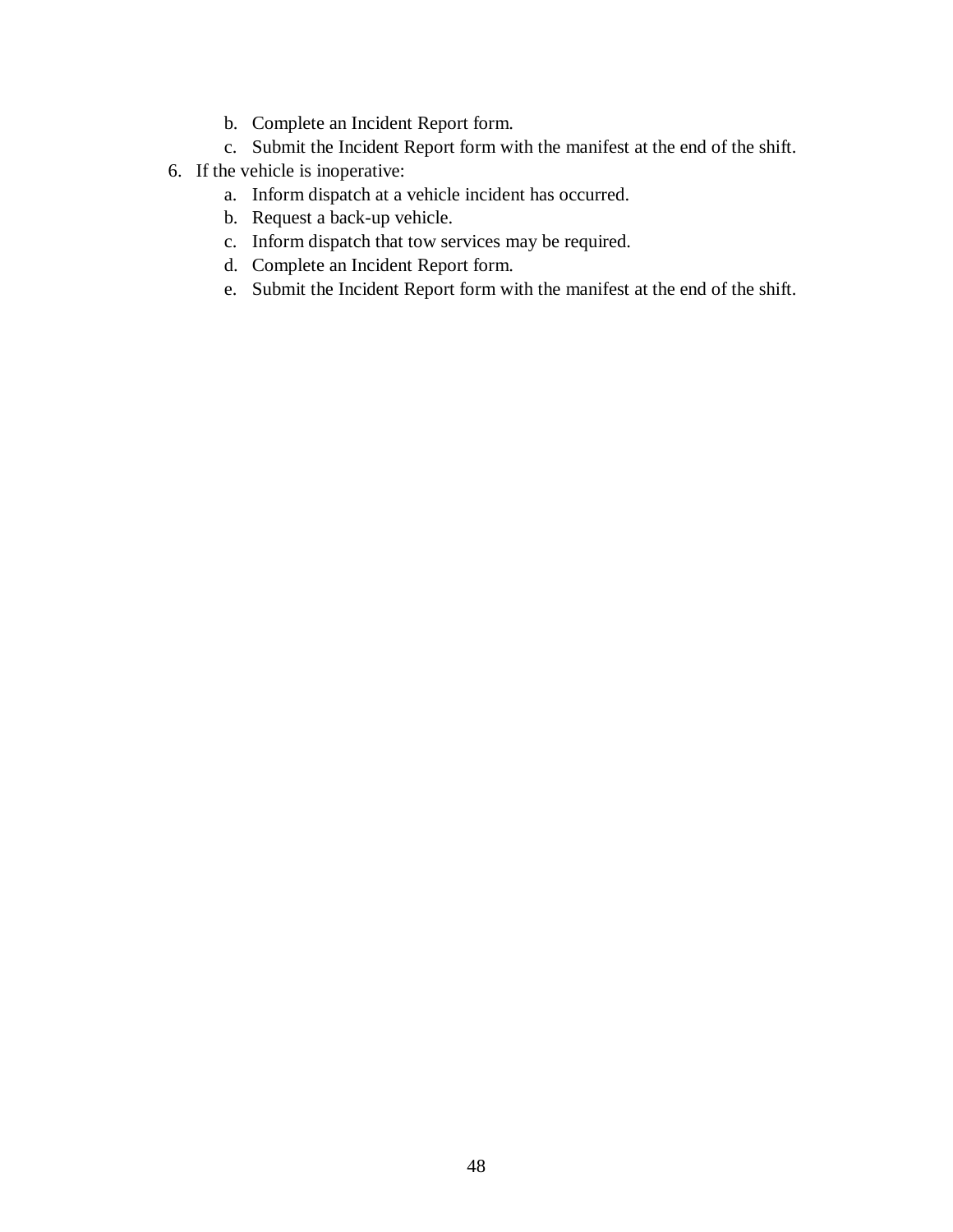b. Complete an Incident Report form.
   c. Submit the Incident Report form with the manifest at the end of the shift.

6. If the vehicle is inoperative:
   a. Inform dispatch at a vehicle incident has occurred.
   b. Request a back-up vehicle.
   c. Inform dispatch that tow services may be required.
   d. Complete an Incident Report form.
   e. Submit the Incident Report form with the manifest at the end of the shift.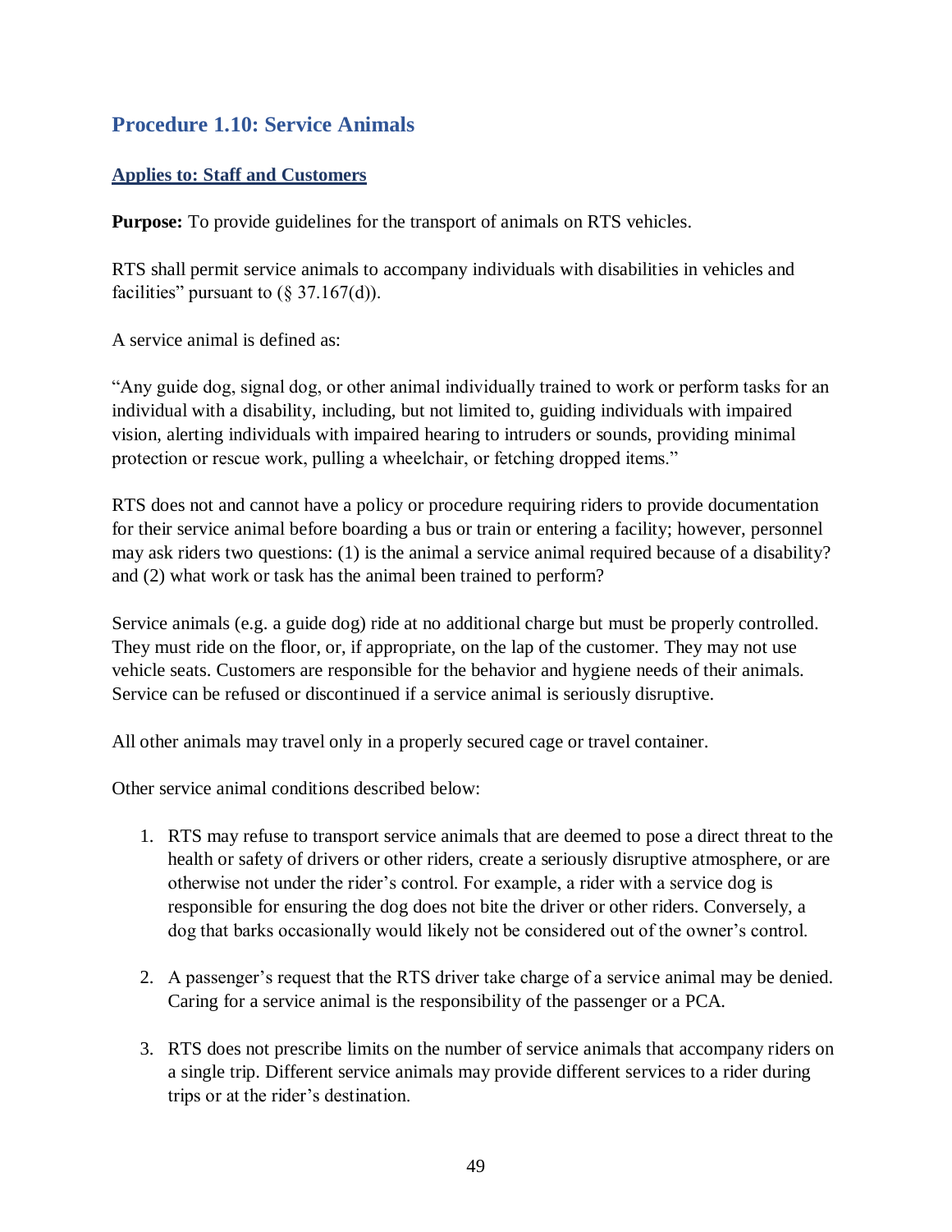## Procedure 1.10: Service Animals

**Applies to: Staff and Customers**

**Purpose:** To provide guidelines for the transport of animals on RTS vehicles.

RTS shall permit service animals to accompany individuals with disabilities in vehicles and facilities" pursuant to (§ 37.167(d)).

A service animal is defined as:

"Any guide dog, signal dog, or other animal individually trained to work or perform tasks for an individual with a disability, including, but not limited to, guiding individuals with impaired vision, alerting individuals with impaired hearing to intruders or sounds, providing minimal protection or rescue work, pulling a wheelchair, or fetching dropped items."

RTS does not and cannot have a policy or procedure requiring riders to provide documentation for their service animal before boarding a bus or train or entering a facility; however, personnel may ask riders two questions: (1) is the animal a service animal required because of a disability? and (2) what work or task has the animal been trained to perform?

Service animals (e.g. a guide dog) ride at no additional charge but must be properly controlled. They must ride on the floor, or, if appropriate, on the lap of the customer. They may not use vehicle seats. Customers are responsible for the behavior and hygiene needs of their animals. Service can be refused or discontinued if a service animal is seriously disruptive.

All other animals may travel only in a properly secured cage or travel container.

Other service animal conditions described below:

1. RTS may refuse to transport service animals that are deemed to pose a direct threat to the health or safety of drivers or other riders, create a seriously disruptive atmosphere, or are otherwise not under the rider's control. For example, a rider with a service dog is responsible for ensuring the dog does not bite the driver or other riders. Conversely, a dog that barks occasionally would likely not be considered out of the owner's control.

2. A passenger's request that the RTS driver take charge of a service animal may be denied. Caring for a service animal is the responsibility of the passenger or a PCA.

3. RTS does not prescribe limits on the number of service animals that accompany riders on a single trip. Different service animals may provide different services to a rider during trips or at the rider's destination.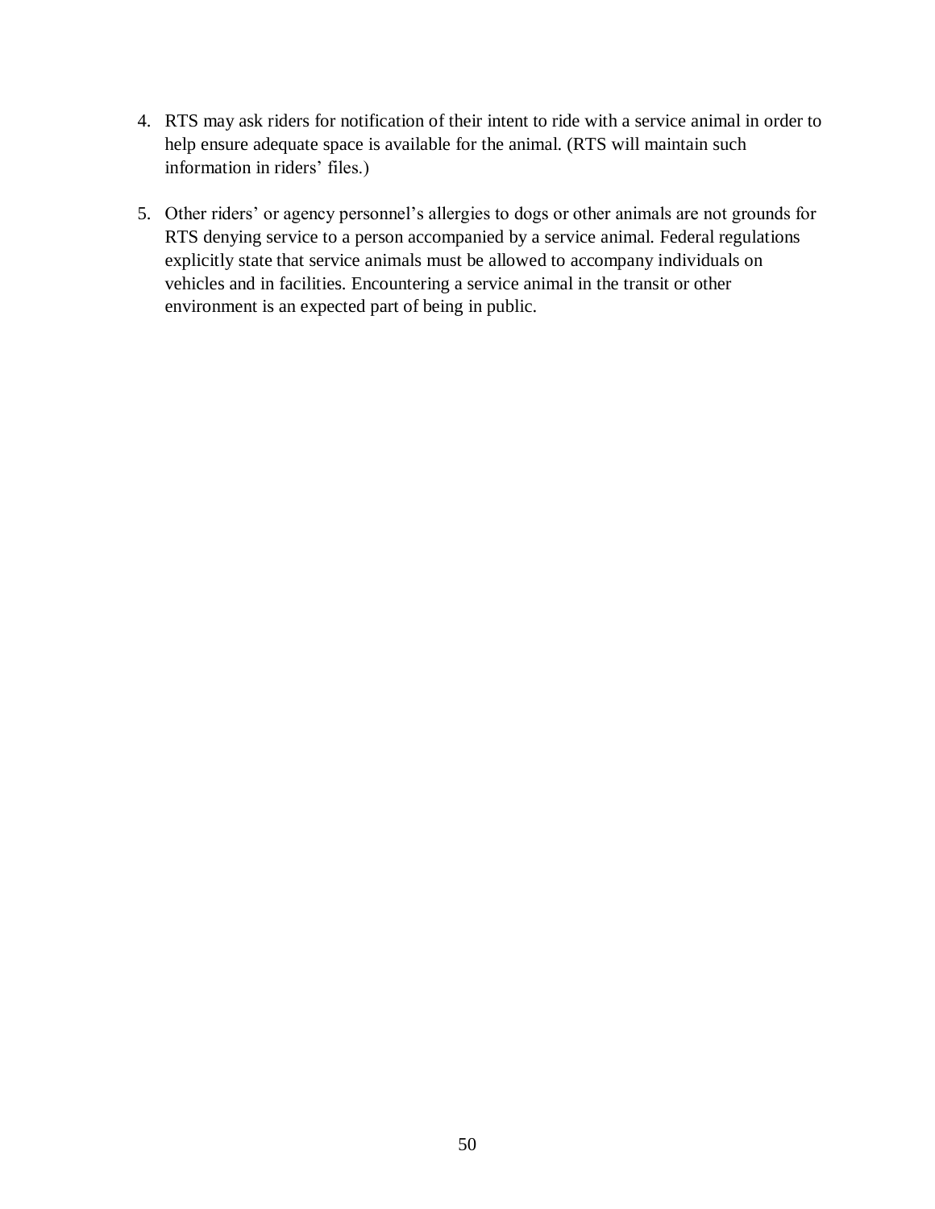4. RTS may ask riders for notification of their intent to ride with a service animal in order to help ensure adequate space is available for the animal. (RTS will maintain such information in riders' files.)

5. Other riders' or agency personnel's allergies to dogs or other animals are not grounds for RTS denying service to a person accompanied by a service animal. Federal regulations explicitly state that service animals must be allowed to accompany individuals on vehicles and in facilities. Encountering a service animal in the transit or other environment is an expected part of being in public.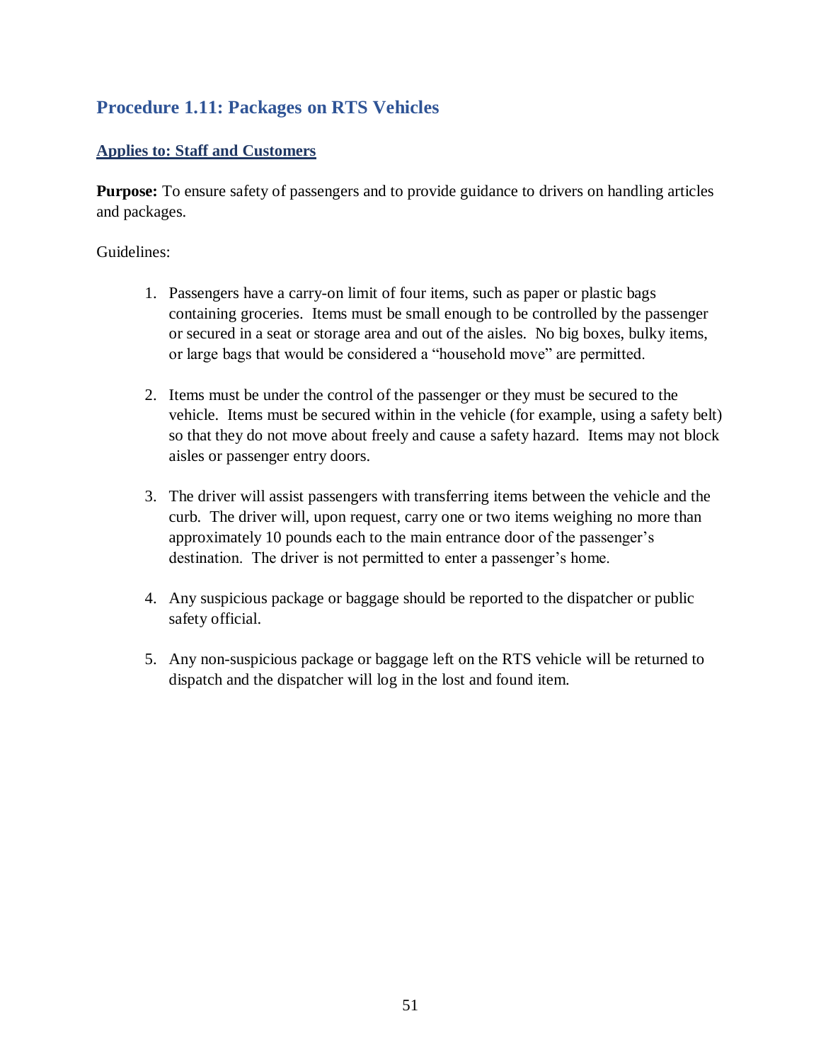## Procedure 1.11: Packages on RTS Vehicles

**Applies to: Staff and Customers**

**Purpose:** To ensure safety of passengers and to provide guidance to drivers on handling articles and packages.

Guidelines:

1. Passengers have a carry-on limit of four items, such as paper or plastic bags containing groceries. Items must be small enough to be controlled by the passenger or secured in a seat or storage area and out of the aisles. No big boxes, bulky items, or large bags that would be considered a "household move" are permitted.

2. Items must be under the control of the passenger or they must be secured to the vehicle. Items must be secured within in the vehicle (for example, using a safety belt) so that they do not move about freely and cause a safety hazard. Items may not block aisles or passenger entry doors.

3. The driver will assist passengers with transferring items between the vehicle and the curb. The driver will, upon request, carry one or two items weighing no more than approximately 10 pounds each to the main entrance door of the passenger's destination. The driver is not permitted to enter a passenger's home.

4. Any suspicious package or baggage should be reported to the dispatcher or public safety official.

5. Any non-suspicious package or baggage left on the RTS vehicle will be returned to dispatch and the dispatcher will log in the lost and found item.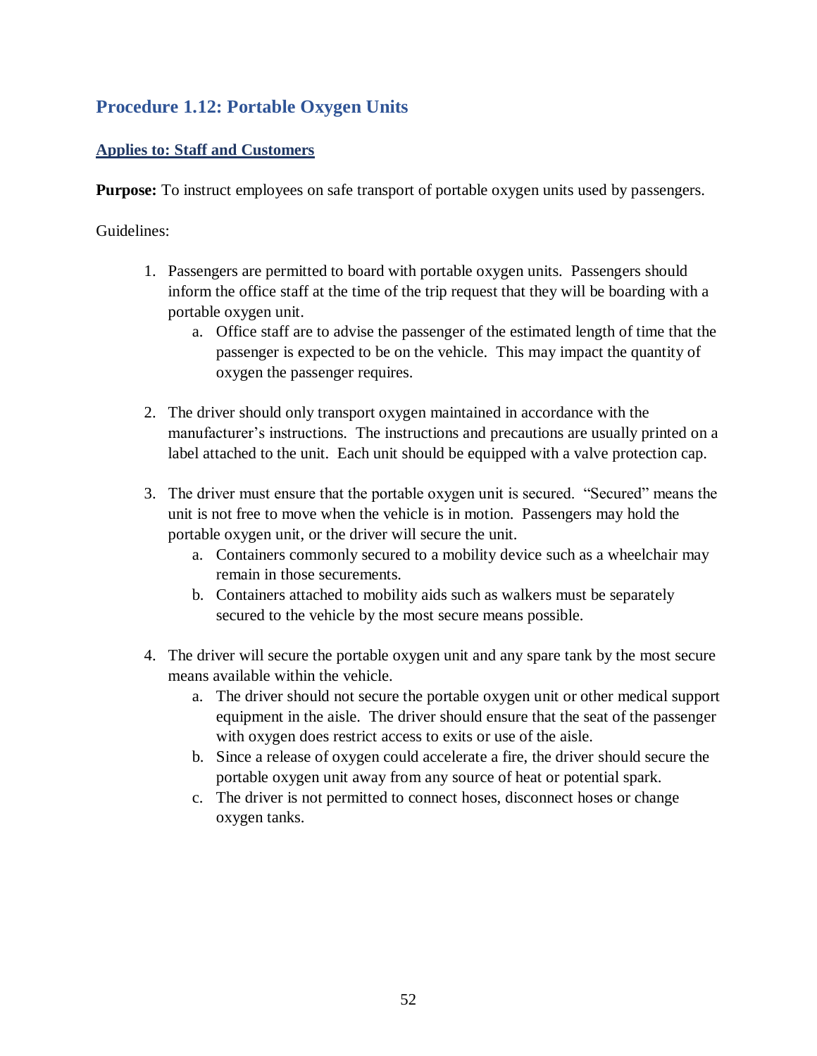## Procedure 1.12: Portable Oxygen Units

**Applies to: Staff and Customers**

**Purpose:** To instruct employees on safe transport of portable oxygen units used by passengers.

Guidelines:

1. Passengers are permitted to board with portable oxygen units. Passengers should inform the office staff at the time of the trip request that they will be boarding with a portable oxygen unit.
    a. Office staff are to advise the passenger of the estimated length of time that the passenger is expected to be on the vehicle. This may impact the quantity of oxygen the passenger requires.

2. The driver should only transport oxygen maintained in accordance with the manufacturer's instructions. The instructions and precautions are usually printed on a label attached to the unit. Each unit should be equipped with a valve protection cap.

3. The driver must ensure that the portable oxygen unit is secured. "Secured" means the unit is not free to move when the vehicle is in motion. Passengers may hold the portable oxygen unit, or the driver will secure the unit.
    a. Containers commonly secured to a mobility device such as a wheelchair may remain in those securements.
    b. Containers attached to mobility aids such as walkers must be separately secured to the vehicle by the most secure means possible.

4. The driver will secure the portable oxygen unit and any spare tank by the most secure means available within the vehicle.
    a. The driver should not secure the portable oxygen unit or other medical support equipment in the aisle. The driver should ensure that the seat of the passenger with oxygen does restrict access to exits or use of the aisle.
    b. Since a release of oxygen could accelerate a fire, the driver should secure the portable oxygen unit away from any source of heat or potential spark.
    c. The driver is not permitted to connect hoses, disconnect hoses or change oxygen tanks.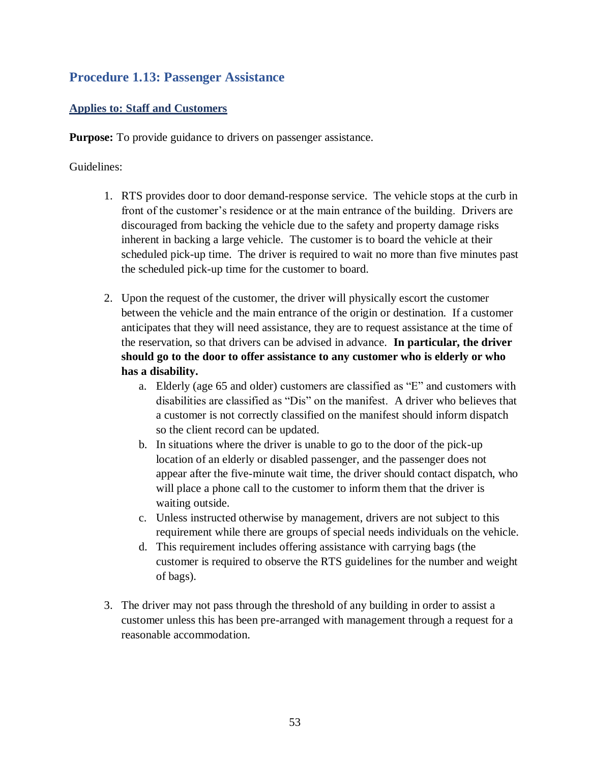## Procedure 1.13: Passenger Assistance

**Applies to: Staff and Customers**

**Purpose:** To provide guidance to drivers on passenger assistance.

Guidelines:

1. RTS provides door to door demand-response service. The vehicle stops at the curb in front of the customer's residence or at the main entrance of the building. Drivers are discouraged from backing the vehicle due to the safety and property damage risks inherent in backing a large vehicle. The customer is to board the vehicle at their scheduled pick-up time. The driver is required to wait no more than five minutes past the scheduled pick-up time for the customer to board.

2. Upon the request of the customer, the driver will physically escort the customer between the vehicle and the main entrance of the origin or destination. If a customer anticipates that they will need assistance, they are to request assistance at the time of the reservation, so that drivers can be advised in advance. **In particular, the driver should go to the door to offer assistance to any customer who is elderly or who has a disability.**
   a. Elderly (age 65 and older) customers are classified as "E" and customers with disabilities are classified as "Dis" on the manifest. A driver who believes that a customer is not correctly classified on the manifest should inform dispatch so the client record can be updated.
   b. In situations where the driver is unable to go to the door of the pick-up location of an elderly or disabled passenger, and the passenger does not appear after the five-minute wait time, the driver should contact dispatch, who will place a phone call to the customer to inform them that the driver is waiting outside.
   c. Unless instructed otherwise by management, drivers are not subject to this requirement while there are groups of special needs individuals on the vehicle.
   d. This requirement includes offering assistance with carrying bags (the customer is required to observe the RTS guidelines for the number and weight of bags).

3. The driver may not pass through the threshold of any building in order to assist a customer unless this has been pre-arranged with management through a request for a reasonable accommodation.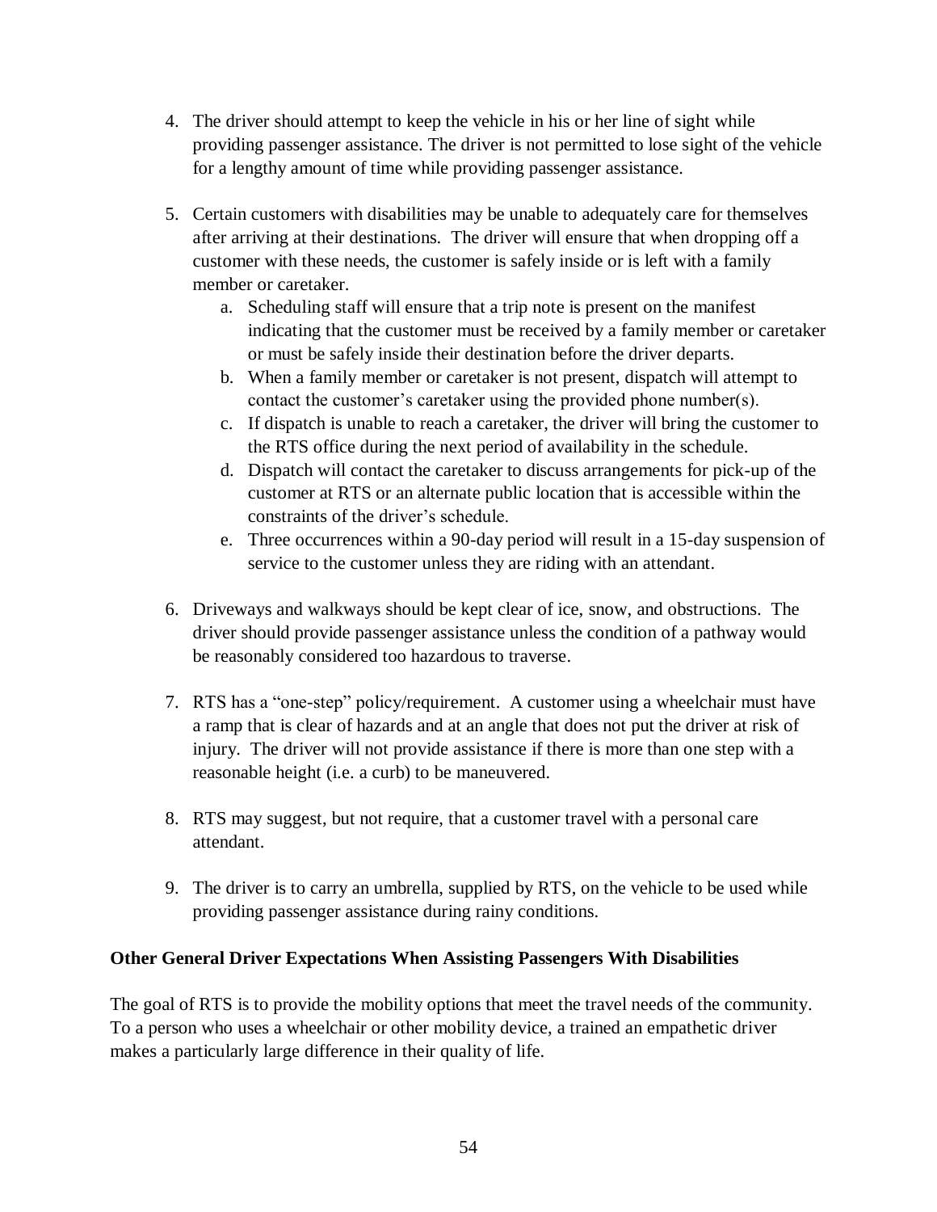4. The driver should attempt to keep the vehicle in his or her line of sight while providing passenger assistance. The driver is not permitted to lose sight of the vehicle for a lengthy amount of time while providing passenger assistance.

5. Certain customers with disabilities may be unable to adequately care for themselves after arriving at their destinations. The driver will ensure that when dropping off a customer with these needs, the customer is safely inside or is left with a family member or caretaker.
   a. Scheduling staff will ensure that a trip note is present on the manifest indicating that the customer must be received by a family member or caretaker or must be safely inside their destination before the driver departs.
   b. When a family member or caretaker is not present, dispatch will attempt to contact the customer's caretaker using the provided phone number(s).
   c. If dispatch is unable to reach a caretaker, the driver will bring the customer to the RTS office during the next period of availability in the schedule.
   d. Dispatch will contact the caretaker to discuss arrangements for pick-up of the customer at RTS or an alternate public location that is accessible within the constraints of the driver's schedule.
   e. Three occurrences within a 90-day period will result in a 15-day suspension of service to the customer unless they are riding with an attendant.

6. Driveways and walkways should be kept clear of ice, snow, and obstructions. The driver should provide passenger assistance unless the condition of a pathway would be reasonably considered too hazardous to traverse.

7. RTS has a "one-step" policy/requirement. A customer using a wheelchair must have a ramp that is clear of hazards and at an angle that does not put the driver at risk of injury. The driver will not provide assistance if there is more than one step with a reasonable height (i.e. a curb) to be maneuvered.

8. RTS may suggest, but not require, that a customer travel with a personal care attendant.

9. The driver is to carry an umbrella, supplied by RTS, on the vehicle to be used while providing passenger assistance during rainy conditions.

**Other General Driver Expectations When Assisting Passengers With Disabilities**

The goal of RTS is to provide the mobility options that meet the travel needs of the community. To a person who uses a wheelchair or other mobility device, a trained an empathetic driver makes a particularly large difference in their quality of life.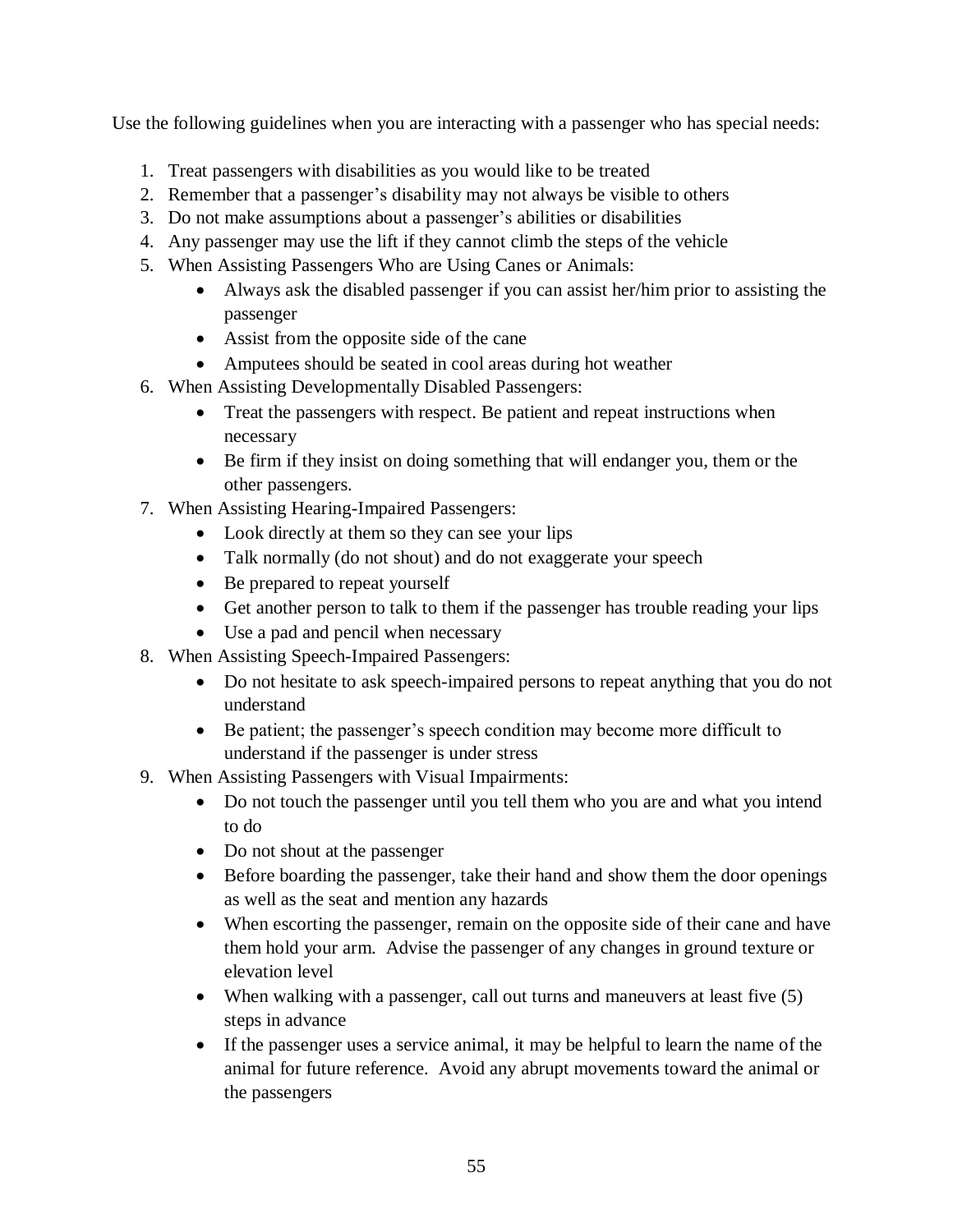Use the following guidelines when you are interacting with a passenger who has special needs:

1. Treat passengers with disabilities as you would like to be treated
2. Remember that a passenger's disability may not always be visible to others
3. Do not make assumptions about a passenger's abilities or disabilities
4. Any passenger may use the lift if they cannot climb the steps of the vehicle
5. When Assisting Passengers Who are Using Canes or Animals:
   - Always ask the disabled passenger if you can assist her/him prior to assisting the passenger
   - Assist from the opposite side of the cane
   - Amputees should be seated in cool areas during hot weather
6. When Assisting Developmentally Disabled Passengers:
   - Treat the passengers with respect. Be patient and repeat instructions when necessary
   - Be firm if they insist on doing something that will endanger you, them or the other passengers.
7. When Assisting Hearing-Impaired Passengers:
   - Look directly at them so they can see your lips
   - Talk normally (do not shout) and do not exaggerate your speech
   - Be prepared to repeat yourself
   - Get another person to talk to them if the passenger has trouble reading your lips
   - Use a pad and pencil when necessary
8. When Assisting Speech-Impaired Passengers:
   - Do not hesitate to ask speech-impaired persons to repeat anything that you do not understand
   - Be patient; the passenger's speech condition may become more difficult to understand if the passenger is under stress
9. When Assisting Passengers with Visual Impairments:
   - Do not touch the passenger until you tell them who you are and what you intend to do
   - Do not shout at the passenger
   - Before boarding the passenger, take their hand and show them the door openings as well as the seat and mention any hazards
   - When escorting the passenger, remain on the opposite side of their cane and have them hold your arm. Advise the passenger of any changes in ground texture or elevation level
   - When walking with a passenger, call out turns and maneuvers at least five (5) steps in advance
   - If the passenger uses a service animal, it may be helpful to learn the name of the animal for future reference. Avoid any abrupt movements toward the animal or the passengers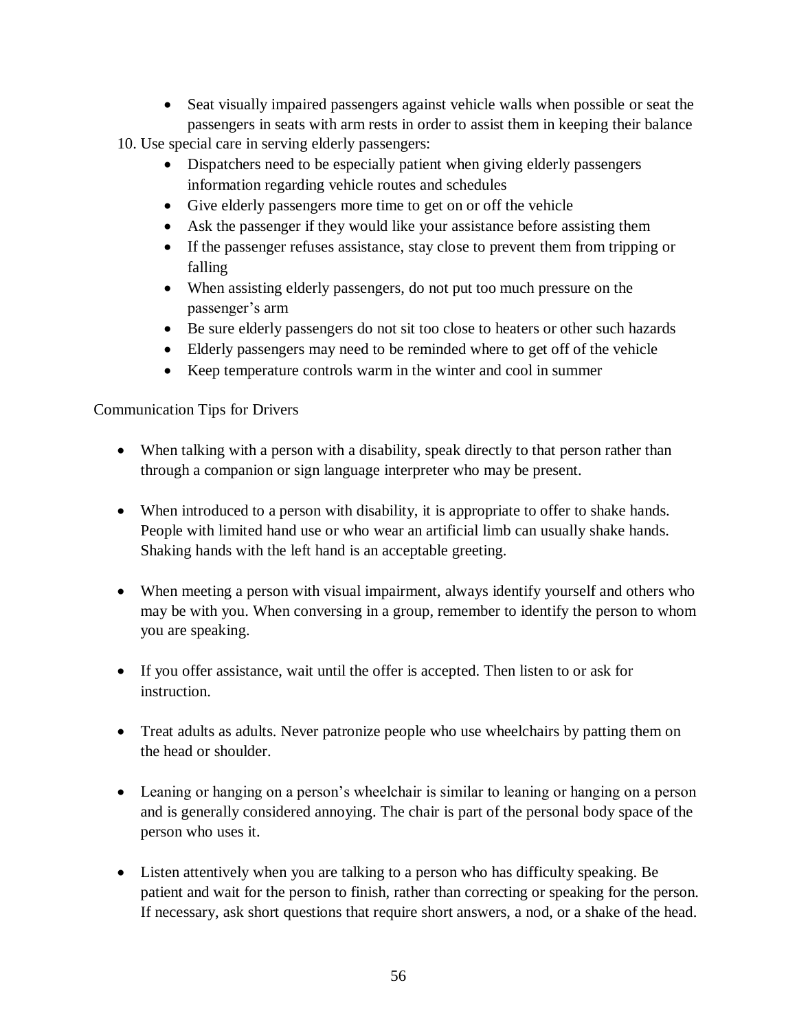- Seat visually impaired passengers against vehicle walls when possible or seat the passengers in seats with arm rests in order to assist them in keeping their balance

10. Use special care in serving elderly passengers:
    - Dispatchers need to be especially patient when giving elderly passengers information regarding vehicle routes and schedules
    - Give elderly passengers more time to get on or off the vehicle
    - Ask the passenger if they would like your assistance before assisting them
    - If the passenger refuses assistance, stay close to prevent them from tripping or falling
    - When assisting elderly passengers, do not put too much pressure on the passenger's arm
    - Be sure elderly passengers do not sit too close to heaters or other such hazards
    - Elderly passengers may need to be reminded where to get off of the vehicle
    - Keep temperature controls warm in the winter and cool in summer

Communication Tips for Drivers

- When talking with a person with a disability, speak directly to that person rather than through a companion or sign language interpreter who may be present.

- When introduced to a person with disability, it is appropriate to offer to shake hands. People with limited hand use or who wear an artificial limb can usually shake hands. Shaking hands with the left hand is an acceptable greeting.

- When meeting a person with visual impairment, always identify yourself and others who may be with you. When conversing in a group, remember to identify the person to whom you are speaking.

- If you offer assistance, wait until the offer is accepted. Then listen to or ask for instruction.

- Treat adults as adults. Never patronize people who use wheelchairs by patting them on the head or shoulder.

- Leaning or hanging on a person's wheelchair is similar to leaning or hanging on a person and is generally considered annoying. The chair is part of the personal body space of the person who uses it.

- Listen attentively when you are talking to a person who has difficulty speaking. Be patient and wait for the person to finish, rather than correcting or speaking for the person. If necessary, ask short questions that require short answers, a nod, or a shake of the head.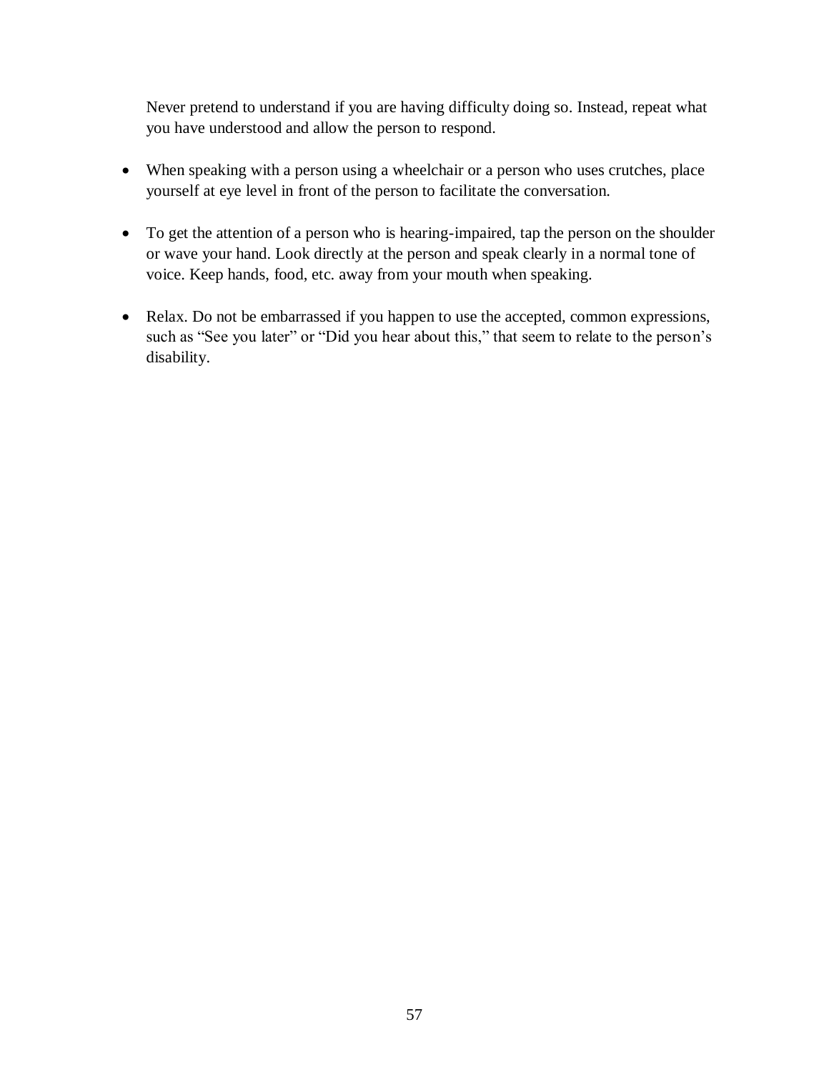Never pretend to understand if you are having difficulty doing so. Instead, repeat what you have understood and allow the person to respond.

- When speaking with a person using a wheelchair or a person who uses crutches, place yourself at eye level in front of the person to facilitate the conversation.

- To get the attention of a person who is hearing-impaired, tap the person on the shoulder or wave your hand. Look directly at the person and speak clearly in a normal tone of voice. Keep hands, food, etc. away from your mouth when speaking.

- Relax. Do not be embarrassed if you happen to use the accepted, common expressions, such as "See you later" or "Did you hear about this," that seem to relate to the person's disability.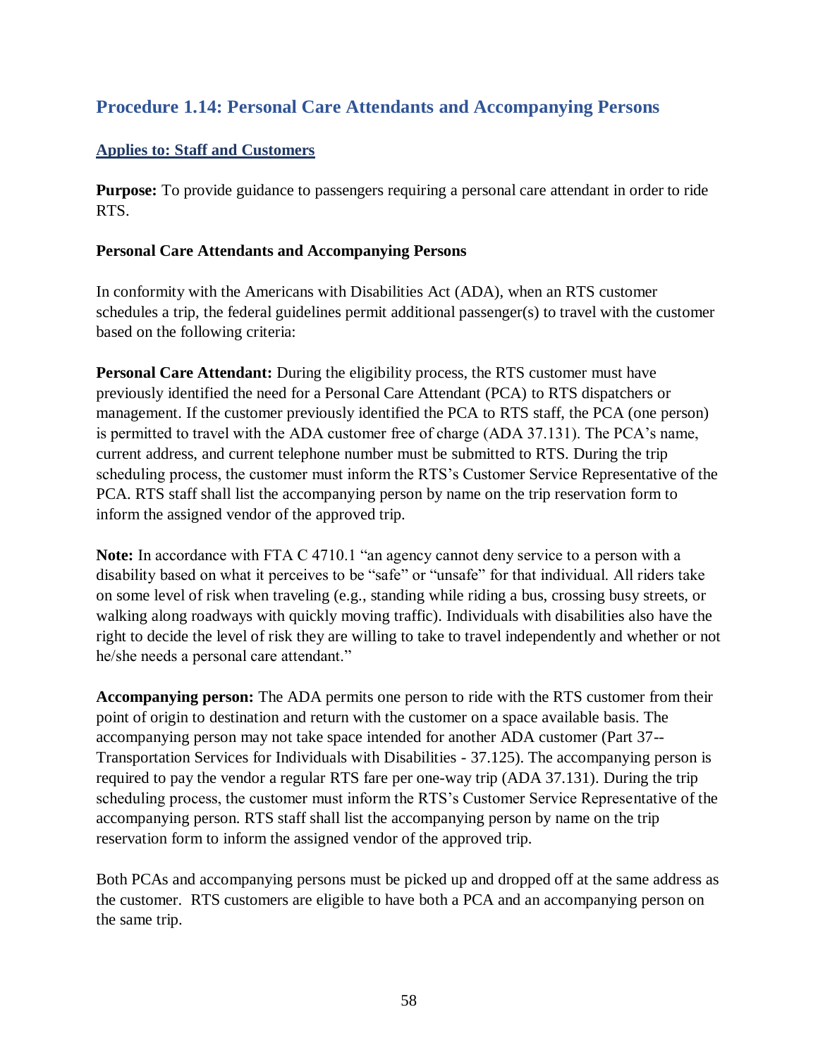## Procedure 1.14: Personal Care Attendants and Accompanying Persons

**Applies to: Staff and Customers**

**Purpose:** To provide guidance to passengers requiring a personal care attendant in order to ride RTS.

**Personal Care Attendants and Accompanying Persons**

In conformity with the Americans with Disabilities Act (ADA), when an RTS customer schedules a trip, the federal guidelines permit additional passenger(s) to travel with the customer based on the following criteria:

**Personal Care Attendant:** During the eligibility process, the RTS customer must have previously identified the need for a Personal Care Attendant (PCA) to RTS dispatchers or management. If the customer previously identified the PCA to RTS staff, the PCA (one person) is permitted to travel with the ADA customer free of charge (ADA 37.131). The PCA's name, current address, and current telephone number must be submitted to RTS. During the trip scheduling process, the customer must inform the RTS's Customer Service Representative of the PCA. RTS staff shall list the accompanying person by name on the trip reservation form to inform the assigned vendor of the approved trip.

**Note:** In accordance with FTA C 4710.1 "an agency cannot deny service to a person with a disability based on what it perceives to be "safe" or "unsafe" for that individual. All riders take on some level of risk when traveling (e.g., standing while riding a bus, crossing busy streets, or walking along roadways with quickly moving traffic). Individuals with disabilities also have the right to decide the level of risk they are willing to take to travel independently and whether or not he/she needs a personal care attendant."

**Accompanying person:** The ADA permits one person to ride with the RTS customer from their point of origin to destination and return with the customer on a space available basis. The accompanying person may not take space intended for another ADA customer (Part 37--Transportation Services for Individuals with Disabilities - 37.125). The accompanying person is required to pay the vendor a regular RTS fare per one-way trip (ADA 37.131). During the trip scheduling process, the customer must inform the RTS's Customer Service Representative of the accompanying person. RTS staff shall list the accompanying person by name on the trip reservation form to inform the assigned vendor of the approved trip.

Both PCAs and accompanying persons must be picked up and dropped off at the same address as the customer. RTS customers are eligible to have both a PCA and an accompanying person on the same trip.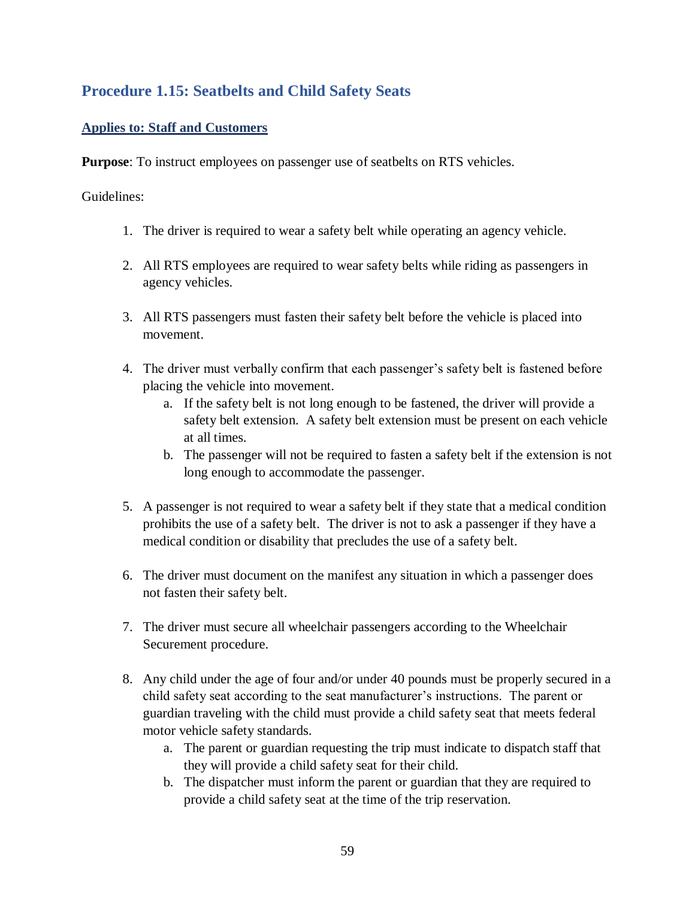## Procedure 1.15: Seatbelts and Child Safety Seats

**Applies to: Staff and Customers**

**Purpose**: To instruct employees on passenger use of seatbelts on RTS vehicles.

Guidelines:

1. The driver is required to wear a safety belt while operating an agency vehicle.

2. All RTS employees are required to wear safety belts while riding as passengers in agency vehicles.

3. All RTS passengers must fasten their safety belt before the vehicle is placed into movement.

4. The driver must verbally confirm that each passenger's safety belt is fastened before placing the vehicle into movement.
   a. If the safety belt is not long enough to be fastened, the driver will provide a safety belt extension. A safety belt extension must be present on each vehicle at all times.
   b. The passenger will not be required to fasten a safety belt if the extension is not long enough to accommodate the passenger.

5. A passenger is not required to wear a safety belt if they state that a medical condition prohibits the use of a safety belt. The driver is not to ask a passenger if they have a medical condition or disability that precludes the use of a safety belt.

6. The driver must document on the manifest any situation in which a passenger does not fasten their safety belt.

7. The driver must secure all wheelchair passengers according to the Wheelchair Securement procedure.

8. Any child under the age of four and/or under 40 pounds must be properly secured in a child safety seat according to the seat manufacturer's instructions. The parent or guardian traveling with the child must provide a child safety seat that meets federal motor vehicle safety standards.
   a. The parent or guardian requesting the trip must indicate to dispatch staff that they will provide a child safety seat for their child.
   b. The dispatcher must inform the parent or guardian that they are required to provide a child safety seat at the time of the trip reservation.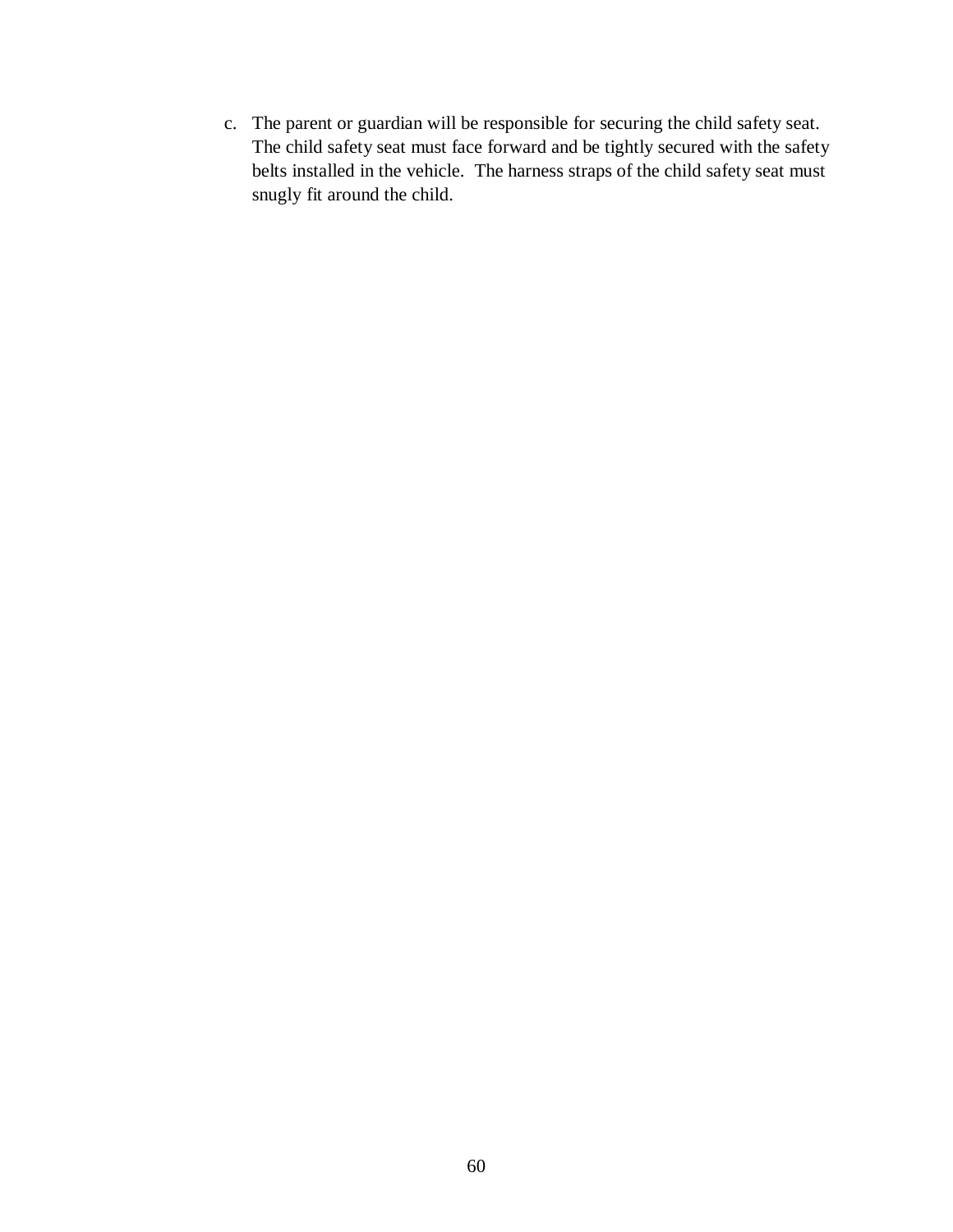c. The parent or guardian will be responsible for securing the child safety seat. The child safety seat must face forward and be tightly secured with the safety belts installed in the vehicle. The harness straps of the child safety seat must snugly fit around the child.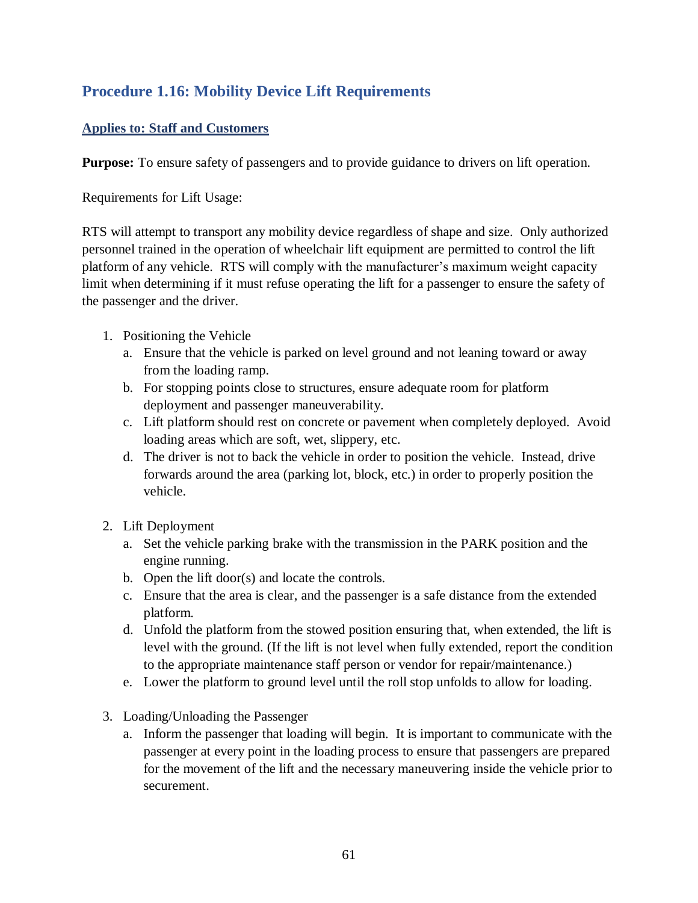## Procedure 1.16: Mobility Device Lift Requirements

**Applies to: Staff and Customers**

**Purpose:** To ensure safety of passengers and to provide guidance to drivers on lift operation.

Requirements for Lift Usage:

RTS will attempt to transport any mobility device regardless of shape and size. Only authorized personnel trained in the operation of wheelchair lift equipment are permitted to control the lift platform of any vehicle. RTS will comply with the manufacturer's maximum weight capacity limit when determining if it must refuse operating the lift for a passenger to ensure the safety of the passenger and the driver.

1. Positioning the Vehicle
   a. Ensure that the vehicle is parked on level ground and not leaning toward or away from the loading ramp.
   b. For stopping points close to structures, ensure adequate room for platform deployment and passenger maneuverability.
   c. Lift platform should rest on concrete or pavement when completely deployed. Avoid loading areas which are soft, wet, slippery, etc.
   d. The driver is not to back the vehicle in order to position the vehicle. Instead, drive forwards around the area (parking lot, block, etc.) in order to properly position the vehicle.

2. Lift Deployment
   a. Set the vehicle parking brake with the transmission in the PARK position and the engine running.
   b. Open the lift door(s) and locate the controls.
   c. Ensure that the area is clear, and the passenger is a safe distance from the extended platform.
   d. Unfold the platform from the stowed position ensuring that, when extended, the lift is level with the ground. (If the lift is not level when fully extended, report the condition to the appropriate maintenance staff person or vendor for repair/maintenance.)
   e. Lower the platform to ground level until the roll stop unfolds to allow for loading.

3. Loading/Unloading the Passenger
   a. Inform the passenger that loading will begin. It is important to communicate with the passenger at every point in the loading process to ensure that passengers are prepared for the movement of the lift and the necessary maneuvering inside the vehicle prior to securement.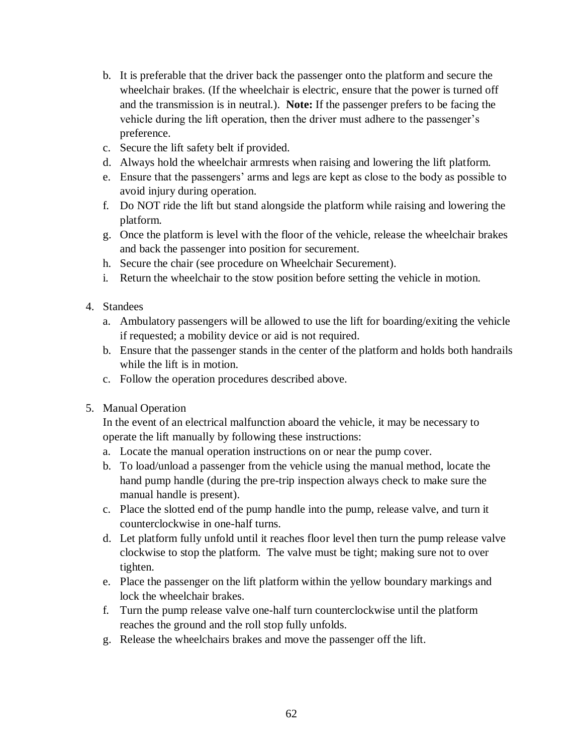b. It is preferable that the driver back the passenger onto the platform and secure the wheelchair brakes. (If the wheelchair is electric, ensure that the power is turned off and the transmission is in neutral.). **Note:** If the passenger prefers to be facing the vehicle during the lift operation, then the driver must adhere to the passenger's preference.
   c. Secure the lift safety belt if provided.
   d. Always hold the wheelchair armrests when raising and lowering the lift platform.
   e. Ensure that the passengers' arms and legs are kept as close to the body as possible to avoid injury during operation.
   f. Do NOT ride the lift but stand alongside the platform while raising and lowering the platform.
   g. Once the platform is level with the floor of the vehicle, release the wheelchair brakes and back the passenger into position for securement.
   h. Secure the chair (see procedure on Wheelchair Securement).
   i. Return the wheelchair to the stow position before setting the vehicle in motion.

4. Standees
   a. Ambulatory passengers will be allowed to use the lift for boarding/exiting the vehicle if requested; a mobility device or aid is not required.
   b. Ensure that the passenger stands in the center of the platform and holds both handrails while the lift is in motion.
   c. Follow the operation procedures described above.

5. Manual Operation
   In the event of an electrical malfunction aboard the vehicle, it may be necessary to operate the lift manually by following these instructions:
   a. Locate the manual operation instructions on or near the pump cover.
   b. To load/unload a passenger from the vehicle using the manual method, locate the hand pump handle (during the pre-trip inspection always check to make sure the manual handle is present).
   c. Place the slotted end of the pump handle into the pump, release valve, and turn it counterclockwise in one-half turns.
   d. Let platform fully unfold until it reaches floor level then turn the pump release valve clockwise to stop the platform. The valve must be tight; making sure not to over tighten.
   e. Place the passenger on the lift platform within the yellow boundary markings and lock the wheelchair brakes.
   f. Turn the pump release valve one-half turn counterclockwise until the platform reaches the ground and the roll stop fully unfolds.
   g. Release the wheelchairs brakes and move the passenger off the lift.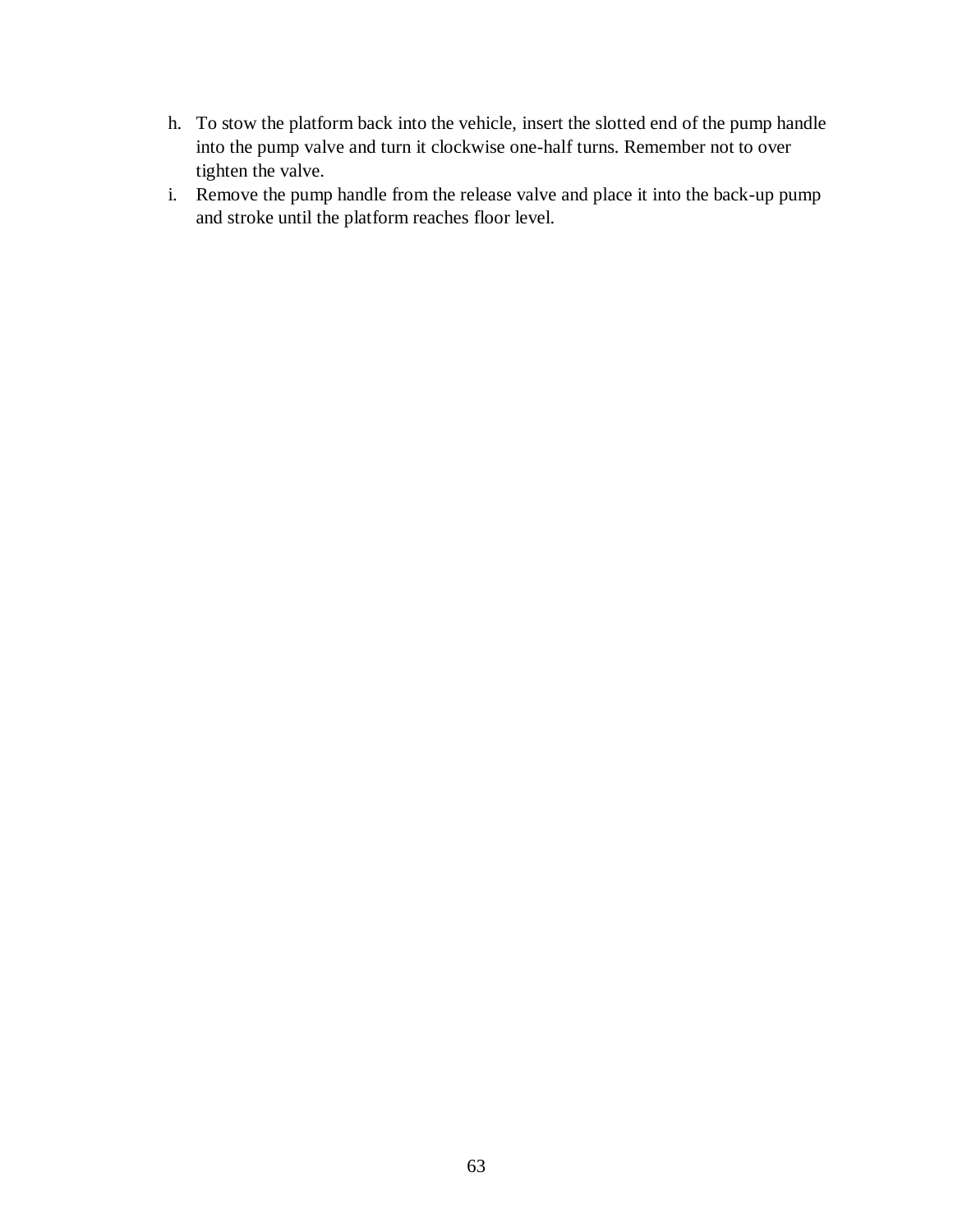h. To stow the platform back into the vehicle, insert the slotted end of the pump handle into the pump valve and turn it clockwise one-half turns. Remember not to over tighten the valve.
i. Remove the pump handle from the release valve and place it into the back-up pump and stroke until the platform reaches floor level.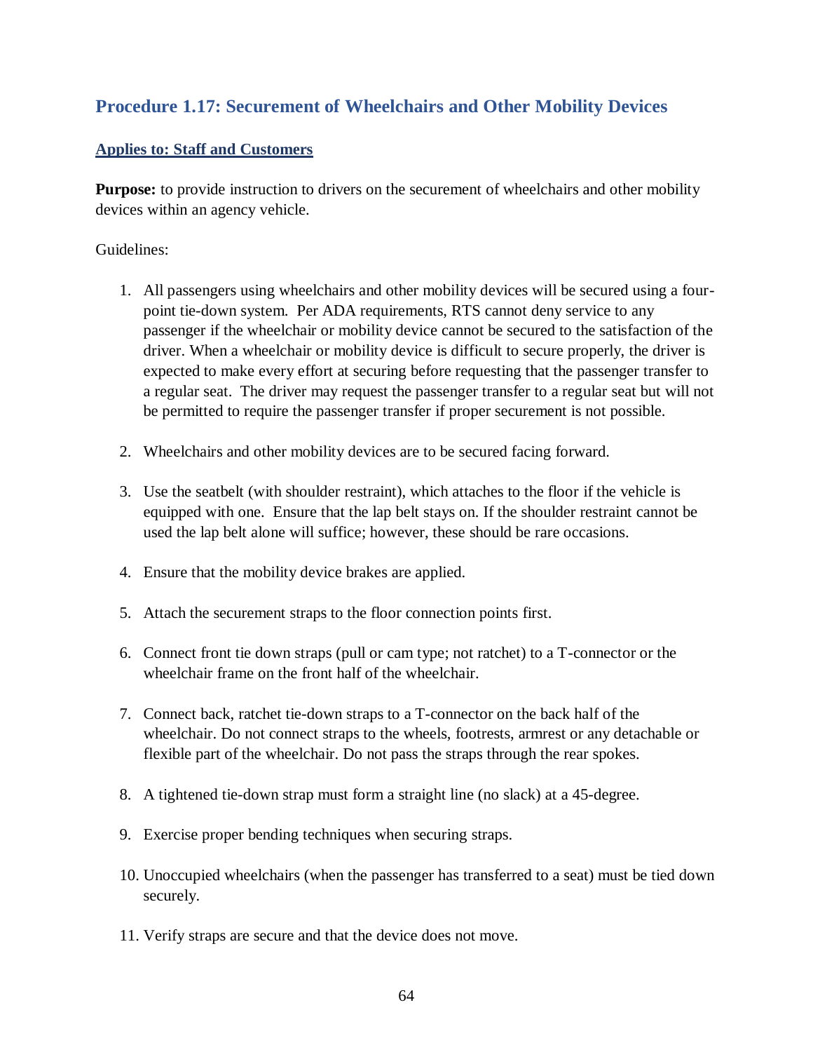## Procedure 1.17: Securement of Wheelchairs and Other Mobility Devices

**Applies to: Staff and Customers**

**Purpose:** to provide instruction to drivers on the securement of wheelchairs and other mobility devices within an agency vehicle.

Guidelines:

1. All passengers using wheelchairs and other mobility devices will be secured using a four-point tie-down system. Per ADA requirements, RTS cannot deny service to any passenger if the wheelchair or mobility device cannot be secured to the satisfaction of the driver. When a wheelchair or mobility device is difficult to secure properly, the driver is expected to make every effort at securing before requesting that the passenger transfer to a regular seat. The driver may request the passenger transfer to a regular seat but will not be permitted to require the passenger transfer if proper securement is not possible.

2. Wheelchairs and other mobility devices are to be secured facing forward.

3. Use the seatbelt (with shoulder restraint), which attaches to the floor if the vehicle is equipped with one. Ensure that the lap belt stays on. If the shoulder restraint cannot be used the lap belt alone will suffice; however, these should be rare occasions.

4. Ensure that the mobility device brakes are applied.

5. Attach the securement straps to the floor connection points first.

6. Connect front tie down straps (pull or cam type; not ratchet) to a T-connector or the wheelchair frame on the front half of the wheelchair.

7. Connect back, ratchet tie-down straps to a T-connector on the back half of the wheelchair. Do not connect straps to the wheels, footrests, armrest or any detachable or flexible part of the wheelchair. Do not pass the straps through the rear spokes.

8. A tightened tie-down strap must form a straight line (no slack) at a 45-degree.

9. Exercise proper bending techniques when securing straps.

10. Unoccupied wheelchairs (when the passenger has transferred to a seat) must be tied down securely.

11. Verify straps are secure and that the device does not move.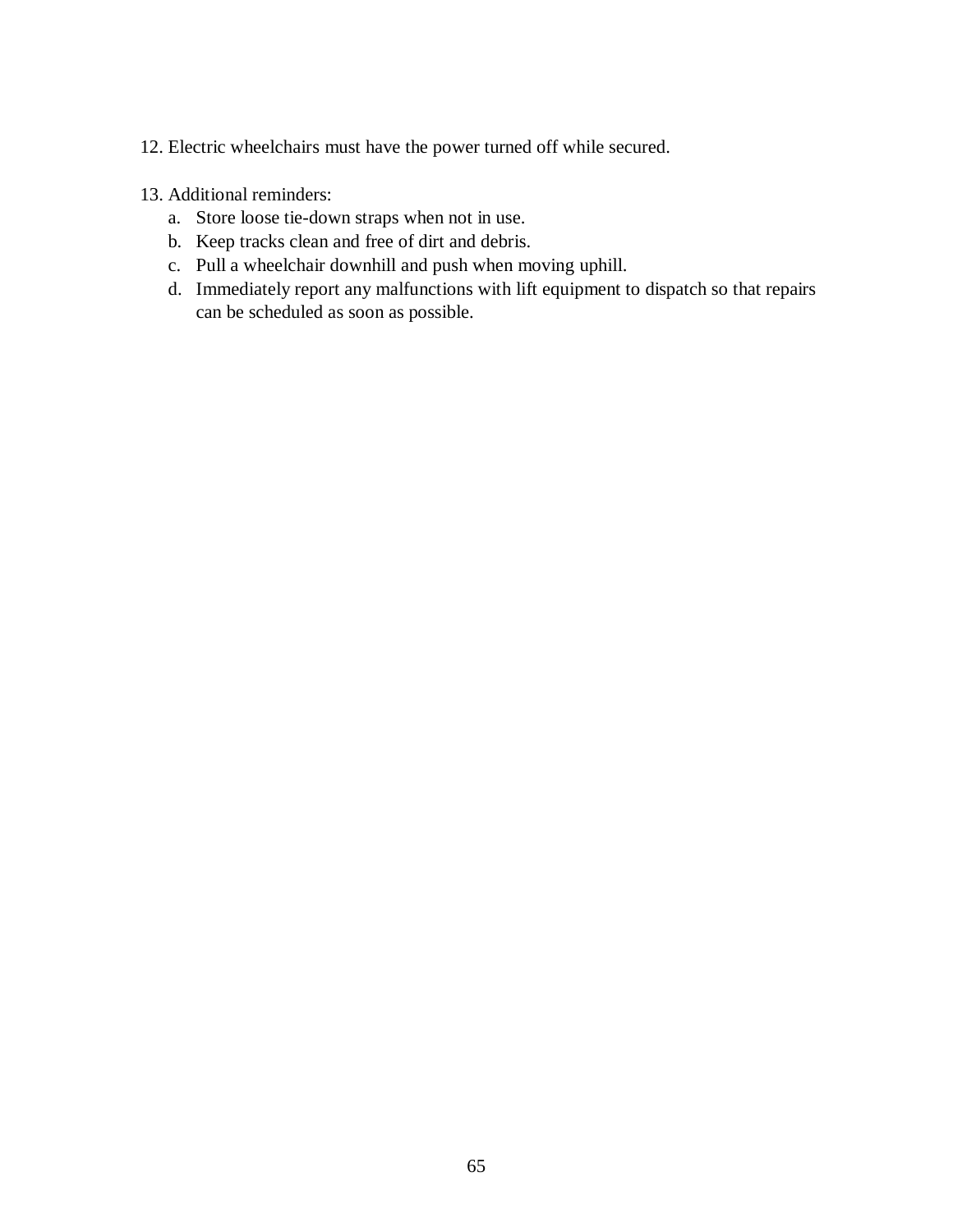12. Electric wheelchairs must have the power turned off while secured.

13. Additional reminders:
    a. Store loose tie-down straps when not in use.
    b. Keep tracks clean and free of dirt and debris.
    c. Pull a wheelchair downhill and push when moving uphill.
    d. Immediately report any malfunctions with lift equipment to dispatch so that repairs can be scheduled as soon as possible.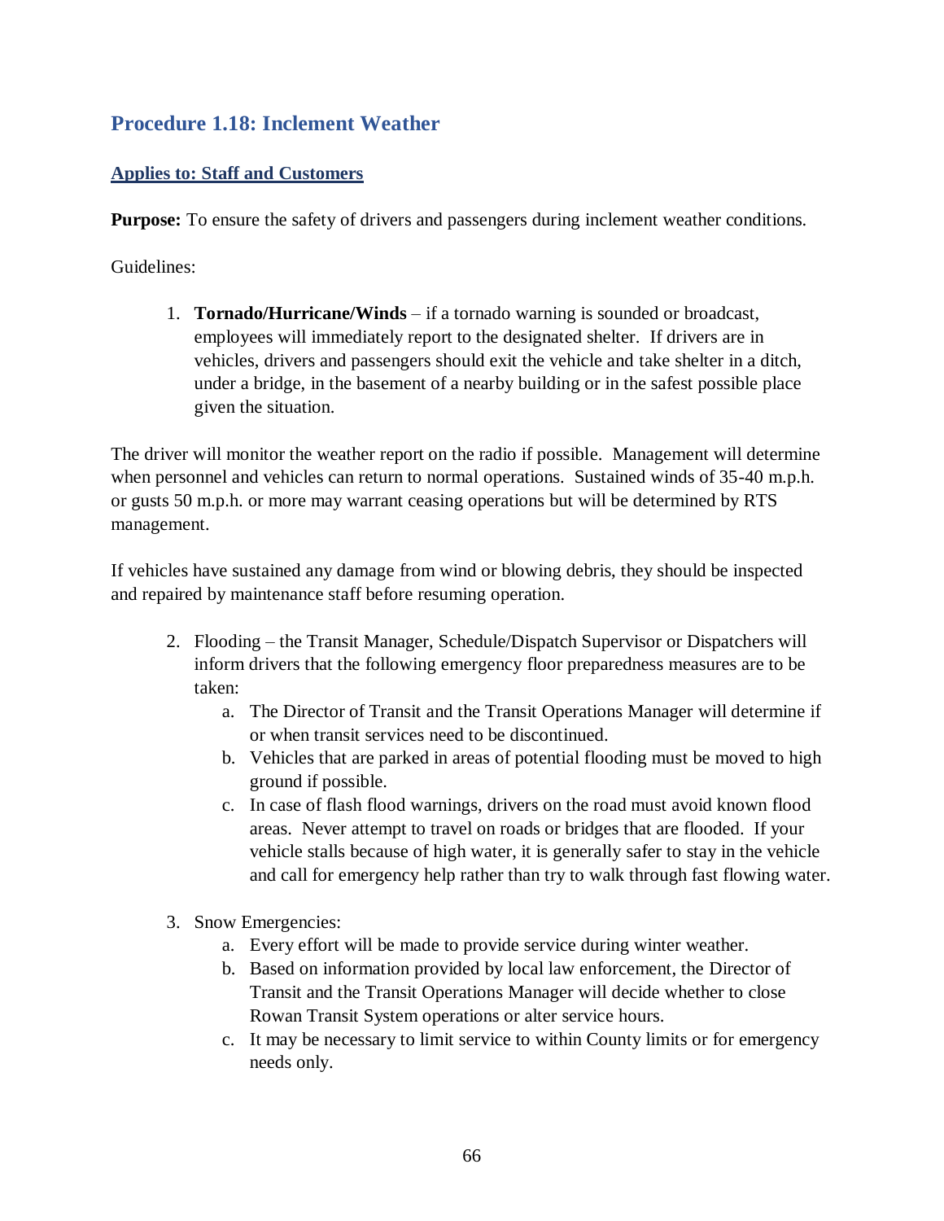## Procedure 1.18: Inclement Weather

**Applies to: Staff and Customers**

**Purpose:** To ensure the safety of drivers and passengers during inclement weather conditions.

Guidelines:

1. **Tornado/Hurricane/Winds** – if a tornado warning is sounded or broadcast, employees will immediately report to the designated shelter. If drivers are in vehicles, drivers and passengers should exit the vehicle and take shelter in a ditch, under a bridge, in the basement of a nearby building or in the safest possible place given the situation.

The driver will monitor the weather report on the radio if possible. Management will determine when personnel and vehicles can return to normal operations. Sustained winds of 35-40 m.p.h. or gusts 50 m.p.h. or more may warrant ceasing operations but will be determined by RTS management.

If vehicles have sustained any damage from wind or blowing debris, they should be inspected and repaired by maintenance staff before resuming operation.

2. Flooding – the Transit Manager, Schedule/Dispatch Supervisor or Dispatchers will inform drivers that the following emergency floor preparedness measures are to be taken:
   a. The Director of Transit and the Transit Operations Manager will determine if or when transit services need to be discontinued.
   b. Vehicles that are parked in areas of potential flooding must be moved to high ground if possible.
   c. In case of flash flood warnings, drivers on the road must avoid known flood areas. Never attempt to travel on roads or bridges that are flooded. If your vehicle stalls because of high water, it is generally safer to stay in the vehicle and call for emergency help rather than try to walk through fast flowing water.

3. Snow Emergencies:
   a. Every effort will be made to provide service during winter weather.
   b. Based on information provided by local law enforcement, the Director of Transit and the Transit Operations Manager will decide whether to close Rowan Transit System operations or alter service hours.
   c. It may be necessary to limit service to within County limits or for emergency needs only.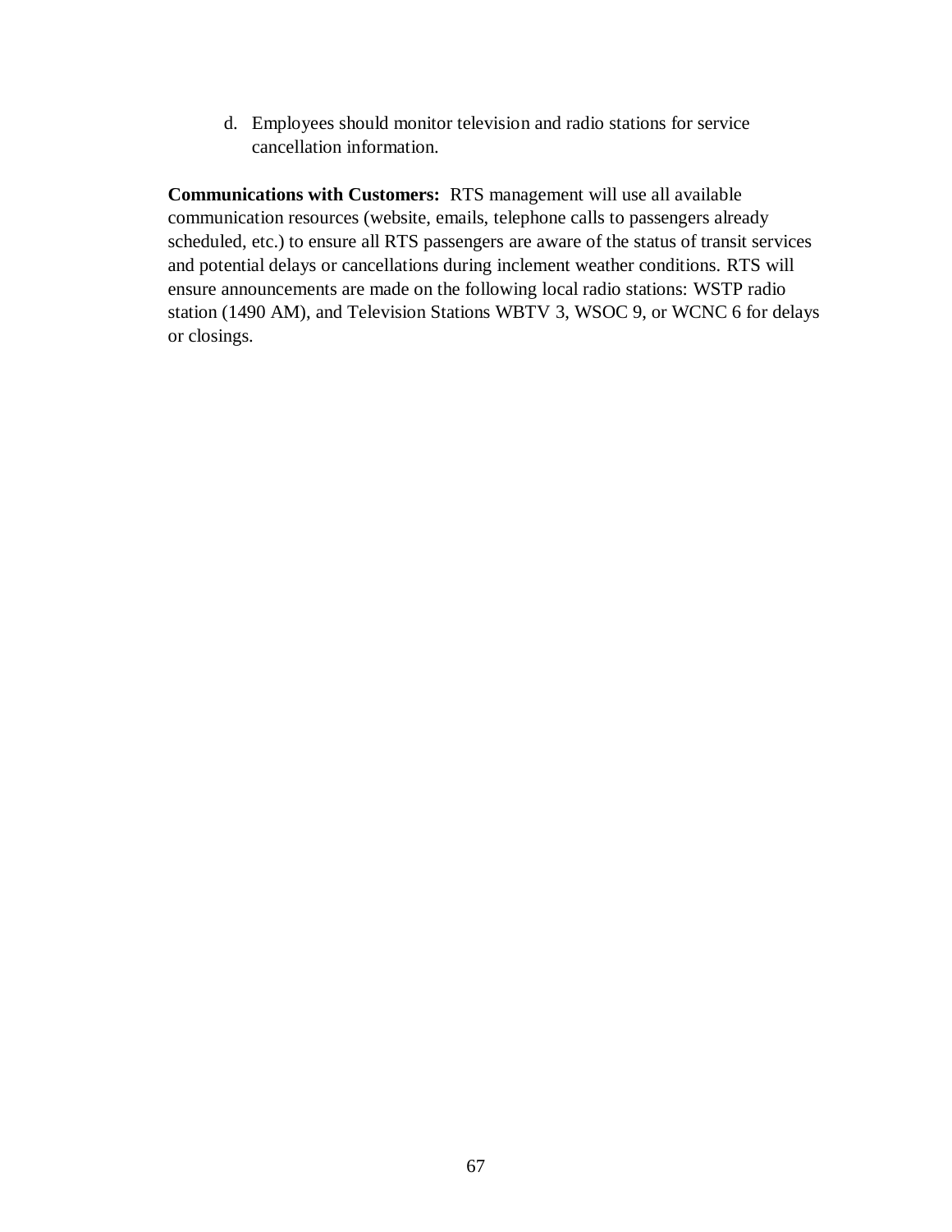d. Employees should monitor television and radio stations for service cancellation information.

**Communications with Customers:** RTS management will use all available communication resources (website, emails, telephone calls to passengers already scheduled, etc.) to ensure all RTS passengers are aware of the status of transit services and potential delays or cancellations during inclement weather conditions. RTS will ensure announcements are made on the following local radio stations: WSTP radio station (1490 AM), and Television Stations WBTV 3, WSOC 9, or WCNC 6 for delays or closings.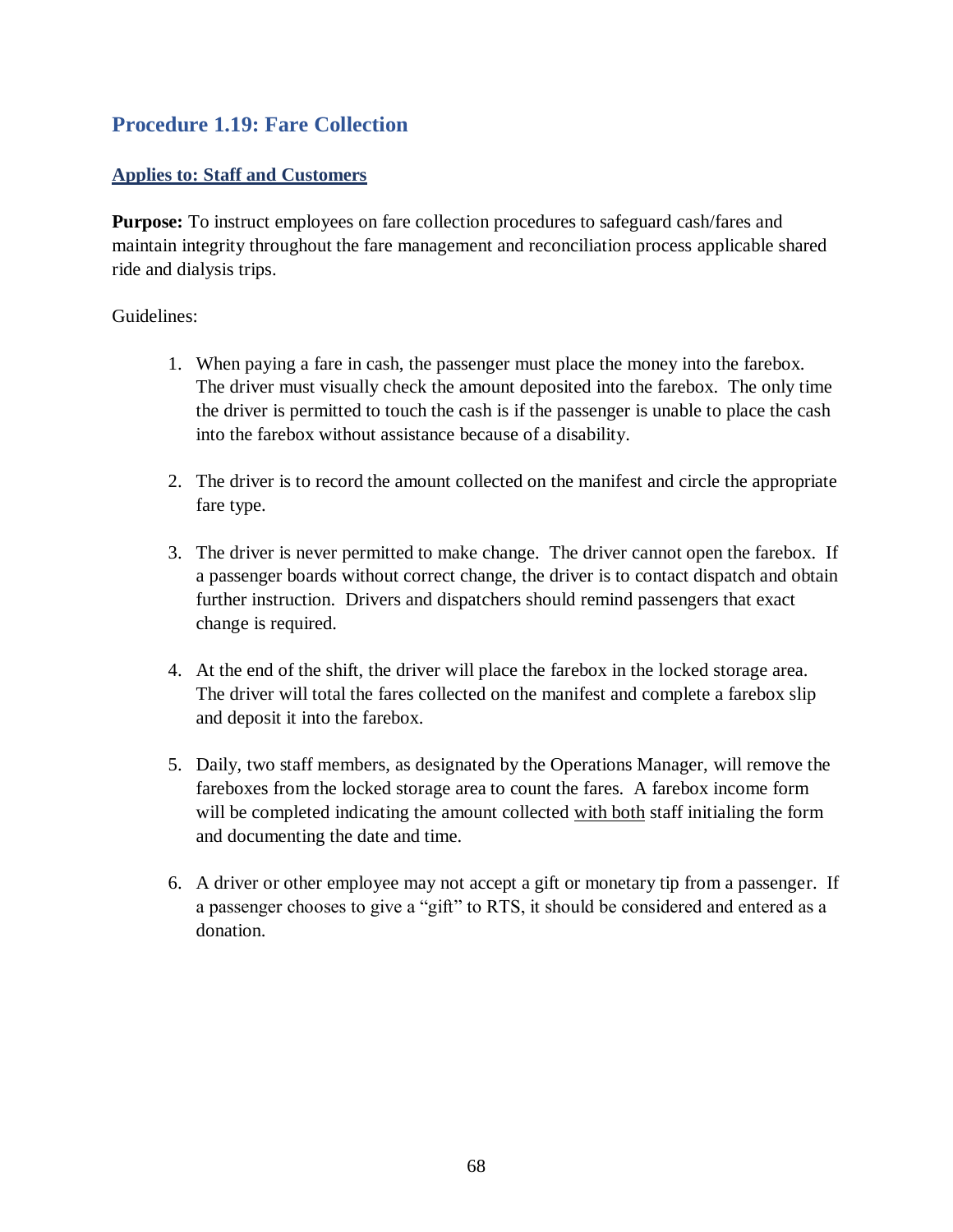## Procedure 1.19: Fare Collection

**Applies to: Staff and Customers**

**Purpose:** To instruct employees on fare collection procedures to safeguard cash/fares and maintain integrity throughout the fare management and reconciliation process applicable shared ride and dialysis trips.

Guidelines:

1. When paying a fare in cash, the passenger must place the money into the farebox. The driver must visually check the amount deposited into the farebox. The only time the driver is permitted to touch the cash is if the passenger is unable to place the cash into the farebox without assistance because of a disability.

2. The driver is to record the amount collected on the manifest and circle the appropriate fare type.

3. The driver is never permitted to make change. The driver cannot open the farebox. If a passenger boards without correct change, the driver is to contact dispatch and obtain further instruction. Drivers and dispatchers should remind passengers that exact change is required.

4. At the end of the shift, the driver will place the farebox in the locked storage area. The driver will total the fares collected on the manifest and complete a farebox slip and deposit it into the farebox.

5. Daily, two staff members, as designated by the Operations Manager, will remove the fareboxes from the locked storage area to count the fares. A farebox income form will be completed indicating the amount collected with both staff initialing the form and documenting the date and time.

6. A driver or other employee may not accept a gift or monetary tip from a passenger. If a passenger chooses to give a "gift" to RTS, it should be considered and entered as a donation.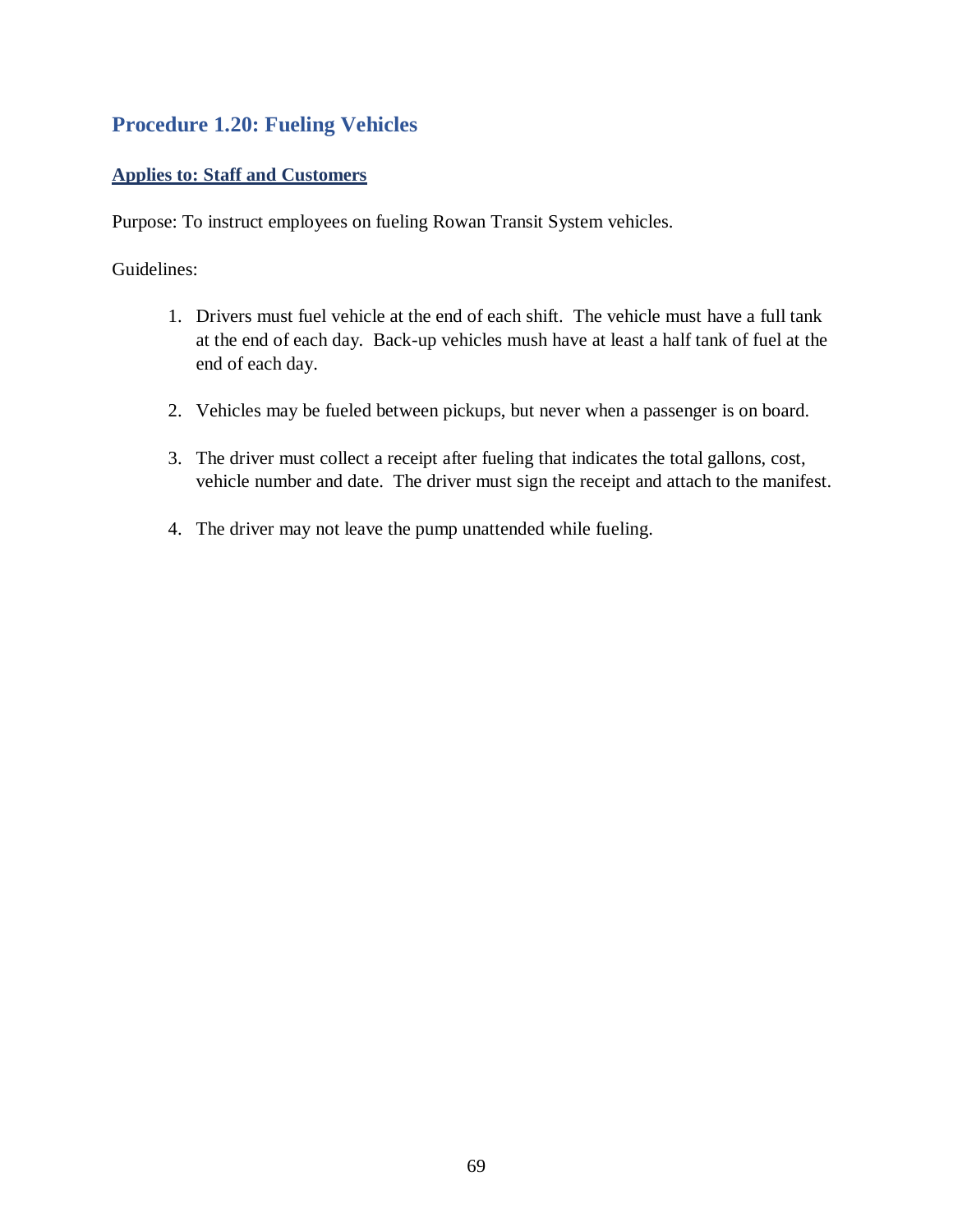## Procedure 1.20: Fueling Vehicles

**Applies to: Staff and Customers**

Purpose: To instruct employees on fueling Rowan Transit System vehicles.

Guidelines:

1. Drivers must fuel vehicle at the end of each shift. The vehicle must have a full tank at the end of each day. Back-up vehicles mush have at least a half tank of fuel at the end of each day.

2. Vehicles may be fueled between pickups, but never when a passenger is on board.

3. The driver must collect a receipt after fueling that indicates the total gallons, cost, vehicle number and date. The driver must sign the receipt and attach to the manifest.

4. The driver may not leave the pump unattended while fueling.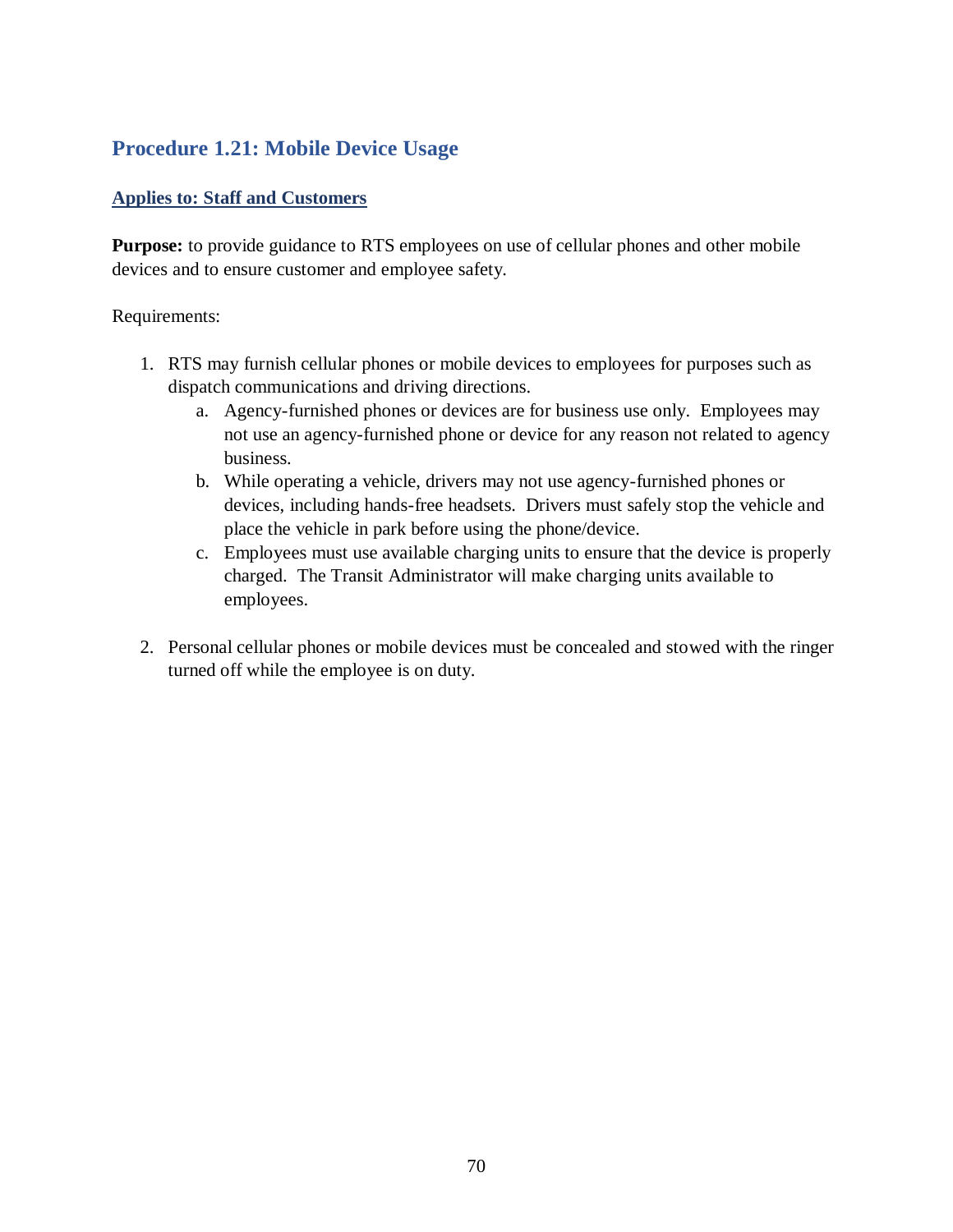## Procedure 1.21: Mobile Device Usage

**Applies to: Staff and Customers**

**Purpose:** to provide guidance to RTS employees on use of cellular phones and other mobile devices and to ensure customer and employee safety.

Requirements:

1. RTS may furnish cellular phones or mobile devices to employees for purposes such as dispatch communications and driving directions.
    a. Agency-furnished phones or devices are for business use only. Employees may not use an agency-furnished phone or device for any reason not related to agency business.
    b. While operating a vehicle, drivers may not use agency-furnished phones or devices, including hands-free headsets. Drivers must safely stop the vehicle and place the vehicle in park before using the phone/device.
    c. Employees must use available charging units to ensure that the device is properly charged. The Transit Administrator will make charging units available to employees.

2. Personal cellular phones or mobile devices must be concealed and stowed with the ringer turned off while the employee is on duty.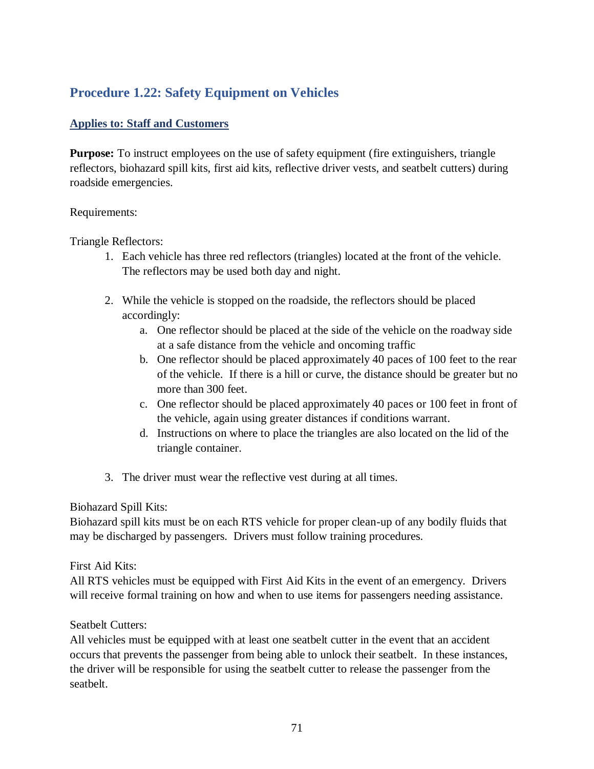## Procedure 1.22: Safety Equipment on Vehicles

**Applies to: Staff and Customers**

**Purpose:** To instruct employees on the use of safety equipment (fire extinguishers, triangle reflectors, biohazard spill kits, first aid kits, reflective driver vests, and seatbelt cutters) during roadside emergencies.

Requirements:

Triangle Reflectors:

1. Each vehicle has three red reflectors (triangles) located at the front of the vehicle. The reflectors may be used both day and night.

2. While the vehicle is stopped on the roadside, the reflectors should be placed accordingly:
   a. One reflector should be placed at the side of the vehicle on the roadway side at a safe distance from the vehicle and oncoming traffic
   b. One reflector should be placed approximately 40 paces of 100 feet to the rear of the vehicle. If there is a hill or curve, the distance should be greater but no more than 300 feet.
   c. One reflector should be placed approximately 40 paces or 100 feet in front of the vehicle, again using greater distances if conditions warrant.
   d. Instructions on where to place the triangles are also located on the lid of the triangle container.

3. The driver must wear the reflective vest during at all times.

Biohazard Spill Kits:
Biohazard spill kits must be on each RTS vehicle for proper clean-up of any bodily fluids that may be discharged by passengers. Drivers must follow training procedures.

First Aid Kits:
All RTS vehicles must be equipped with First Aid Kits in the event of an emergency. Drivers will receive formal training on how and when to use items for passengers needing assistance.

Seatbelt Cutters:
All vehicles must be equipped with at least one seatbelt cutter in the event that an accident occurs that prevents the passenger from being able to unlock their seatbelt. In these instances, the driver will be responsible for using the seatbelt cutter to release the passenger from the seatbelt.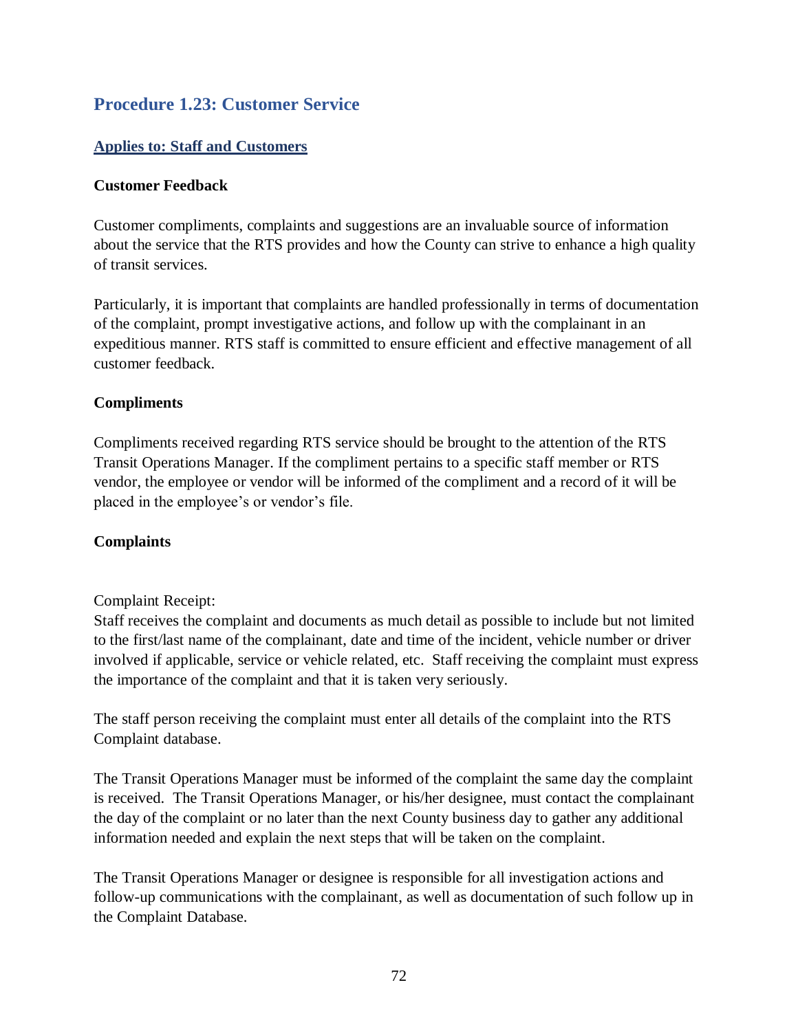## Procedure 1.23: Customer Service

**Applies to: Staff and Customers**

**Customer Feedback**

Customer compliments, complaints and suggestions are an invaluable source of information about the service that the RTS provides and how the County can strive to enhance a high quality of transit services.

Particularly, it is important that complaints are handled professionally in terms of documentation of the complaint, prompt investigative actions, and follow up with the complainant in an expeditious manner. RTS staff is committed to ensure efficient and effective management of all customer feedback.

**Compliments**

Compliments received regarding RTS service should be brought to the attention of the RTS Transit Operations Manager. If the compliment pertains to a specific staff member or RTS vendor, the employee or vendor will be informed of the compliment and a record of it will be placed in the employee's or vendor's file.

**Complaints**

Complaint Receipt:
Staff receives the complaint and documents as much detail as possible to include but not limited to the first/last name of the complainant, date and time of the incident, vehicle number or driver involved if applicable, service or vehicle related, etc. Staff receiving the complaint must express the importance of the complaint and that it is taken very seriously.

The staff person receiving the complaint must enter all details of the complaint into the RTS Complaint database.

The Transit Operations Manager must be informed of the complaint the same day the complaint is received. The Transit Operations Manager, or his/her designee, must contact the complainant the day of the complaint or no later than the next County business day to gather any additional information needed and explain the next steps that will be taken on the complaint.

The Transit Operations Manager or designee is responsible for all investigation actions and follow-up communications with the complainant, as well as documentation of such follow up in the Complaint Database.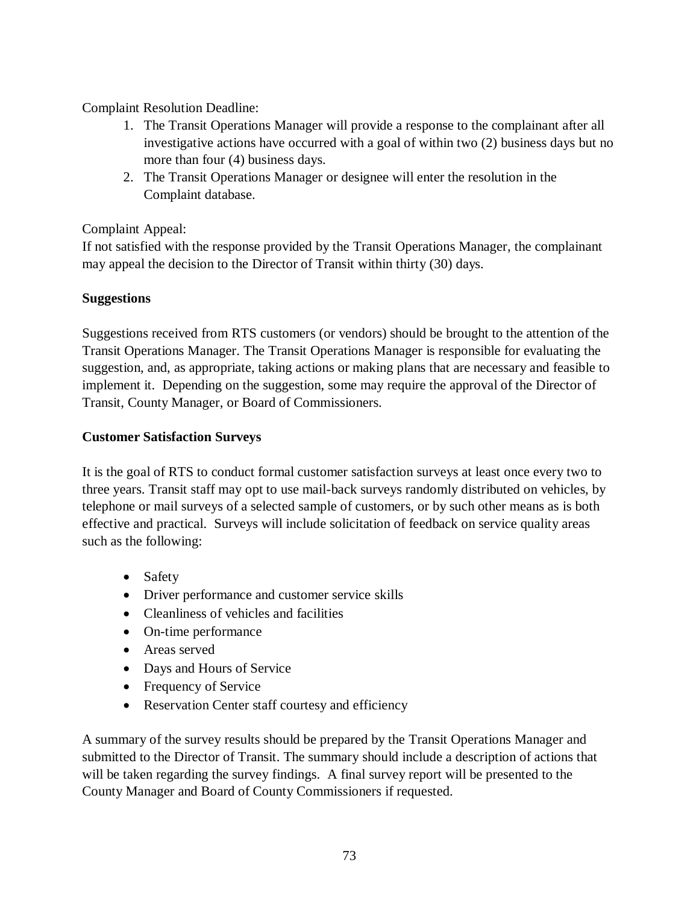Complaint Resolution Deadline:

1. The Transit Operations Manager will provide a response to the complainant after all investigative actions have occurred with a goal of within two (2) business days but no more than four (4) business days.
2. The Transit Operations Manager or designee will enter the resolution in the Complaint database.

Complaint Appeal:
If not satisfied with the response provided by the Transit Operations Manager, the complainant may appeal the decision to the Director of Transit within thirty (30) days.

**Suggestions**

Suggestions received from RTS customers (or vendors) should be brought to the attention of the Transit Operations Manager. The Transit Operations Manager is responsible for evaluating the suggestion, and, as appropriate, taking actions or making plans that are necessary and feasible to implement it. Depending on the suggestion, some may require the approval of the Director of Transit, County Manager, or Board of Commissioners.

**Customer Satisfaction Surveys**

It is the goal of RTS to conduct formal customer satisfaction surveys at least once every two to three years. Transit staff may opt to use mail-back surveys randomly distributed on vehicles, by telephone or mail surveys of a selected sample of customers, or by such other means as is both effective and practical. Surveys will include solicitation of feedback on service quality areas such as the following:

- Safety
- Driver performance and customer service skills
- Cleanliness of vehicles and facilities
- On-time performance
- Areas served
- Days and Hours of Service
- Frequency of Service
- Reservation Center staff courtesy and efficiency

A summary of the survey results should be prepared by the Transit Operations Manager and submitted to the Director of Transit. The summary should include a description of actions that will be taken regarding the survey findings. A final survey report will be presented to the County Manager and Board of County Commissioners if requested.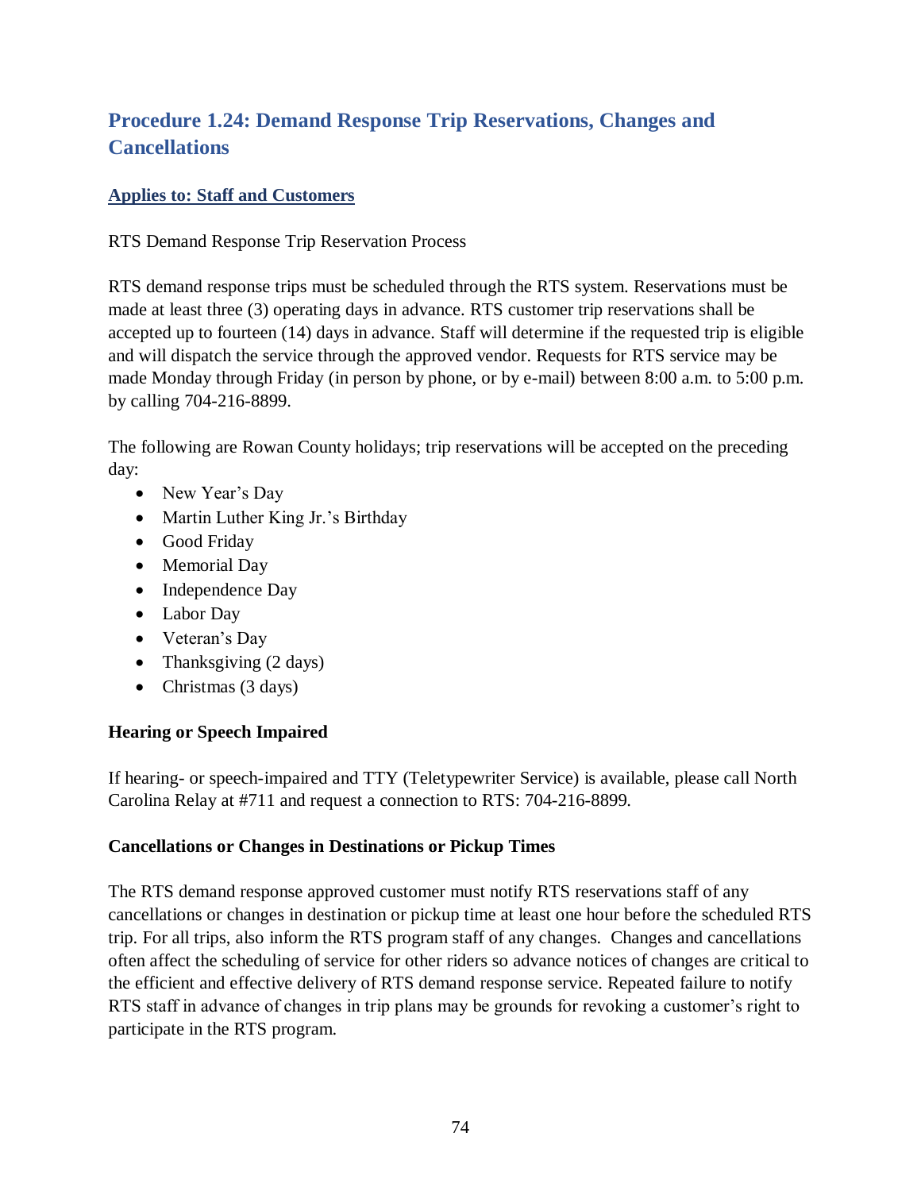## Procedure 1.24: Demand Response Trip Reservations, Changes and Cancellations

**Applies to: Staff and Customers**

RTS Demand Response Trip Reservation Process

RTS demand response trips must be scheduled through the RTS system. Reservations must be made at least three (3) operating days in advance. RTS customer trip reservations shall be accepted up to fourteen (14) days in advance. Staff will determine if the requested trip is eligible and will dispatch the service through the approved vendor. Requests for RTS service may be made Monday through Friday (in person by phone, or by e-mail) between 8:00 a.m. to 5:00 p.m. by calling 704-216-8899.

The following are Rowan County holidays; trip reservations will be accepted on the preceding day:

- New Year's Day
- Martin Luther King Jr.'s Birthday
- Good Friday
- Memorial Day
- Independence Day
- Labor Day
- Veteran's Day
- Thanksgiving (2 days)
- Christmas (3 days)

**Hearing or Speech Impaired**

If hearing- or speech-impaired and TTY (Teletypewriter Service) is available, please call North Carolina Relay at #711 and request a connection to RTS: 704-216-8899.

**Cancellations or Changes in Destinations or Pickup Times**

The RTS demand response approved customer must notify RTS reservations staff of any cancellations or changes in destination or pickup time at least one hour before the scheduled RTS trip. For all trips, also inform the RTS program staff of any changes. Changes and cancellations often affect the scheduling of service for other riders so advance notices of changes are critical to the efficient and effective delivery of RTS demand response service. Repeated failure to notify RTS staff in advance of changes in trip plans may be grounds for revoking a customer's right to participate in the RTS program.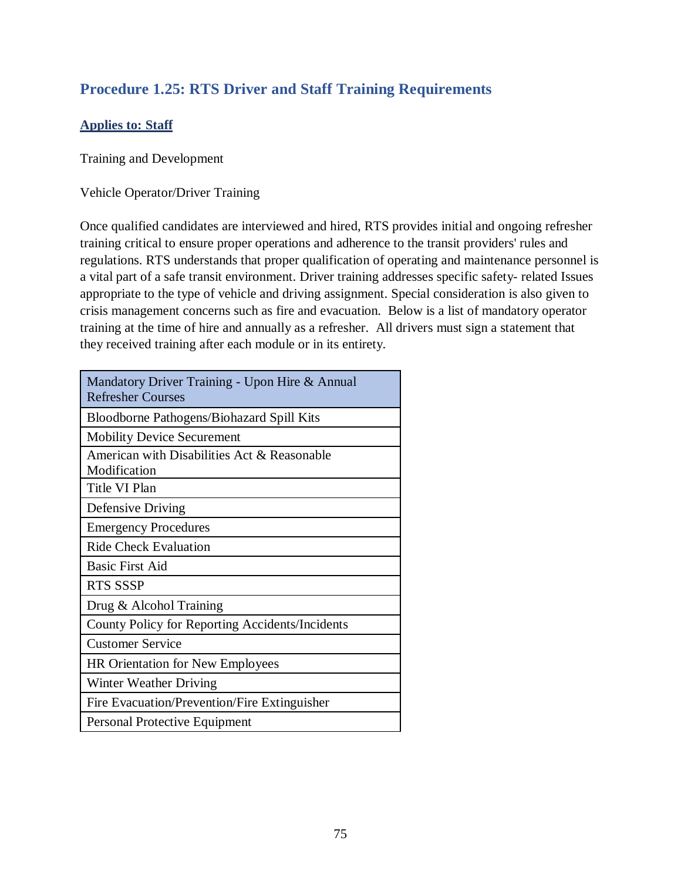## Procedure 1.25: RTS Driver and Staff Training Requirements

**Applies to: Staff**

Training and Development

Vehicle Operator/Driver Training

Once qualified candidates are interviewed and hired, RTS provides initial and ongoing refresher training critical to ensure proper operations and adherence to the transit providers' rules and regulations. RTS understands that proper qualification of operating and maintenance personnel is a vital part of a safe transit environment. Driver training addresses specific safety- related Issues appropriate to the type of vehicle and driving assignment. Special consideration is also given to crisis management concerns such as fire and evacuation. Below is a list of mandatory operator training at the time of hire and annually as a refresher. All drivers must sign a statement that they received training after each module or in its entirety.

| Mandatory Driver Training - Upon Hire & Annual Refresher Courses |
|---|
| Bloodborne Pathogens/Biohazard Spill Kits |
| Mobility Device Securement |
| American with Disabilities Act & Reasonable Modification |
| Title VI Plan |
| Defensive Driving |
| Emergency Procedures |
| Ride Check Evaluation |
| Basic First Aid |
| RTS SSSP |
| Drug & Alcohol Training |
| County Policy for Reporting Accidents/Incidents |
| Customer Service |
| HR Orientation for New Employees |
| Winter Weather Driving |
| Fire Evacuation/Prevention/Fire Extinguisher |
| Personal Protective Equipment |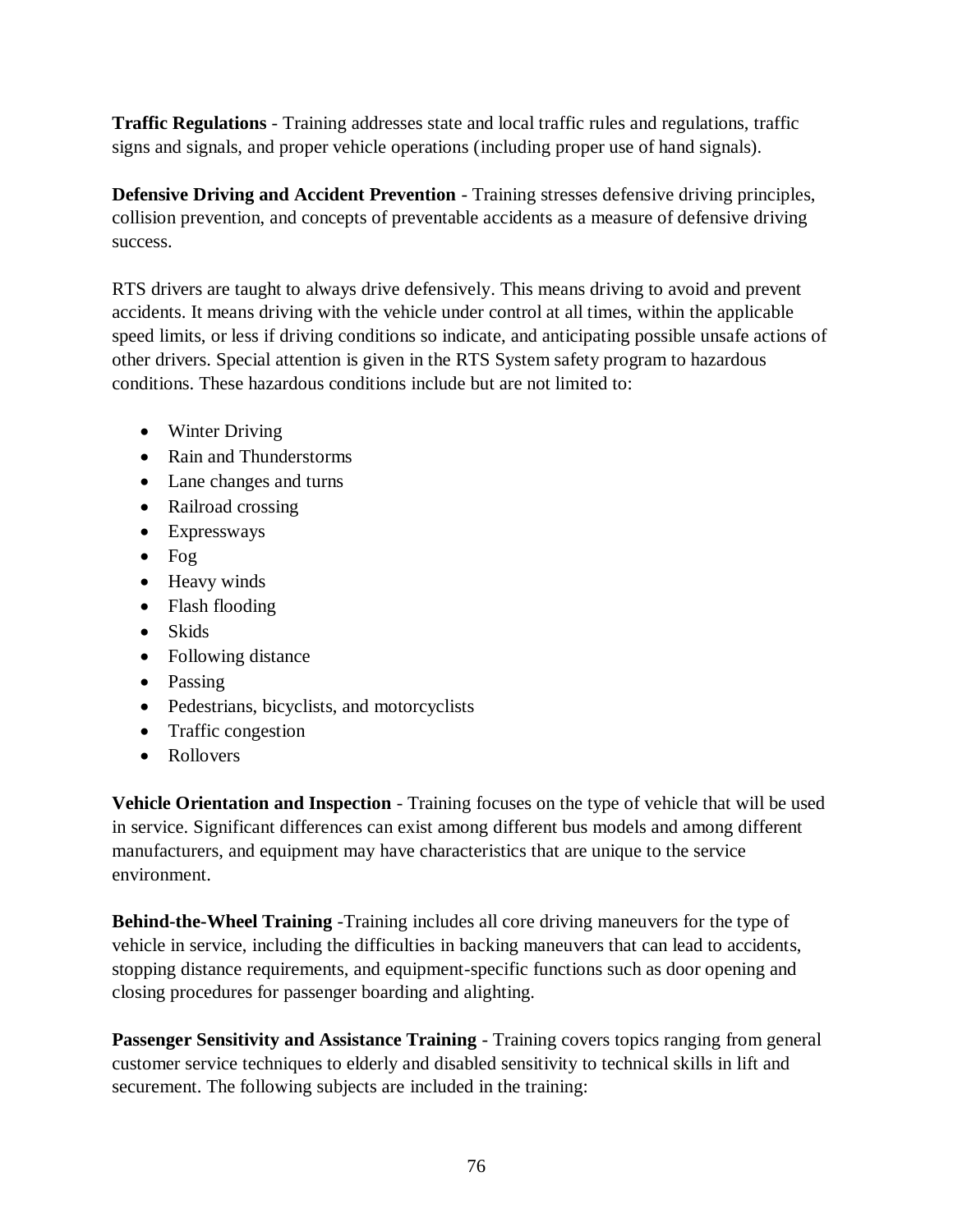**Traffic Regulations** - Training addresses state and local traffic rules and regulations, traffic signs and signals, and proper vehicle operations (including proper use of hand signals).

**Defensive Driving and Accident Prevention** - Training stresses defensive driving principles, collision prevention, and concepts of preventable accidents as a measure of defensive driving success.

RTS drivers are taught to always drive defensively. This means driving to avoid and prevent accidents. It means driving with the vehicle under control at all times, within the applicable speed limits, or less if driving conditions so indicate, and anticipating possible unsafe actions of other drivers. Special attention is given in the RTS System safety program to hazardous conditions. These hazardous conditions include but are not limited to:

- Winter Driving
- Rain and Thunderstorms
- Lane changes and turns
- Railroad crossing
- Expressways
- Fog
- Heavy winds
- Flash flooding
- Skids
- Following distance
- Passing
- Pedestrians, bicyclists, and motorcyclists
- Traffic congestion
- Rollovers

**Vehicle Orientation and Inspection** - Training focuses on the type of vehicle that will be used in service. Significant differences can exist among different bus models and among different manufacturers, and equipment may have characteristics that are unique to the service environment.

**Behind-the-Wheel Training** -Training includes all core driving maneuvers for the type of vehicle in service, including the difficulties in backing maneuvers that can lead to accidents, stopping distance requirements, and equipment-specific functions such as door opening and closing procedures for passenger boarding and alighting.

**Passenger Sensitivity and Assistance Training** - Training covers topics ranging from general customer service techniques to elderly and disabled sensitivity to technical skills in lift and securement. The following subjects are included in the training: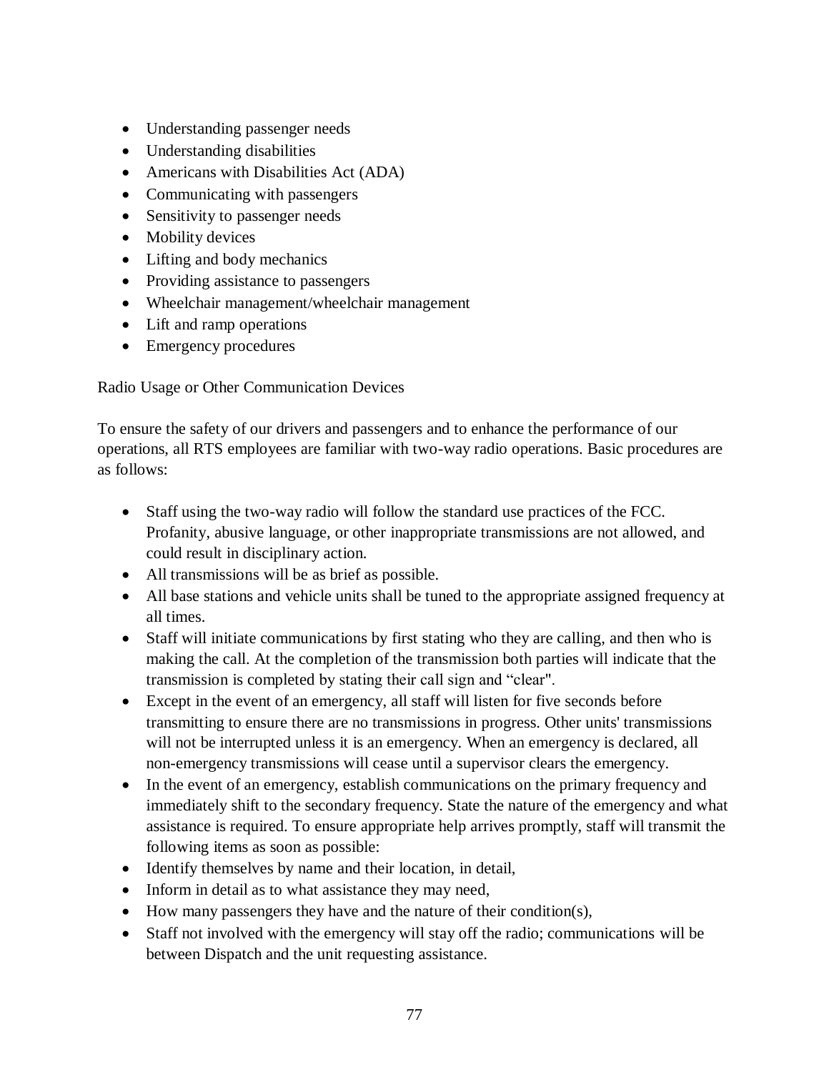- Understanding passenger needs
- Understanding disabilities
- Americans with Disabilities Act (ADA)
- Communicating with passengers
- Sensitivity to passenger needs
- Mobility devices
- Lifting and body mechanics
- Providing assistance to passengers
- Wheelchair management/wheelchair management
- Lift and ramp operations
- Emergency procedures

Radio Usage or Other Communication Devices

To ensure the safety of our drivers and passengers and to enhance the performance of our operations, all RTS employees are familiar with two-way radio operations. Basic procedures are as follows:

- Staff using the two-way radio will follow the standard use practices of the FCC. Profanity, abusive language, or other inappropriate transmissions are not allowed, and could result in disciplinary action.
- All transmissions will be as brief as possible.
- All base stations and vehicle units shall be tuned to the appropriate assigned frequency at all times.
- Staff will initiate communications by first stating who they are calling, and then who is making the call. At the completion of the transmission both parties will indicate that the transmission is completed by stating their call sign and "clear".
- Except in the event of an emergency, all staff will listen for five seconds before transmitting to ensure there are no transmissions in progress. Other units' transmissions will not be interrupted unless it is an emergency. When an emergency is declared, all non-emergency transmissions will cease until a supervisor clears the emergency.
- In the event of an emergency, establish communications on the primary frequency and immediately shift to the secondary frequency. State the nature of the emergency and what assistance is required. To ensure appropriate help arrives promptly, staff will transmit the following items as soon as possible:
- Identify themselves by name and their location, in detail,
- Inform in detail as to what assistance they may need,
- How many passengers they have and the nature of their condition(s),
- Staff not involved with the emergency will stay off the radio; communications will be between Dispatch and the unit requesting assistance.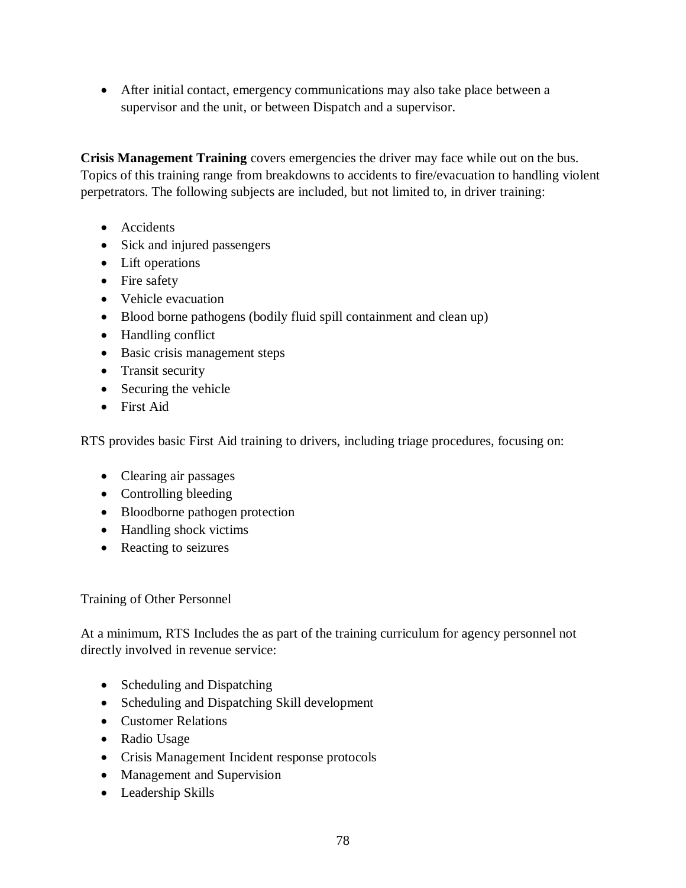- After initial contact, emergency communications may also take place between a supervisor and the unit, or between Dispatch and a supervisor.

**Crisis Management Training** covers emergencies the driver may face while out on the bus. Topics of this training range from breakdowns to accidents to fire/evacuation to handling violent perpetrators. The following subjects are included, but not limited to, in driver training:

- Accidents
- Sick and injured passengers
- Lift operations
- Fire safety
- Vehicle evacuation
- Blood borne pathogens (bodily fluid spill containment and clean up)
- Handling conflict
- Basic crisis management steps
- Transit security
- Securing the vehicle
- First Aid

RTS provides basic First Aid training to drivers, including triage procedures, focusing on:

- Clearing air passages
- Controlling bleeding
- Bloodborne pathogen protection
- Handling shock victims
- Reacting to seizures

Training of Other Personnel

At a minimum, RTS Includes the as part of the training curriculum for agency personnel not directly involved in revenue service:

- Scheduling and Dispatching
- Scheduling and Dispatching Skill development
- Customer Relations
- Radio Usage
- Crisis Management Incident response protocols
- Management and Supervision
- Leadership Skills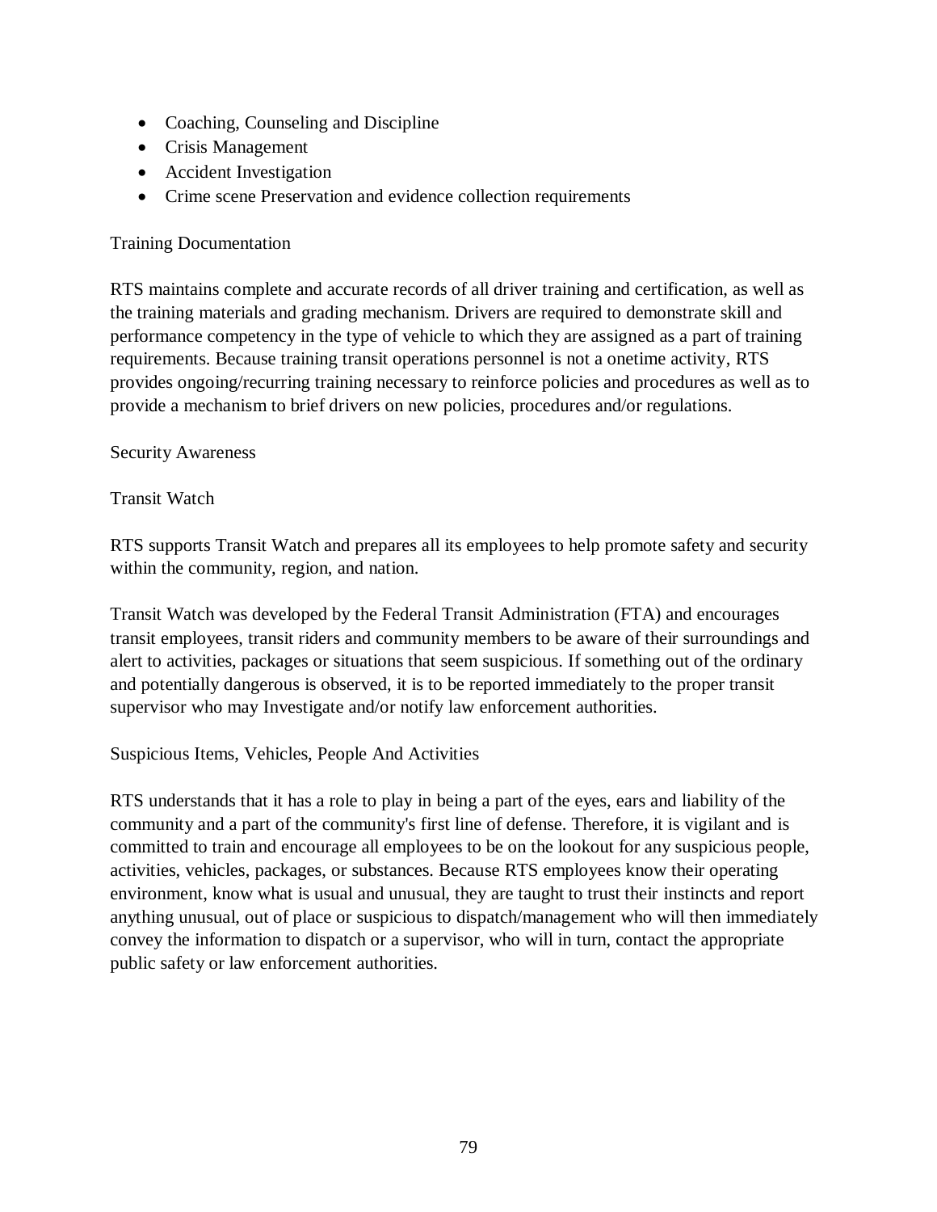- Coaching, Counseling and Discipline
- Crisis Management
- Accident Investigation
- Crime scene Preservation and evidence collection requirements

Training Documentation

RTS maintains complete and accurate records of all driver training and certification, as well as the training materials and grading mechanism. Drivers are required to demonstrate skill and performance competency in the type of vehicle to which they are assigned as a part of training requirements. Because training transit operations personnel is not a onetime activity, RTS provides ongoing/recurring training necessary to reinforce policies and procedures as well as to provide a mechanism to brief drivers on new policies, procedures and/or regulations.

Security Awareness

Transit Watch

RTS supports Transit Watch and prepares all its employees to help promote safety and security within the community, region, and nation.

Transit Watch was developed by the Federal Transit Administration (FTA) and encourages transit employees, transit riders and community members to be aware of their surroundings and alert to activities, packages or situations that seem suspicious. If something out of the ordinary and potentially dangerous is observed, it is to be reported immediately to the proper transit supervisor who may Investigate and/or notify law enforcement authorities.

Suspicious Items, Vehicles, People And Activities

RTS understands that it has a role to play in being a part of the eyes, ears and liability of the community and a part of the community's first line of defense. Therefore, it is vigilant and is committed to train and encourage all employees to be on the lookout for any suspicious people, activities, vehicles, packages, or substances. Because RTS employees know their operating environment, know what is usual and unusual, they are taught to trust their instincts and report anything unusual, out of place or suspicious to dispatch/management who will then immediately convey the information to dispatch or a supervisor, who will in turn, contact the appropriate public safety or law enforcement authorities.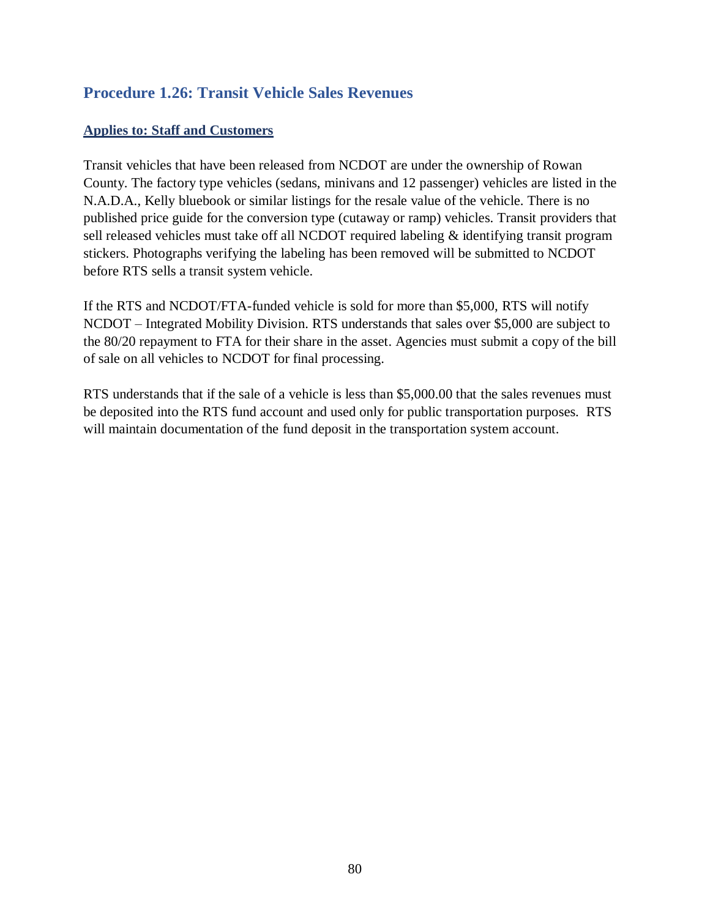## Procedure 1.26: Transit Vehicle Sales Revenues

**Applies to: Staff and Customers**

Transit vehicles that have been released from NCDOT are under the ownership of Rowan County. The factory type vehicles (sedans, minivans and 12 passenger) vehicles are listed in the N.A.D.A., Kelly bluebook or similar listings for the resale value of the vehicle. There is no published price guide for the conversion type (cutaway or ramp) vehicles. Transit providers that sell released vehicles must take off all NCDOT required labeling & identifying transit program stickers. Photographs verifying the labeling has been removed will be submitted to NCDOT before RTS sells a transit system vehicle.

If the RTS and NCDOT/FTA-funded vehicle is sold for more than $5,000, RTS will notify NCDOT – Integrated Mobility Division. RTS understands that sales over $5,000 are subject to the 80/20 repayment to FTA for their share in the asset. Agencies must submit a copy of the bill of sale on all vehicles to NCDOT for final processing.

RTS understands that if the sale of a vehicle is less than $5,000.00 that the sales revenues must be deposited into the RTS fund account and used only for public transportation purposes. RTS will maintain documentation of the fund deposit in the transportation system account.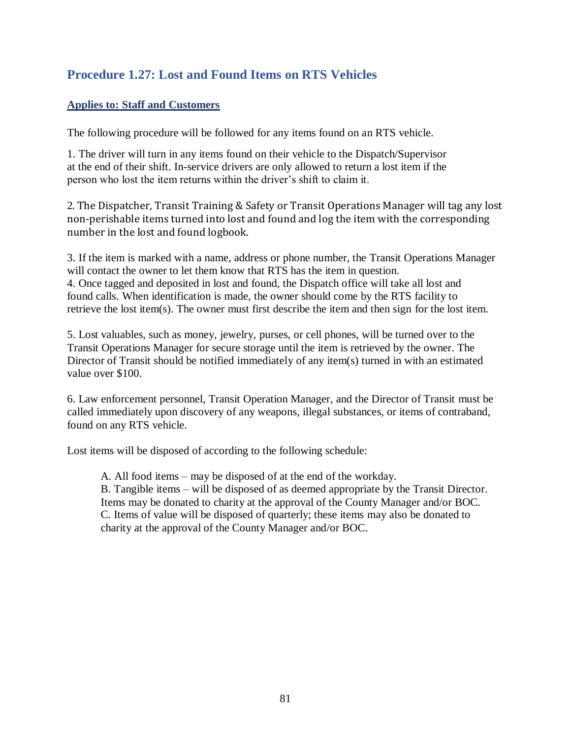## Procedure 1.27: Lost and Found Items on RTS Vehicles

### Applies to: Staff and Customers

The following procedure will be followed for any items found on an RTS vehicle.

1. The driver will turn in any items found on their vehicle to the Dispatch/Supervisor at the end of their shift. In-service drivers are only allowed to return a lost item if the person who lost the item returns within the driver's shift to claim it.

2. The Dispatcher, Transit Training & Safety or Transit Operations Manager will tag any lost non-perishable items turned into lost and found and log the item with the corresponding number in the lost and found logbook.

3. If the item is marked with a name, address or phone number, the Transit Operations Manager will contact the owner to let them know that RTS has the item in question.
4. Once tagged and deposited in lost and found, the Dispatch office will take all lost and found calls. When identification is made, the owner should come by the RTS facility to retrieve the lost item(s). The owner must first describe the item and then sign for the lost item.

5. Lost valuables, such as money, jewelry, purses, or cell phones, will be turned over to the Transit Operations Manager for secure storage until the item is retrieved by the owner. The Director of Transit should be notified immediately of any item(s) turned in with an estimated value over $100.

6. Law enforcement personnel, Transit Operation Manager, and the Director of Transit must be called immediately upon discovery of any weapons, illegal substances, or items of contraband, found on any RTS vehicle.

Lost items will be disposed of according to the following schedule:

A. All food items – may be disposed of at the end of the workday.
B. Tangible items – will be disposed of as deemed appropriate by the Transit Director. Items may be donated to charity at the approval of the County Manager and/or BOC.
C. Items of value will be disposed of quarterly; these items may also be donated to charity at the approval of the County Manager and/or BOC.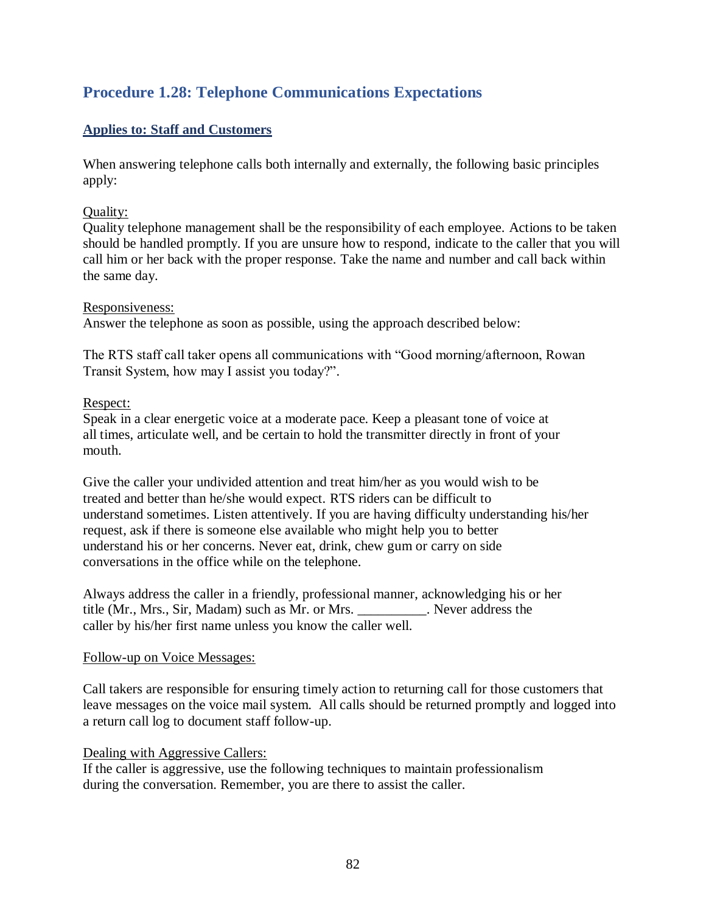## Procedure 1.28: Telephone Communications Expectations

**Applies to: Staff and Customers**

When answering telephone calls both internally and externally, the following basic principles apply:

Quality:
Quality telephone management shall be the responsibility of each employee. Actions to be taken should be handled promptly. If you are unsure how to respond, indicate to the caller that you will call him or her back with the proper response. Take the name and number and call back within the same day.

Responsiveness:
Answer the telephone as soon as possible, using the approach described below:

The RTS staff call taker opens all communications with "Good morning/afternoon, Rowan Transit System, how may I assist you today?".

Respect:
Speak in a clear energetic voice at a moderate pace. Keep a pleasant tone of voice at all times, articulate well, and be certain to hold the transmitter directly in front of your mouth.

Give the caller your undivided attention and treat him/her as you would wish to be treated and better than he/she would expect. RTS riders can be difficult to understand sometimes. Listen attentively. If you are having difficulty understanding his/her request, ask if there is someone else available who might help you to better understand his or her concerns. Never eat, drink, chew gum or carry on side conversations in the office while on the telephone.

Always address the caller in a friendly, professional manner, acknowledging his or her title (Mr., Mrs., Sir, Madam) such as Mr. or Mrs. __________. Never address the caller by his/her first name unless you know the caller well.

Follow-up on Voice Messages:

Call takers are responsible for ensuring timely action to returning call for those customers that leave messages on the voice mail system. All calls should be returned promptly and logged into a return call log to document staff follow-up.

Dealing with Aggressive Callers:
If the caller is aggressive, use the following techniques to maintain professionalism during the conversation. Remember, you are there to assist the caller.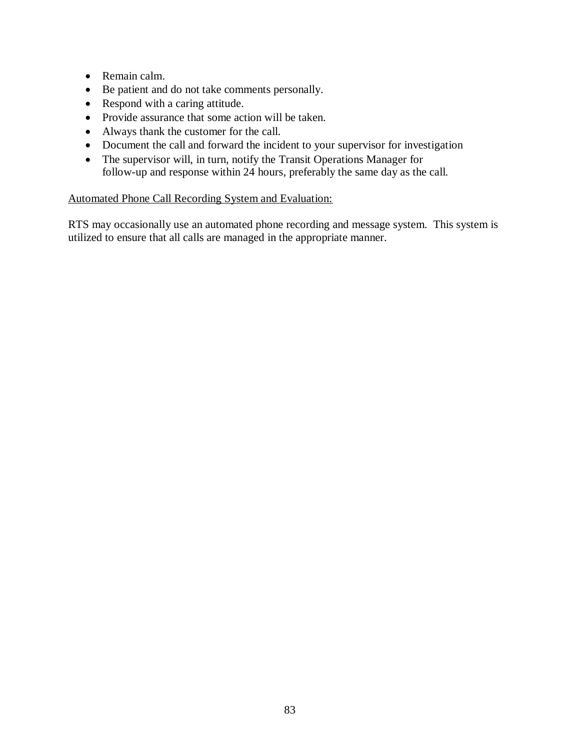- Remain calm.
- Be patient and do not take comments personally.
- Respond with a caring attitude.
- Provide assurance that some action will be taken.
- Always thank the customer for the call.
- Document the call and forward the incident to your supervisor for investigation
- The supervisor will, in turn, notify the Transit Operations Manager for follow-up and response within 24 hours, preferably the same day as the call.

<u>Automated Phone Call Recording System and Evaluation:</u>

RTS may occasionally use an automated phone recording and message system. This system is utilized to ensure that all calls are managed in the appropriate manner.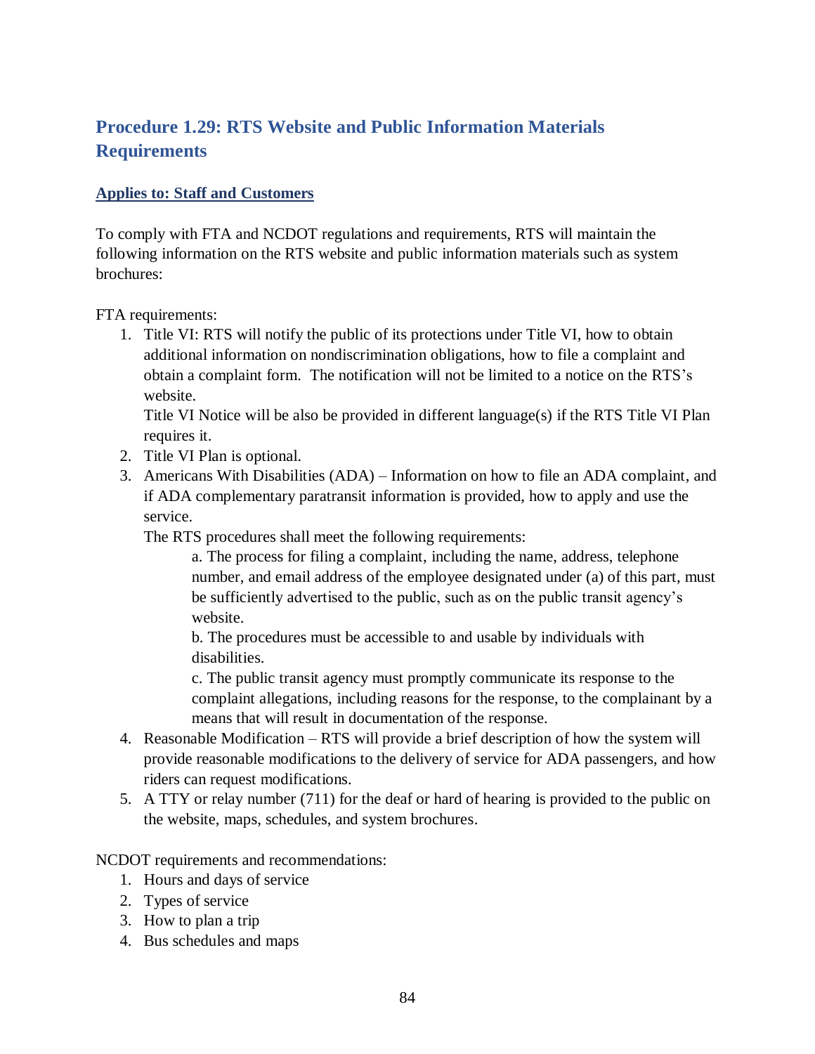## Procedure 1.29: RTS Website and Public Information Materials Requirements

**Applies to: Staff and Customers**

To comply with FTA and NCDOT regulations and requirements, RTS will maintain the following information on the RTS website and public information materials such as system brochures:

FTA requirements:

1. Title VI: RTS will notify the public of its protections under Title VI, how to obtain additional information on nondiscrimination obligations, how to file a complaint and obtain a complaint form. The notification will not be limited to a notice on the RTS's website.
   Title VI Notice will be also be provided in different language(s) if the RTS Title VI Plan requires it.
2. Title VI Plan is optional.
3. Americans With Disabilities (ADA) – Information on how to file an ADA complaint, and if ADA complementary paratransit information is provided, how to apply and use the service.
   The RTS procedures shall meet the following requirements:
   a. The process for filing a complaint, including the name, address, telephone number, and email address of the employee designated under (a) of this part, must be sufficiently advertised to the public, such as on the public transit agency's website.
   b. The procedures must be accessible to and usable by individuals with disabilities.
   c. The public transit agency must promptly communicate its response to the complaint allegations, including reasons for the response, to the complainant by a means that will result in documentation of the response.
4. Reasonable Modification – RTS will provide a brief description of how the system will provide reasonable modifications to the delivery of service for ADA passengers, and how riders can request modifications.
5. A TTY or relay number (711) for the deaf or hard of hearing is provided to the public on the website, maps, schedules, and system brochures.

NCDOT requirements and recommendations:

1. Hours and days of service
2. Types of service
3. How to plan a trip
4. Bus schedules and maps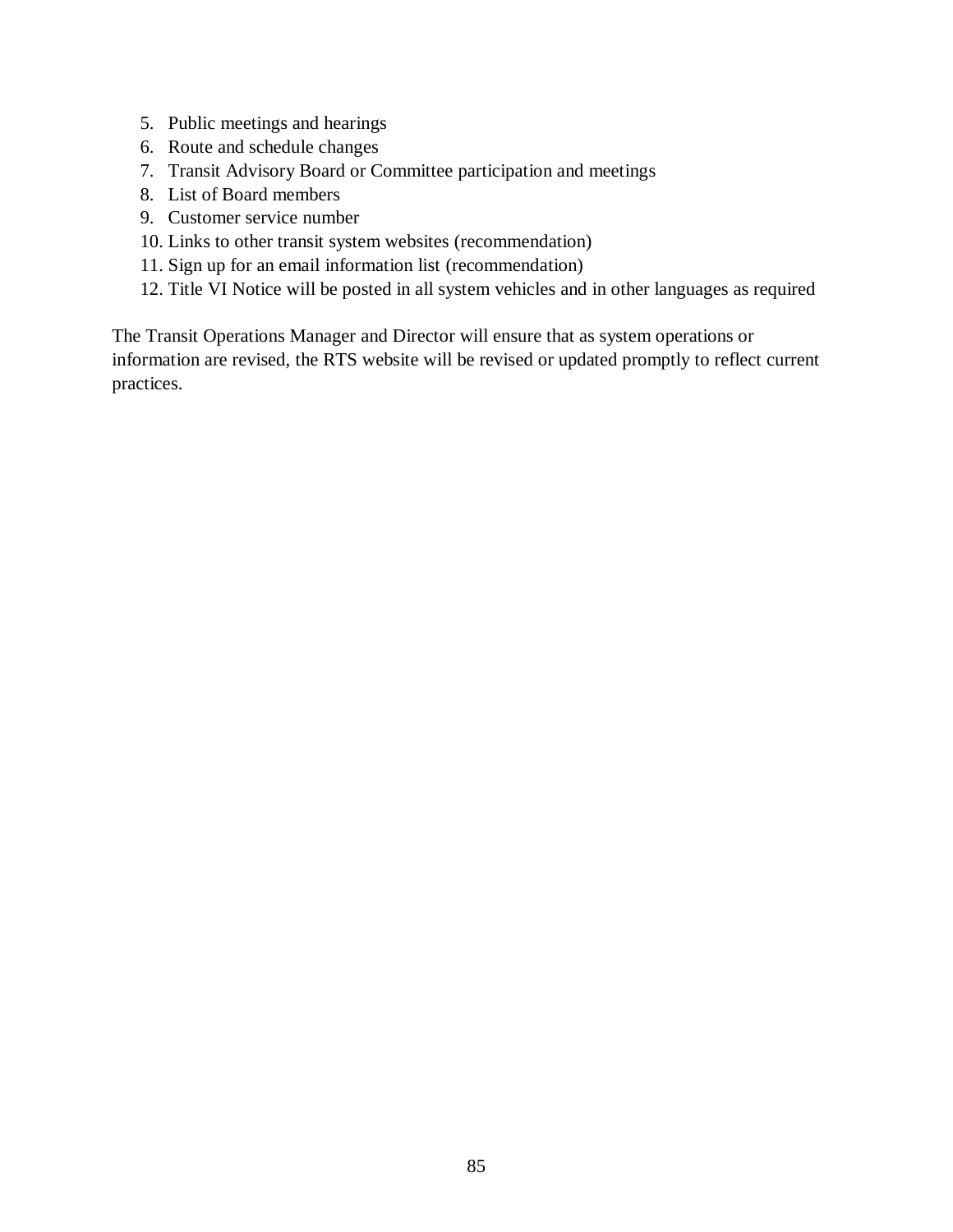5. Public meetings and hearings
6. Route and schedule changes
7. Transit Advisory Board or Committee participation and meetings
8. List of Board members
9. Customer service number
10. Links to other transit system websites (recommendation)
11. Sign up for an email information list (recommendation)
12. Title VI Notice will be posted in all system vehicles and in other languages as required

The Transit Operations Manager and Director will ensure that as system operations or information are revised, the RTS website will be revised or updated promptly to reflect current practices.